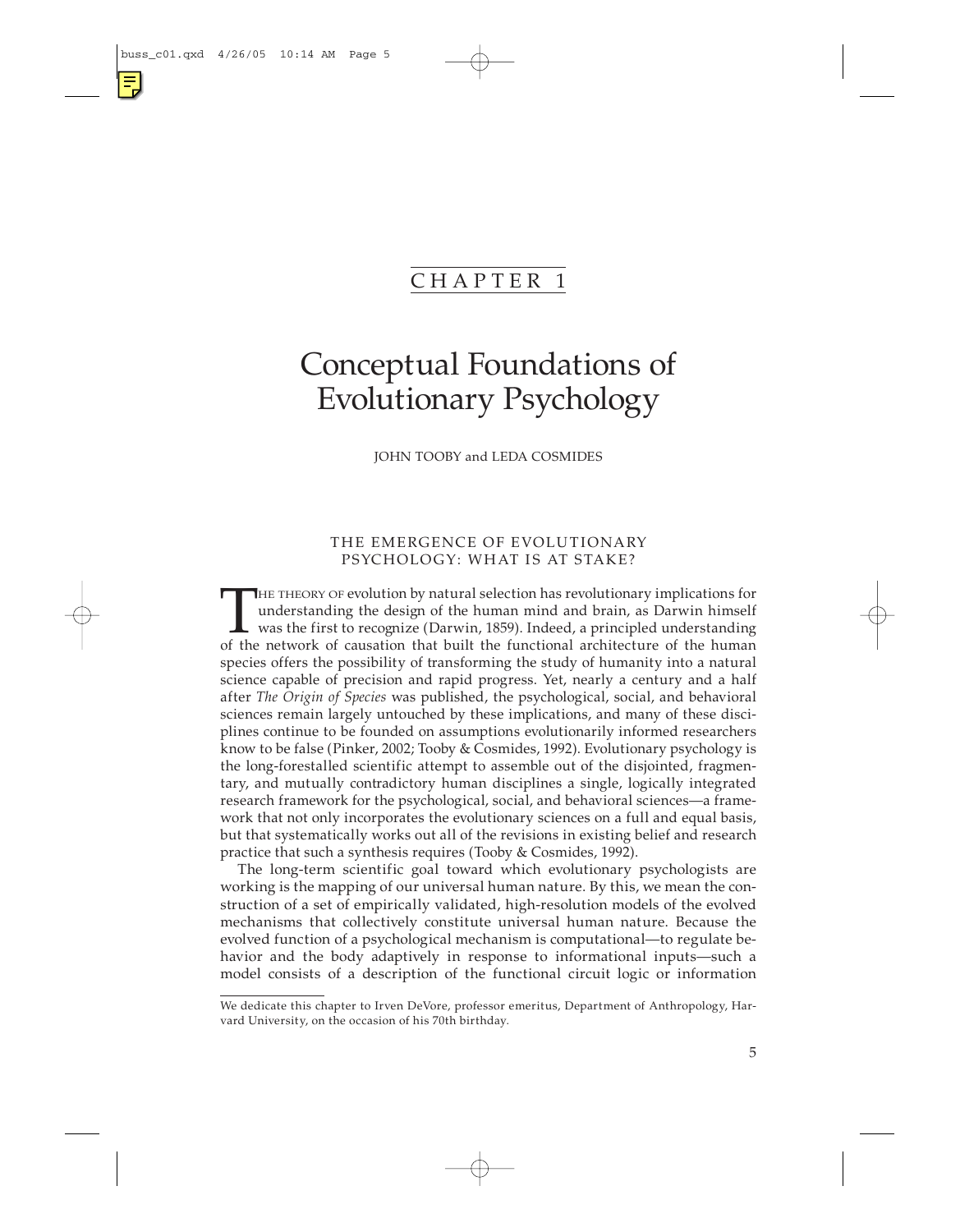# CHAPTER 1

# Conceptual Foundations of Evolutionary Psychology

JOHN TOOBY and LEDA COSMIDES

## THE EMERGENCE OF EVOLUTIONARY PSYCHOLOGY: WHAT IS AT STAKE?

The theory of evolution by natural selection has revolutionary implications for understanding the design of the human mind and brain, as Darwin himself was the first to recognize (Darwin, 1859). Indeed, a principled understanding of the network of causation that built the functional architecture of the human species offers the possibility of transforming the study of humanity into a natural science capable of precision and rapid progress. Yet, nearly a century and a half after *The Origin of Species* was published, the psychological, social, and behavioral sciences remain largely untouched by these implications, and many of these disciplines continue to be founded on assumptions evolutionarily informed researchers know to be false (Pinker, 2002; Tooby & Cosmides, 1992). Evolutionary psychology is the long-forestalled scientific attempt to assemble out of the disjointed, fragmentary, and mutually contradictory human disciplines a single, logically integrated research framework for the psychological, social, and behavioral sciences—a framework that not only incorporates the evolutionary sciences on a full and equal basis, but that systematically works out all of the revisions in existing belief and research practice that such a synthesis requires (Tooby & Cosmides, 1992).

The long-term scientific goal toward which evolutionary psychologists are working is the mapping of our universal human nature. By this, we mean the construction of a set of empirically validated, high-resolution models of the evolved mechanisms that collectively constitute universal human nature. Because the evolved function of a psychological mechanism is computational—to regulate behavior and the body adaptively in response to informational inputs—such a model consists of a description of the functional circuit logic or information

We dedicate this chapter to Irven DeVore, professor emeritus, Department of Anthropology, Harvard University, on the occasion of his 70th birthday.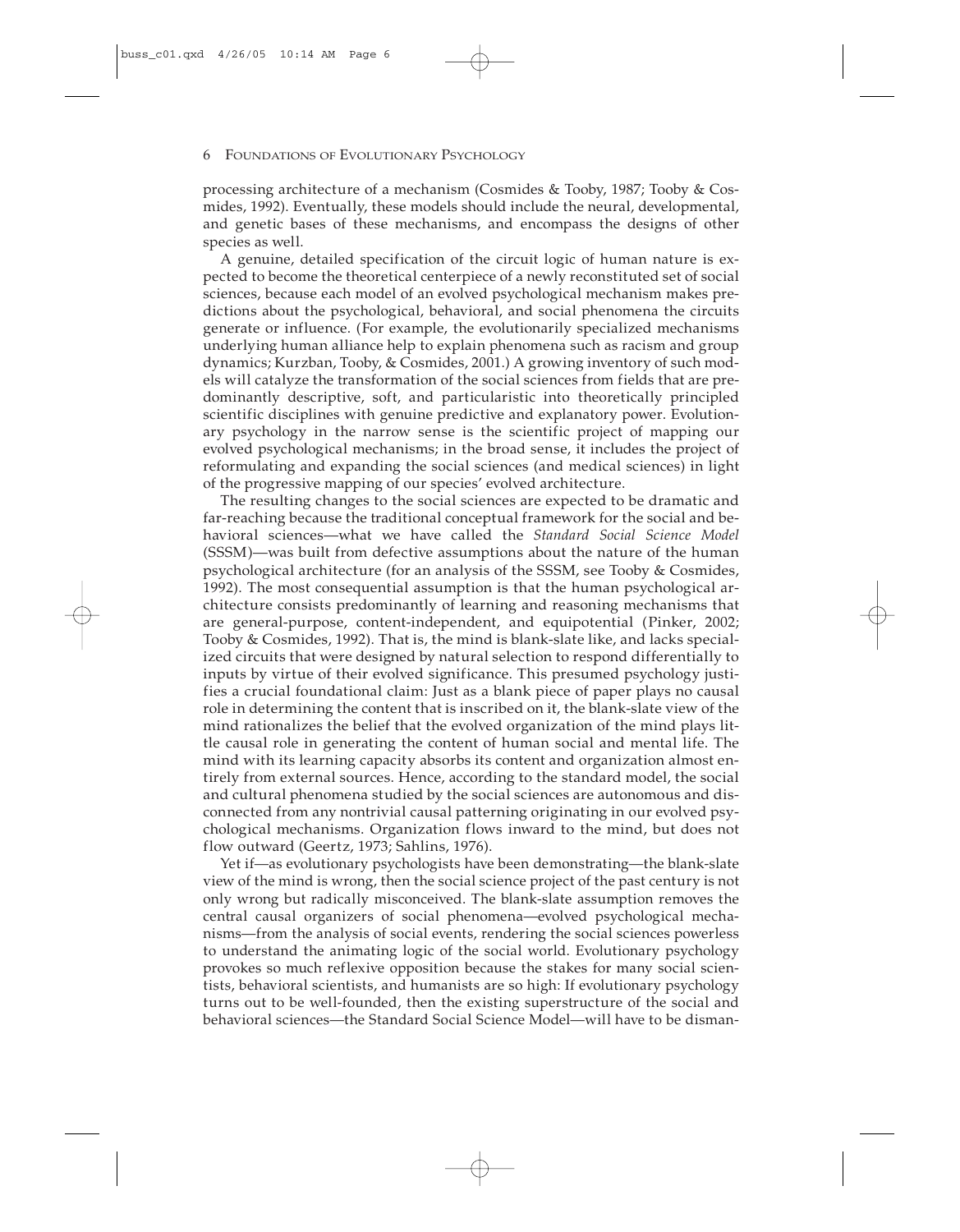processing architecture of a mechanism (Cosmides & Tooby, 1987; Tooby & Cosmides, 1992). Eventually, these models should include the neural, developmental, and genetic bases of these mechanisms, and encompass the designs of other species as well.

A genuine, detailed specification of the circuit logic of human nature is expected to become the theoretical centerpiece of a newly reconstituted set of social sciences, because each model of an evolved psychological mechanism makes predictions about the psychological, behavioral, and social phenomena the circuits generate or influence. (For example, the evolutionarily specialized mechanisms underlying human alliance help to explain phenomena such as racism and group dynamics; Kurzban, Tooby, & Cosmides, 2001.) A growing inventory of such models will catalyze the transformation of the social sciences from fields that are predominantly descriptive, soft, and particularistic into theoretically principled scientific disciplines with genuine predictive and explanatory power. Evolutionary psychology in the narrow sense is the scientific project of mapping our evolved psychological mechanisms; in the broad sense, it includes the project of reformulating and expanding the social sciences (and medical sciences) in light of the progressive mapping of our species' evolved architecture.

The resulting changes to the social sciences are expected to be dramatic and far-reaching because the traditional conceptual framework for the social and behavioral sciences—what we have called the *Standard Social Science Model* (SSSM)—was built from defective assumptions about the nature of the human psychological architecture (for an analysis of the SSSM, see Tooby & Cosmides, 1992). The most consequential assumption is that the human psychological architecture consists predominantly of learning and reasoning mechanisms that are general-purpose, content-independent, and equipotential (Pinker, 2002; Tooby & Cosmides, 1992). That is, the mind is blank-slate like, and lacks specialized circuits that were designed by natural selection to respond differentially to inputs by virtue of their evolved significance. This presumed psychology justifies a crucial foundational claim: Just as a blank piece of paper plays no causal role in determining the content that is inscribed on it, the blank-slate view of the mind rationalizes the belief that the evolved organization of the mind plays little causal role in generating the content of human social and mental life. The mind with its learning capacity absorbs its content and organization almost entirely from external sources. Hence, according to the standard model, the social and cultural phenomena studied by the social sciences are autonomous and disconnected from any nontrivial causal patterning originating in our evolved psychological mechanisms. Organization flows inward to the mind, but does not flow outward (Geertz, 1973; Sahlins, 1976).

Yet if—as evolutionary psychologists have been demonstrating—the blank-slate view of the mind is wrong, then the social science project of the past century is not only wrong but radically misconceived. The blank-slate assumption removes the central causal organizers of social phenomena—evolved psychological mechanisms—from the analysis of social events, rendering the social sciences powerless to understand the animating logic of the social world. Evolutionary psychology provokes so much reflexive opposition because the stakes for many social scientists, behavioral scientists, and humanists are so high: If evolutionary psychology turns out to be well-founded, then the existing superstructure of the social and behavioral sciences—the Standard Social Science Model—will have to be disman-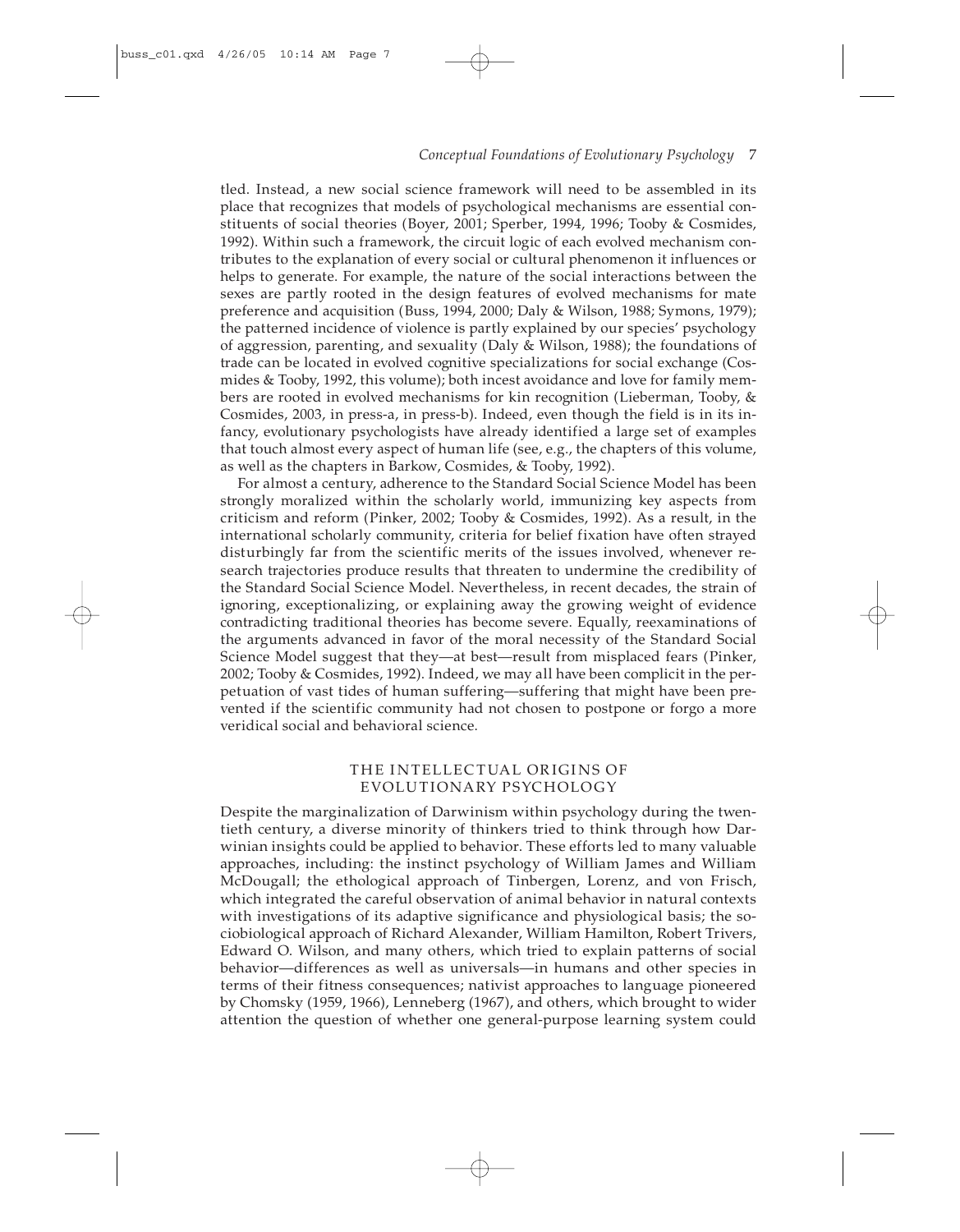tled. Instead, a new social science framework will need to be assembled in its place that recognizes that models of psychological mechanisms are essential constituents of social theories (Boyer, 2001; Sperber, 1994, 1996; Tooby & Cosmides, 1992). Within such a framework, the circuit logic of each evolved mechanism contributes to the explanation of every social or cultural phenomenon it influences or helps to generate. For example, the nature of the social interactions between the sexes are partly rooted in the design features of evolved mechanisms for mate preference and acquisition (Buss, 1994, 2000; Daly & Wilson, 1988; Symons, 1979); the patterned incidence of violence is partly explained by our species' psychology of aggression, parenting, and sexuality (Daly & Wilson, 1988); the foundations of trade can be located in evolved cognitive specializations for social exchange (Cosmides & Tooby, 1992, this volume); both incest avoidance and love for family members are rooted in evolved mechanisms for kin recognition (Lieberman, Tooby, & Cosmides, 2003, in press-a, in press-b). Indeed, even though the field is in its infancy, evolutionary psychologists have already identified a large set of examples that touch almost every aspect of human life (see, e.g., the chapters of this volume, as well as the chapters in Barkow, Cosmides, & Tooby, 1992).

For almost a century, adherence to the Standard Social Science Model has been strongly moralized within the scholarly world, immunizing key aspects from criticism and reform (Pinker, 2002; Tooby & Cosmides, 1992). As a result, in the international scholarly community, criteria for belief fixation have often strayed disturbingly far from the scientific merits of the issues involved, whenever research trajectories produce results that threaten to undermine the credibility of the Standard Social Science Model. Nevertheless, in recent decades, the strain of ignoring, exceptionalizing, or explaining away the growing weight of evidence contradicting traditional theories has become severe. Equally, reexaminations of the arguments advanced in favor of the moral necessity of the Standard Social Science Model suggest that they—at best—result from misplaced fears (Pinker, 2002; Tooby & Cosmides, 1992). Indeed, we may all have been complicit in the perpetuation of vast tides of human suffering—suffering that might have been prevented if the scientific community had not chosen to postpone or forgo a more veridical social and behavioral science.

## THE INTELLECTUAL ORIGINS OF EVOLUTIONARY PSYCHOLOGY

Despite the marginalization of Darwinism within psychology during the twentieth century, a diverse minority of thinkers tried to think through how Darwinian insights could be applied to behavior. These efforts led to many valuable approaches, including: the instinct psychology of William James and William McDougall; the ethological approach of Tinbergen, Lorenz, and von Frisch, which integrated the careful observation of animal behavior in natural contexts with investigations of its adaptive significance and physiological basis; the sociobiological approach of Richard Alexander, William Hamilton, Robert Trivers, Edward O. Wilson, and many others, which tried to explain patterns of social behavior—differences as well as universals—in humans and other species in terms of their fitness consequences; nativist approaches to language pioneered by Chomsky (1959, 1966), Lenneberg (1967), and others, which brought to wider attention the question of whether one general-purpose learning system could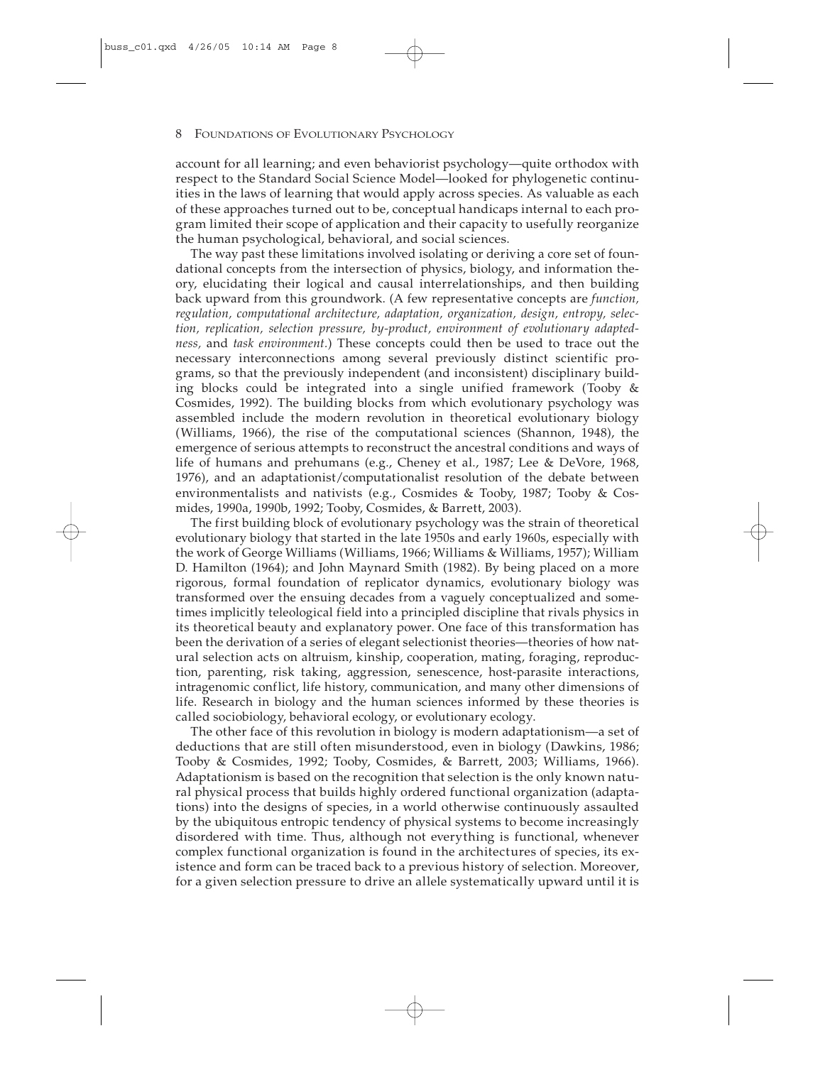account for all learning; and even behaviorist psychology—quite orthodox with respect to the Standard Social Science Model—looked for phylogenetic continuities in the laws of learning that would apply across species. As valuable as each of these approaches turned out to be, conceptual handicaps internal to each program limited their scope of application and their capacity to usefully reorganize the human psychological, behavioral, and social sciences.

The way past these limitations involved isolating or deriving a core set of foundational concepts from the intersection of physics, biology, and information theory, elucidating their logical and causal interrelationships, and then building back upward from this groundwork. (A few representative concepts are *function, regulation, computational architecture, adaptation, organization, design, entropy, selection, replication, selection pressure, by-product, environment of evolutionary adaptedness,* and *task environment.*) These concepts could then be used to trace out the necessary interconnections among several previously distinct scientific programs, so that the previously independent (and inconsistent) disciplinary building blocks could be integrated into a single unified framework (Tooby & Cosmides, 1992). The building blocks from which evolutionary psychology was assembled include the modern revolution in theoretical evolutionary biology (Williams, 1966), the rise of the computational sciences (Shannon, 1948), the emergence of serious attempts to reconstruct the ancestral conditions and ways of life of humans and prehumans (e.g., Cheney et al., 1987; Lee & DeVore, 1968, 1976), and an adaptationist/computationalist resolution of the debate between environmentalists and nativists (e.g., Cosmides & Tooby, 1987; Tooby & Cosmides, 1990a, 1990b, 1992; Tooby, Cosmides, & Barrett, 2003).

The first building block of evolutionary psychology was the strain of theoretical evolutionary biology that started in the late 1950s and early 1960s, especially with the work of George Williams (Williams, 1966; Williams & Williams, 1957); William D. Hamilton (1964); and John Maynard Smith (1982). By being placed on a more rigorous, formal foundation of replicator dynamics, evolutionary biology was transformed over the ensuing decades from a vaguely conceptualized and sometimes implicitly teleological field into a principled discipline that rivals physics in its theoretical beauty and explanatory power. One face of this transformation has been the derivation of a series of elegant selectionist theories—theories of how natural selection acts on altruism, kinship, cooperation, mating, foraging, reproduction, parenting, risk taking, aggression, senescence, host-parasite interactions, intragenomic conflict, life history, communication, and many other dimensions of life. Research in biology and the human sciences informed by these theories is called sociobiology, behavioral ecology, or evolutionary ecology.

The other face of this revolution in biology is modern adaptationism—a set of deductions that are still often misunderstood, even in biology (Dawkins, 1986; Tooby & Cosmides, 1992; Tooby, Cosmides, & Barrett, 2003; Williams, 1966). Adaptationism is based on the recognition that selection is the only known natural physical process that builds highly ordered functional organization (adaptations) into the designs of species, in a world otherwise continuously assaulted by the ubiquitous entropic tendency of physical systems to become increasingly disordered with time. Thus, although not everything is functional, whenever complex functional organization is found in the architectures of species, its existence and form can be traced back to a previous history of selection. Moreover, for a given selection pressure to drive an allele systematically upward until it is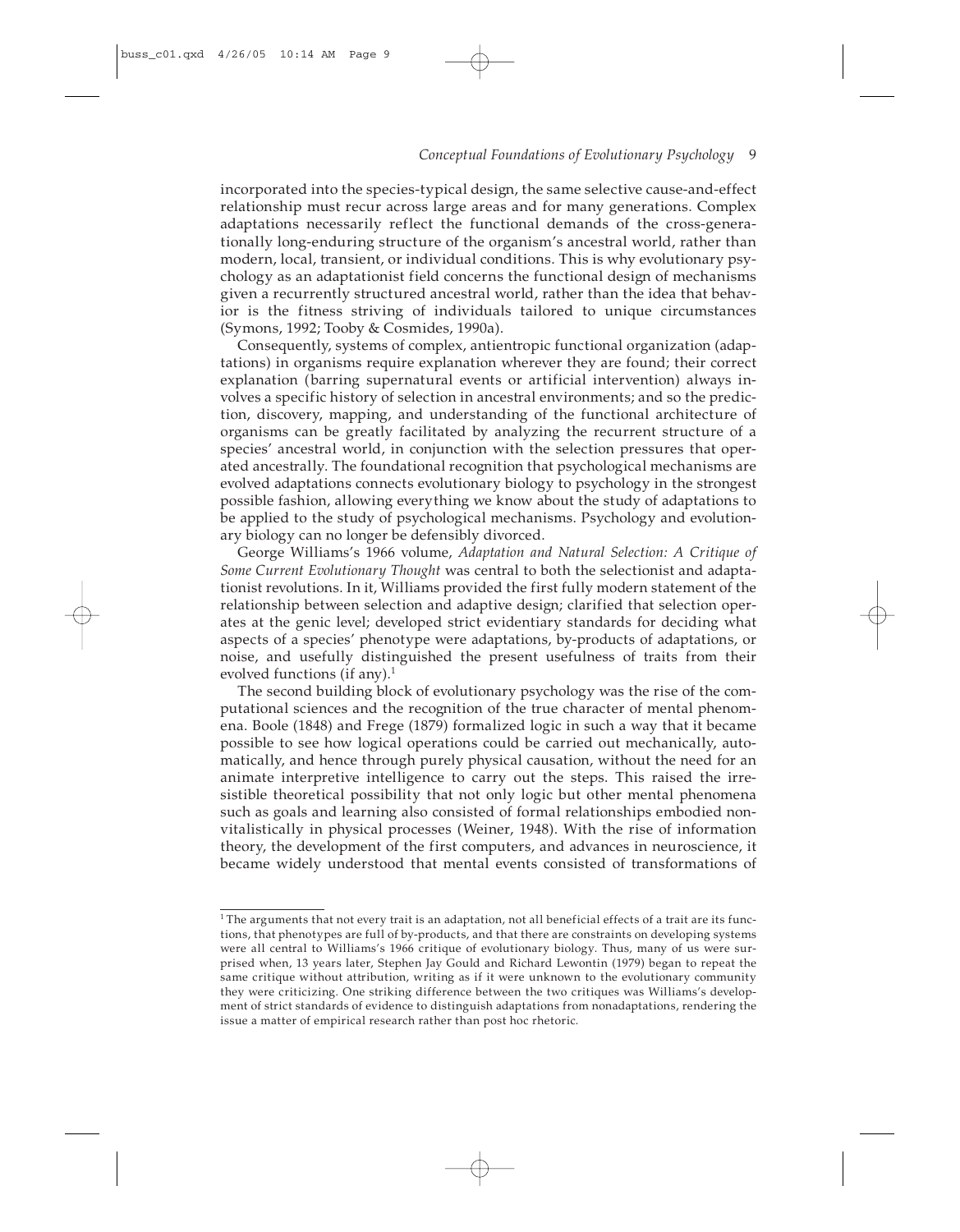incorporated into the species-typical design, the same selective cause-and-effect relationship must recur across large areas and for many generations. Complex adaptations necessarily reflect the functional demands of the cross-generationally long-enduring structure of the organism's ancestral world, rather than modern, local, transient, or individual conditions. This is why evolutionary psychology as an adaptationist field concerns the functional design of mechanisms given a recurrently structured ancestral world, rather than the idea that behavior is the fitness striving of individuals tailored to unique circumstances (Symons, 1992; Tooby & Cosmides, 1990a).

Consequently, systems of complex, antientropic functional organization (adaptations) in organisms require explanation wherever they are found; their correct explanation (barring supernatural events or artificial intervention) always involves a specific history of selection in ancestral environments; and so the prediction, discovery, mapping, and understanding of the functional architecture of organisms can be greatly facilitated by analyzing the recurrent structure of a species' ancestral world, in conjunction with the selection pressures that operated ancestrally. The foundational recognition that psychological mechanisms are evolved adaptations connects evolutionary biology to psychology in the strongest possible fashion, allowing everything we know about the study of adaptations to be applied to the study of psychological mechanisms. Psychology and evolutionary biology can no longer be defensibly divorced.

George Williams's 1966 volume, *Adaptation and Natural Selection: A Critique of Some Current Evolutionary Thought* was central to both the selectionist and adaptationist revolutions. In it, Williams provided the first fully modern statement of the relationship between selection and adaptive design; clarified that selection operates at the genic level; developed strict evidentiary standards for deciding what aspects of a species' phenotype were adaptations, by-products of adaptations, or noise, and usefully distinguished the present usefulness of traits from their evolved functions (if any).[1]

The second building block of evolutionary psychology was the rise of the computational sciences and the recognition of the true character of mental phenomena. Boole (1848) and Frege (1879) formalized logic in such a way that it became possible to see how logical operations could be carried out mechanically, automatically, and hence through purely physical causation, without the need for an animate interpretive intelligence to carry out the steps. This raised the irresistible theoretical possibility that not only logic but other mental phenomena such as goals and learning also consisted of formal relationships embodied nonvitalistically in physical processes (Weiner, 1948). With the rise of information theory, the development of the first computers, and advances in neuroscience, it became widely understood that mental events consisted of transformations of

[1] The arguments that not every trait is an adaptation, not all beneficial effects of a trait are its functions, that phenotypes are full of by-products, and that there are constraints on developing systems were all central to Williams's 1966 critique of evolutionary biology. Thus, many of us were surprised when, 13 years later, Stephen Jay Gould and Richard Lewontin (1979) began to repeat the same critique without attribution, writing as if it were unknown to the evolutionary community they were criticizing. One striking difference between the two critiques was Williams's development of strict standards of evidence to distinguish adaptations from nonadaptations, rendering the issue a matter of empirical research rather than post hoc rhetoric.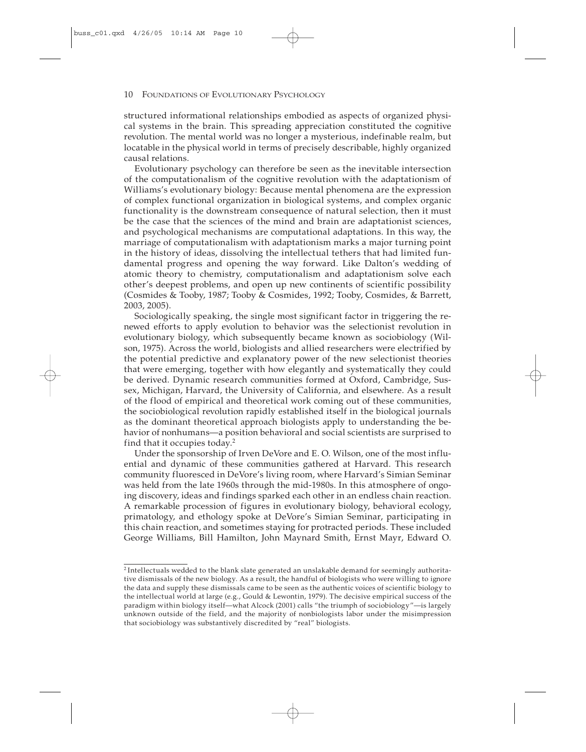structured informational relationships embodied as aspects of organized physical systems in the brain. This spreading appreciation constituted the cognitive revolution. The mental world was no longer a mysterious, indefinable realm, but locatable in the physical world in terms of precisely describable, highly organized causal relations.

Evolutionary psychology can therefore be seen as the inevitable intersection of the computationalism of the cognitive revolution with the adaptationism of Williams's evolutionary biology: Because mental phenomena are the expression of complex functional organization in biological systems, and complex organic functionality is the downstream consequence of natural selection, then it must be the case that the sciences of the mind and brain are adaptationist sciences, and psychological mechanisms are computational adaptations. In this way, the marriage of computationalism with adaptationism marks a major turning point in the history of ideas, dissolving the intellectual tethers that had limited fundamental progress and opening the way forward. Like Dalton's wedding of atomic theory to chemistry, computationalism and adaptationism solve each other's deepest problems, and open up new continents of scientific possibility (Cosmides & Tooby, 1987; Tooby & Cosmides, 1992; Tooby, Cosmides, & Barrett, 2003, 2005).

Sociologically speaking, the single most significant factor in triggering the renewed efforts to apply evolution to behavior was the selectionist revolution in evolutionary biology, which subsequently became known as sociobiology (Wilson, 1975). Across the world, biologists and allied researchers were electrified by the potential predictive and explanatory power of the new selectionist theories that were emerging, together with how elegantly and systematically they could be derived. Dynamic research communities formed at Oxford, Cambridge, Sussex, Michigan, Harvard, the University of California, and elsewhere. As a result of the flood of empirical and theoretical work coming out of these communities, the sociobiological revolution rapidly established itself in the biological journals as the dominant theoretical approach biologists apply to understanding the behavior of nonhumans—a position behavioral and social scientists are surprised to find that it occupies today.[2]

Under the sponsorship of Irven DeVore and E. O. Wilson, one of the most influential and dynamic of these communities gathered at Harvard. This research community fluoresced in DeVore's living room, where Harvard's Simian Seminar was held from the late 1960s through the mid-1980s. In this atmosphere of ongoing discovery, ideas and findings sparked each other in an endless chain reaction. A remarkable procession of figures in evolutionary biology, behavioral ecology, primatology, and ethology spoke at DeVore's Simian Seminar, participating in this chain reaction, and sometimes staying for protracted periods. These included George Williams, Bill Hamilton, John Maynard Smith, Ernst Mayr, Edward O.

---

[2] Intellectuals wedded to the blank slate generated an unslakable demand for seemingly authoritative dismissals of the new biology. As a result, the handful of biologists who were willing to ignore the data and supply these dismissals came to be seen as the authentic voices of scientific biology to the intellectual world at large (e.g., Gould & Lewontin, 1979). The decisive empirical success of the paradigm within biology itself—what Alcock (2001) calls "the triumph of sociobiology"—is largely unknown outside of the field, and the majority of nonbiologists labor under the misimpression that sociobiology was substantively discredited by "real" biologists.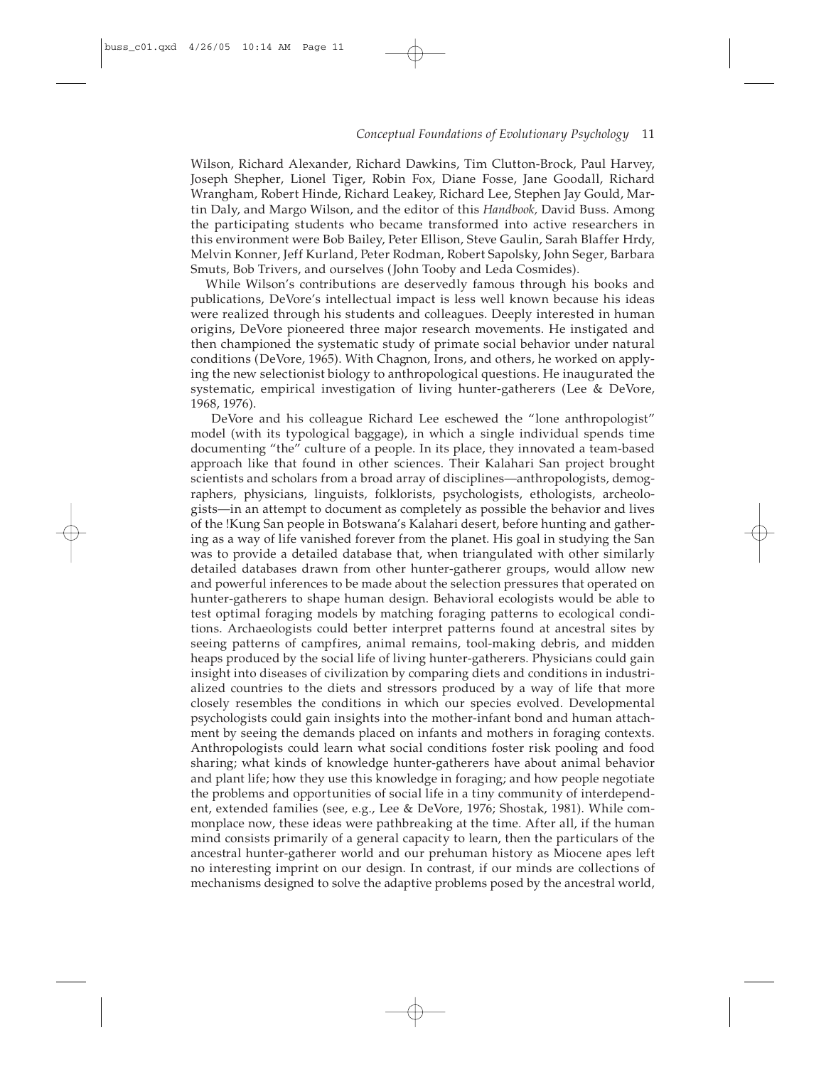Wilson, Richard Alexander, Richard Dawkins, Tim Clutton-Brock, Paul Harvey, Joseph Shepher, Lionel Tiger, Robin Fox, Diane Fosse, Jane Goodall, Richard Wrangham, Robert Hinde, Richard Leakey, Richard Lee, Stephen Jay Gould, Martin Daly, and Margo Wilson, and the editor of this *Handbook,* David Buss. Among the participating students who became transformed into active researchers in this environment were Bob Bailey, Peter Ellison, Steve Gaulin, Sarah Blaffer Hrdy, Melvin Konner, Jeff Kurland, Peter Rodman, Robert Sapolsky, John Seger, Barbara Smuts, Bob Trivers, and ourselves (John Tooby and Leda Cosmides).

While Wilson's contributions are deservedly famous through his books and publications, DeVore's intellectual impact is less well known because his ideas were realized through his students and colleagues. Deeply interested in human origins, DeVore pioneered three major research movements. He instigated and then championed the systematic study of primate social behavior under natural conditions (DeVore, 1965). With Chagnon, Irons, and others, he worked on applying the new selectionist biology to anthropological questions. He inaugurated the systematic, empirical investigation of living hunter-gatherers (Lee & DeVore, 1968, 1976).

DeVore and his colleague Richard Lee eschewed the "lone anthropologist" model (with its typological baggage), in which a single individual spends time documenting "the" culture of a people. In its place, they innovated a team-based approach like that found in other sciences. Their Kalahari San project brought scientists and scholars from a broad array of disciplines—anthropologists, demographers, physicians, linguists, folklorists, psychologists, ethologists, archeologists—in an attempt to document as completely as possible the behavior and lives of the !Kung San people in Botswana's Kalahari desert, before hunting and gathering as a way of life vanished forever from the planet. His goal in studying the San was to provide a detailed database that, when triangulated with other similarly detailed databases drawn from other hunter-gatherer groups, would allow new and powerful inferences to be made about the selection pressures that operated on hunter-gatherers to shape human design. Behavioral ecologists would be able to test optimal foraging models by matching foraging patterns to ecological conditions. Archaeologists could better interpret patterns found at ancestral sites by seeing patterns of campfires, animal remains, tool-making debris, and midden heaps produced by the social life of living hunter-gatherers. Physicians could gain insight into diseases of civilization by comparing diets and conditions in industrialized countries to the diets and stressors produced by a way of life that more closely resembles the conditions in which our species evolved. Developmental psychologists could gain insights into the mother-infant bond and human attachment by seeing the demands placed on infants and mothers in foraging contexts. Anthropologists could learn what social conditions foster risk pooling and food sharing; what kinds of knowledge hunter-gatherers have about animal behavior and plant life; how they use this knowledge in foraging; and how people negotiate the problems and opportunities of social life in a tiny community of interdependent, extended families (see, e.g., Lee & DeVore, 1976; Shostak, 1981). While commonplace now, these ideas were pathbreaking at the time. After all, if the human mind consists primarily of a general capacity to learn, then the particulars of the ancestral hunter-gatherer world and our prehuman history as Miocene apes left no interesting imprint on our design. In contrast, if our minds are collections of mechanisms designed to solve the adaptive problems posed by the ancestral world,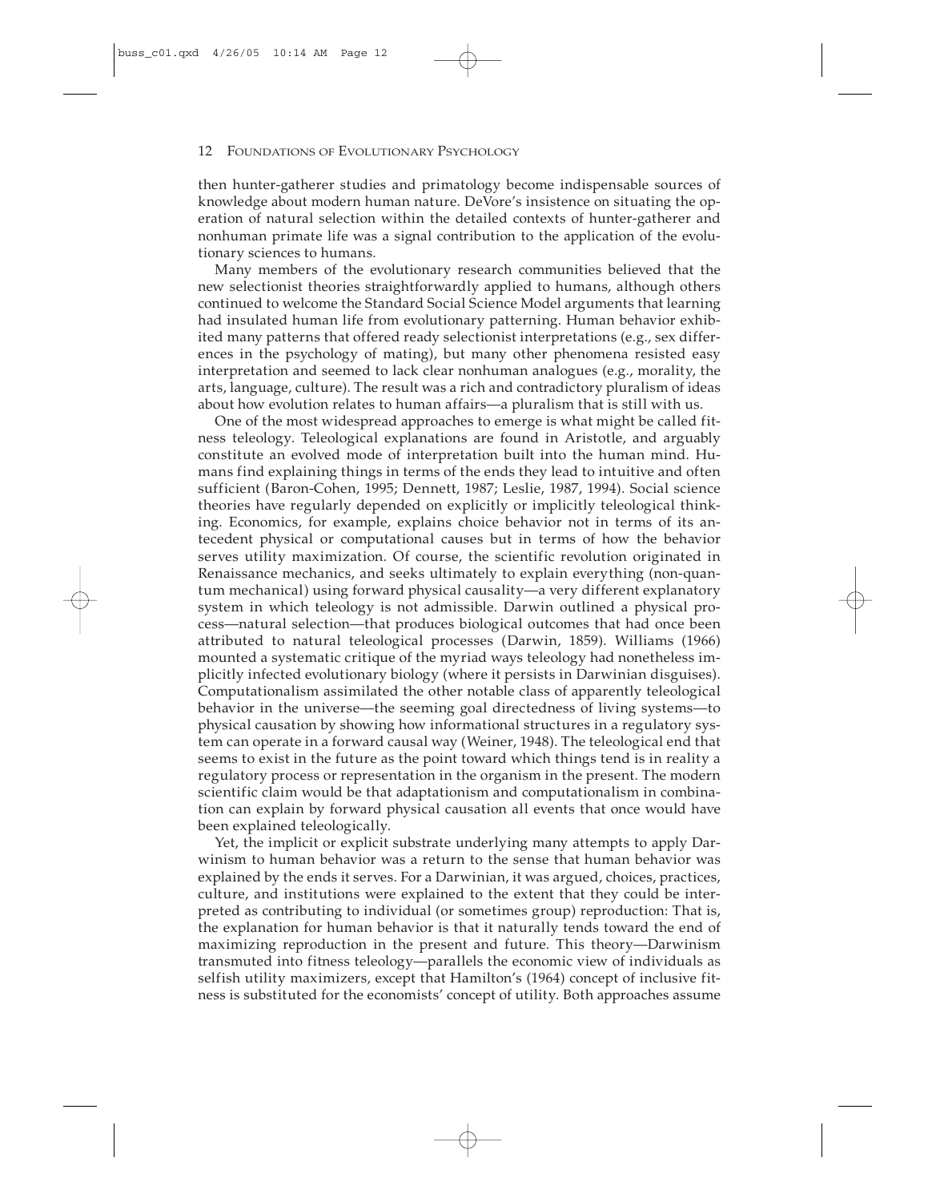then hunter-gatherer studies and primatology become indispensable sources of knowledge about modern human nature. DeVore's insistence on situating the operation of natural selection within the detailed contexts of hunter-gatherer and nonhuman primate life was a signal contribution to the application of the evolutionary sciences to humans.

Many members of the evolutionary research communities believed that the new selectionist theories straightforwardly applied to humans, although others continued to welcome the Standard Social Science Model arguments that learning had insulated human life from evolutionary patterning. Human behavior exhibited many patterns that offered ready selectionist interpretations (e.g., sex differences in the psychology of mating), but many other phenomena resisted easy interpretation and seemed to lack clear nonhuman analogues (e.g., morality, the arts, language, culture). The result was a rich and contradictory pluralism of ideas about how evolution relates to human affairs—a pluralism that is still with us.

One of the most widespread approaches to emerge is what might be called fitness teleology. Teleological explanations are found in Aristotle, and arguably constitute an evolved mode of interpretation built into the human mind. Humans find explaining things in terms of the ends they lead to intuitive and often sufficient (Baron-Cohen, 1995; Dennett, 1987; Leslie, 1987, 1994). Social science theories have regularly depended on explicitly or implicitly teleological thinking. Economics, for example, explains choice behavior not in terms of its antecedent physical or computational causes but in terms of how the behavior serves utility maximization. Of course, the scientific revolution originated in Renaissance mechanics, and seeks ultimately to explain everything (non-quantum mechanical) using forward physical causality—a very different explanatory system in which teleology is not admissible. Darwin outlined a physical process—natural selection—that produces biological outcomes that had once been attributed to natural teleological processes (Darwin, 1859). Williams (1966) mounted a systematic critique of the myriad ways teleology had nonetheless implicitly infected evolutionary biology (where it persists in Darwinian disguises). Computationalism assimilated the other notable class of apparently teleological behavior in the universe—the seeming goal directedness of living systems—to physical causation by showing how informational structures in a regulatory system can operate in a forward causal way (Weiner, 1948). The teleological end that seems to exist in the future as the point toward which things tend is in reality a regulatory process or representation in the organism in the present. The modern scientific claim would be that adaptationism and computationalism in combination can explain by forward physical causation all events that once would have been explained teleologically.

Yet, the implicit or explicit substrate underlying many attempts to apply Darwinism to human behavior was a return to the sense that human behavior was explained by the ends it serves. For a Darwinian, it was argued, choices, practices, culture, and institutions were explained to the extent that they could be interpreted as contributing to individual (or sometimes group) reproduction: That is, the explanation for human behavior is that it naturally tends toward the end of maximizing reproduction in the present and future. This theory—Darwinism transmuted into fitness teleology—parallels the economic view of individuals as selfish utility maximizers, except that Hamilton's (1964) concept of inclusive fitness is substituted for the economists' concept of utility. Both approaches assume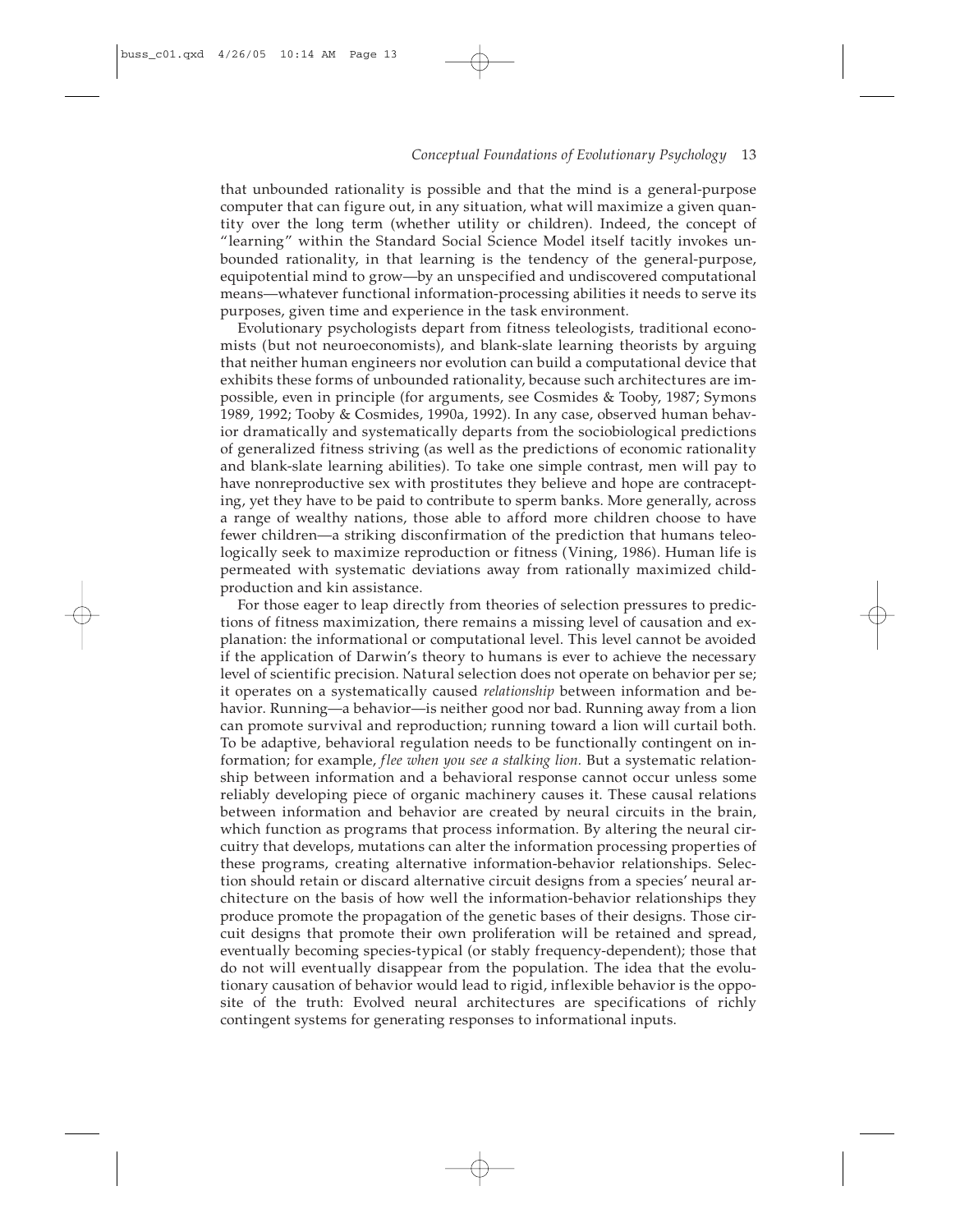that unbounded rationality is possible and that the mind is a general-purpose computer that can figure out, in any situation, what will maximize a given quantity over the long term (whether utility or children). Indeed, the concept of "learning" within the Standard Social Science Model itself tacitly invokes unbounded rationality, in that learning is the tendency of the general-purpose, equipotential mind to grow—by an unspecified and undiscovered computational means—whatever functional information-processing abilities it needs to serve its purposes, given time and experience in the task environment.

Evolutionary psychologists depart from fitness teleologists, traditional economists (but not neuroeconomists), and blank-slate learning theorists by arguing that neither human engineers nor evolution can build a computational device that exhibits these forms of unbounded rationality, because such architectures are impossible, even in principle (for arguments, see Cosmides & Tooby, 1987; Symons 1989, 1992; Tooby & Cosmides, 1990a, 1992). In any case, observed human behavior dramatically and systematically departs from the sociobiological predictions of generalized fitness striving (as well as the predictions of economic rationality and blank-slate learning abilities). To take one simple contrast, men will pay to have nonreproductive sex with prostitutes they believe and hope are contracepting, yet they have to be paid to contribute to sperm banks. More generally, across a range of wealthy nations, those able to afford more children choose to have fewer children—a striking disconfirmation of the prediction that humans teleologically seek to maximize reproduction or fitness (Vining, 1986). Human life is permeated with systematic deviations away from rationally maximized child-production and kin assistance.

For those eager to leap directly from theories of selection pressures to predictions of fitness maximization, there remains a missing level of causation and explanation: the informational or computational level. This level cannot be avoided if the application of Darwin's theory to humans is ever to achieve the necessary level of scientific precision. Natural selection does not operate on behavior per se; it operates on a systematically caused *relationship* between information and behavior. Running—a behavior—is neither good nor bad. Running away from a lion can promote survival and reproduction; running toward a lion will curtail both. To be adaptive, behavioral regulation needs to be functionally contingent on information; for example, *flee when you see a stalking lion.* But a systematic relationship between information and a behavioral response cannot occur unless some reliably developing piece of organic machinery causes it. These causal relations between information and behavior are created by neural circuits in the brain, which function as programs that process information. By altering the neural circuitry that develops, mutations can alter the information processing properties of these programs, creating alternative information-behavior relationships. Selection should retain or discard alternative circuit designs from a species' neural architecture on the basis of how well the information-behavior relationships they produce promote the propagation of the genetic bases of their designs. Those circuit designs that promote their own proliferation will be retained and spread, eventually becoming species-typical (or stably frequency-dependent); those that do not will eventually disappear from the population. The idea that the evolutionary causation of behavior would lead to rigid, inflexible behavior is the opposite of the truth: Evolved neural architectures are specifications of richly contingent systems for generating responses to informational inputs.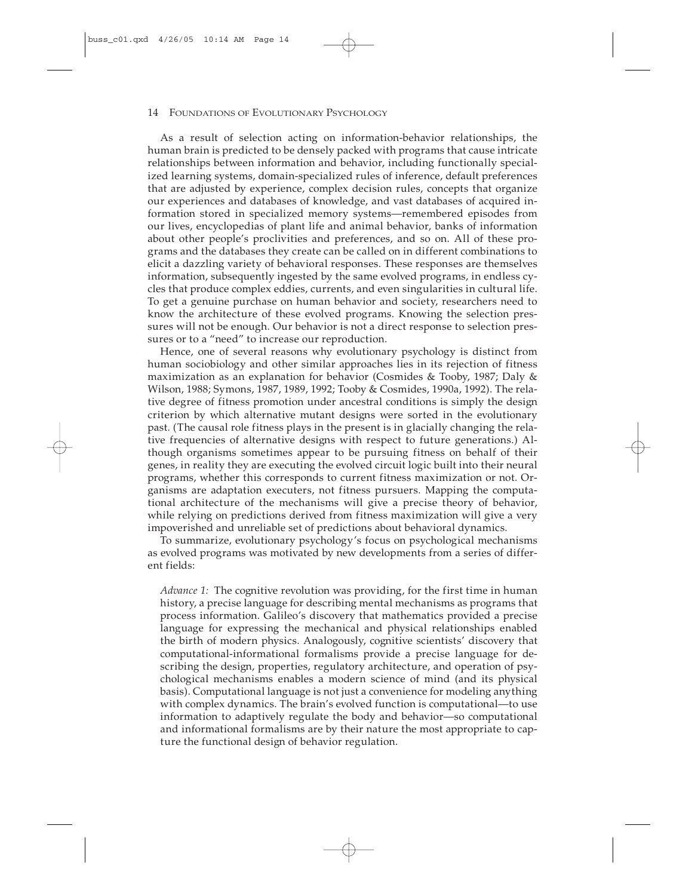As a result of selection acting on information-behavior relationships, the human brain is predicted to be densely packed with programs that cause intricate relationships between information and behavior, including functionally specialized learning systems, domain-specialized rules of inference, default preferences that are adjusted by experience, complex decision rules, concepts that organize our experiences and databases of knowledge, and vast databases of acquired information stored in specialized memory systems—remembered episodes from our lives, encyclopedias of plant life and animal behavior, banks of information about other people's proclivities and preferences, and so on. All of these programs and the databases they create can be called on in different combinations to elicit a dazzling variety of behavioral responses. These responses are themselves information, subsequently ingested by the same evolved programs, in endless cycles that produce complex eddies, currents, and even singularities in cultural life. To get a genuine purchase on human behavior and society, researchers need to know the architecture of these evolved programs. Knowing the selection pressures will not be enough. Our behavior is not a direct response to selection pressures or to a "need" to increase our reproduction.

Hence, one of several reasons why evolutionary psychology is distinct from human sociobiology and other similar approaches lies in its rejection of fitness maximization as an explanation for behavior (Cosmides & Tooby, 1987; Daly & Wilson, 1988; Symons, 1987, 1989, 1992; Tooby & Cosmides, 1990a, 1992). The relative degree of fitness promotion under ancestral conditions is simply the design criterion by which alternative mutant designs were sorted in the evolutionary past. (The causal role fitness plays in the present is in glacially changing the relative frequencies of alternative designs with respect to future generations.) Although organisms sometimes appear to be pursuing fitness on behalf of their genes, in reality they are executing the evolved circuit logic built into their neural programs, whether this corresponds to current fitness maximization or not. Organisms are adaptation executers, not fitness pursuers. Mapping the computational architecture of the mechanisms will give a precise theory of behavior, while relying on predictions derived from fitness maximization will give a very impoverished and unreliable set of predictions about behavioral dynamics.

To summarize, evolutionary psychology's focus on psychological mechanisms as evolved programs was motivated by new developments from a series of different fields:

*Advance 1:* The cognitive revolution was providing, for the first time in human history, a precise language for describing mental mechanisms as programs that process information. Galileo's discovery that mathematics provided a precise language for expressing the mechanical and physical relationships enabled the birth of modern physics. Analogously, cognitive scientists' discovery that computational-informational formalisms provide a precise language for describing the design, properties, regulatory architecture, and operation of psychological mechanisms enables a modern science of mind (and its physical basis). Computational language is not just a convenience for modeling anything with complex dynamics. The brain's evolved function is computational—to use information to adaptively regulate the body and behavior—so computational and informational formalisms are by their nature the most appropriate to capture the functional design of behavior regulation.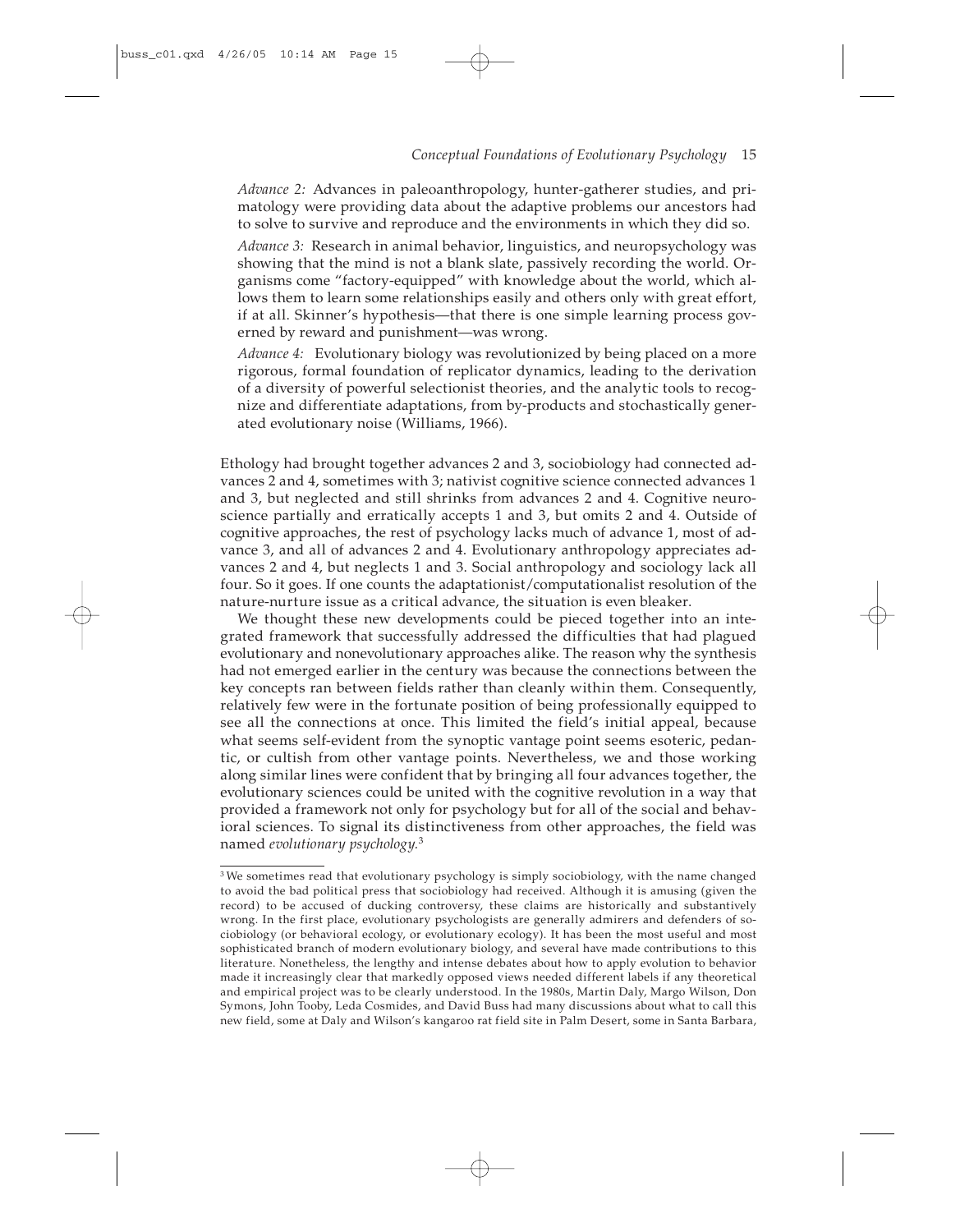*Advance 2:* Advances in paleoanthropology, hunter-gatherer studies, and primatology were providing data about the adaptive problems our ancestors had to solve to survive and reproduce and the environments in which they did so.

*Advance 3:* Research in animal behavior, linguistics, and neuropsychology was showing that the mind is not a blank slate, passively recording the world. Organisms come "factory-equipped" with knowledge about the world, which allows them to learn some relationships easily and others only with great effort, if at all. Skinner's hypothesis—that there is one simple learning process governed by reward and punishment—was wrong.

*Advance 4:* Evolutionary biology was revolutionized by being placed on a more rigorous, formal foundation of replicator dynamics, leading to the derivation of a diversity of powerful selectionist theories, and the analytic tools to recognize and differentiate adaptations, from by-products and stochastically generated evolutionary noise (Williams, 1966).

Ethology had brought together advances 2 and 3, sociobiology had connected advances 2 and 4, sometimes with 3; nativist cognitive science connected advances 1 and 3, but neglected and still shrinks from advances 2 and 4. Cognitive neuroscience partially and erratically accepts 1 and 3, but omits 2 and 4. Outside of cognitive approaches, the rest of psychology lacks much of advance 1, most of advance 3, and all of advances 2 and 4. Evolutionary anthropology appreciates advances 2 and 4, but neglects 1 and 3. Social anthropology and sociology lack all four. So it goes. If one counts the adaptationist/computationalist resolution of the nature-nurture issue as a critical advance, the situation is even bleaker.

We thought these new developments could be pieced together into an integrated framework that successfully addressed the difficulties that had plagued evolutionary and nonevolutionary approaches alike. The reason why the synthesis had not emerged earlier in the century was because the connections between the key concepts ran between fields rather than cleanly within them. Consequently, relatively few were in the fortunate position of being professionally equipped to see all the connections at once. This limited the field's initial appeal, because what seems self-evident from the synoptic vantage point seems esoteric, pedantic, or cultish from other vantage points. Nevertheless, we and those working along similar lines were confident that by bringing all four advances together, the evolutionary sciences could be united with the cognitive revolution in a way that provided a framework not only for psychology but for all of the social and behavioral sciences. To signal its distinctiveness from other approaches, the field was named *evolutionary psychology.*[3]

[3] We sometimes read that evolutionary psychology is simply sociobiology, with the name changed to avoid the bad political press that sociobiology had received. Although it is amusing (given the record) to be accused of ducking controversy, these claims are historically and substantively wrong. In the first place, evolutionary psychologists are generally admirers and defenders of sociobiology (or behavioral ecology, or evolutionary ecology). It has been the most useful and most sophisticated branch of modern evolutionary biology, and several have made contributions to this literature. Nonetheless, the lengthy and intense debates about how to apply evolution to behavior made it increasingly clear that markedly opposed views needed different labels if any theoretical and empirical project was to be clearly understood. In the 1980s, Martin Daly, Margo Wilson, Don Symons, John Tooby, Leda Cosmides, and David Buss had many discussions about what to call this new field, some at Daly and Wilson's kangaroo rat field site in Palm Desert, some in Santa Barbara,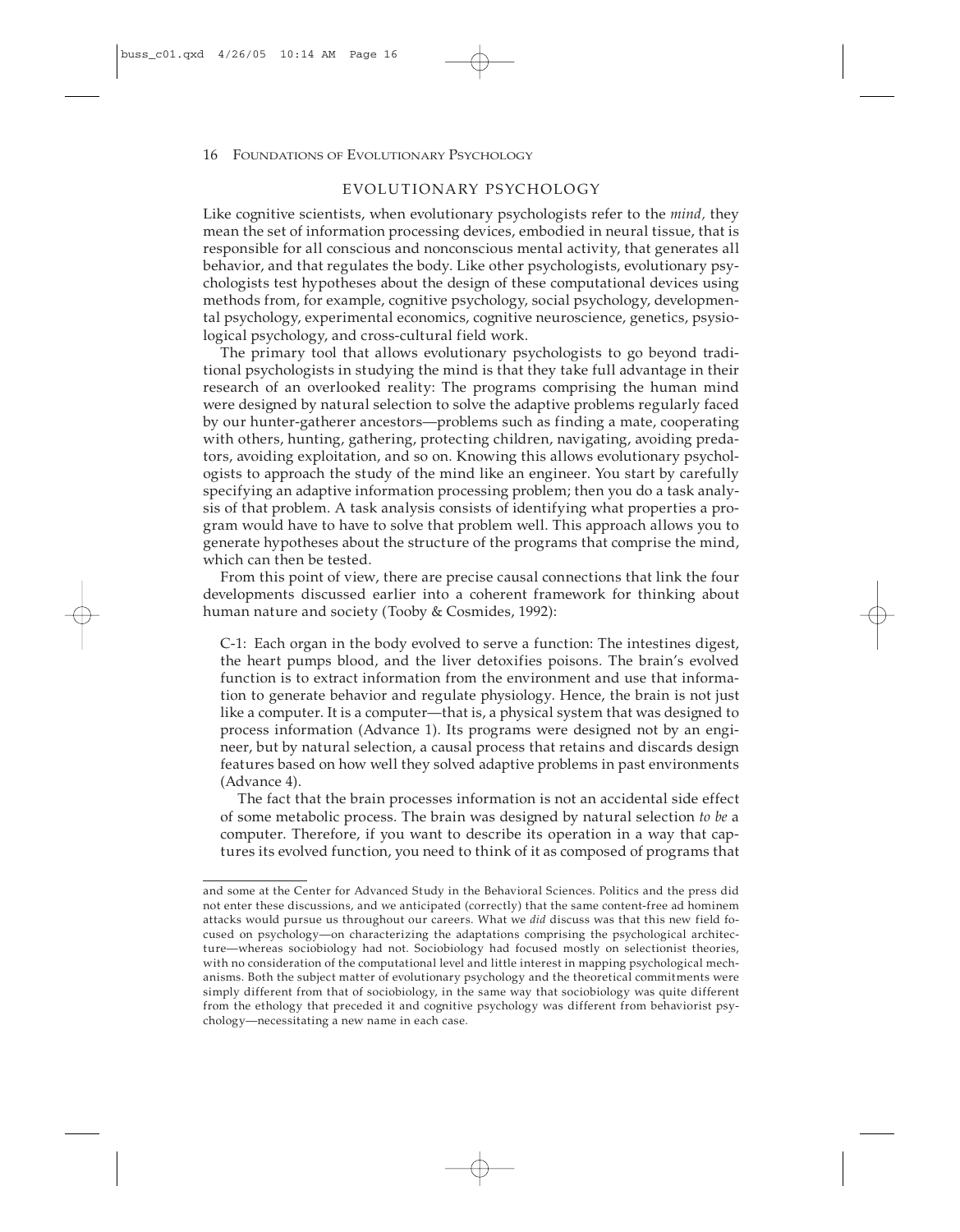## EVOLUTIONARY PSYCHOLOGY

Like cognitive scientists, when evolutionary psychologists refer to the *mind*, they mean the set of information processing devices, embodied in neural tissue, that is responsible for all conscious and nonconscious mental activity, that generates all behavior, and that regulates the body. Like other psychologists, evolutionary psychologists test hypotheses about the design of these computational devices using methods from, for example, cognitive psychology, social psychology, developmental psychology, experimental economics, cognitive neuroscience, genetics, physiological psychology, and cross-cultural field work.

The primary tool that allows evolutionary psychologists to go beyond traditional psychologists in studying the mind is that they take full advantage in their research of an overlooked reality: The programs comprising the human mind were designed by natural selection to solve the adaptive problems regularly faced by our hunter-gatherer ancestors—problems such as finding a mate, cooperating with others, hunting, gathering, protecting children, navigating, avoiding predators, avoiding exploitation, and so on. Knowing this allows evolutionary psychologists to approach the study of the mind like an engineer. You start by carefully specifying an adaptive information processing problem; then you do a task analysis of that problem. A task analysis consists of identifying what properties a program would have to have to solve that problem well. This approach allows you to generate hypotheses about the structure of the programs that comprise the mind, which can then be tested.

From this point of view, there are precise causal connections that link the four developments discussed earlier into a coherent framework for thinking about human nature and society (Tooby & Cosmides, 1992):

C-1: Each organ in the body evolved to serve a function: The intestines digest, the heart pumps blood, and the liver detoxifies poisons. The brain's evolved function is to extract information from the environment and use that information to generate behavior and regulate physiology. Hence, the brain is not just like a computer. It is a computer—that is, a physical system that was designed to process information (Advance 1). Its programs were designed not by an engineer, but by natural selection, a causal process that retains and discards design features based on how well they solved adaptive problems in past environments (Advance 4).

The fact that the brain processes information is not an accidental side effect of some metabolic process. The brain was designed by natural selection *to be* a computer. Therefore, if you want to describe its operation in a way that captures its evolved function, you need to think of it as composed of programs that

---

and some at the Center for Advanced Study in the Behavioral Sciences. Politics and the press did not enter these discussions, and we anticipated (correctly) that the same content-free ad hominem attacks would pursue us throughout our careers. What we *did* discuss was that this new field focused on psychology—on characterizing the adaptations comprising the psychological architecture—whereas sociobiology had not. Sociobiology had focused mostly on selectionist theories, with no consideration of the computational level and little interest in mapping psychological mechanisms. Both the subject matter of evolutionary psychology and the theoretical commitments were simply different from that of sociobiology, in the same way that sociobiology was quite different from the ethology that preceded it and cognitive psychology was different from behaviorist psychology—necessitating a new name in each case.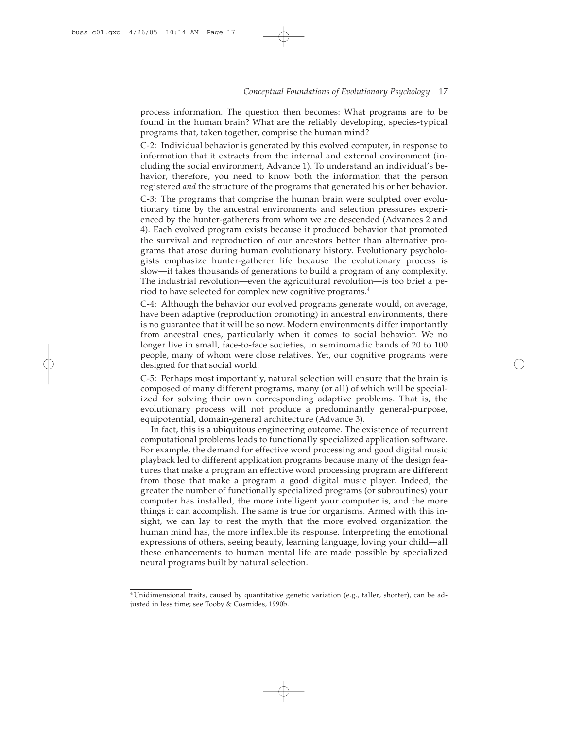process information. The question then becomes: What programs are to be found in the human brain? What are the reliably developing, species-typical programs that, taken together, comprise the human mind?

C-2: Individual behavior is generated by this evolved computer, in response to information that it extracts from the internal and external environment (including the social environment, Advance 1). To understand an individual's behavior, therefore, you need to know both the information that the person registered *and* the structure of the programs that generated his or her behavior.

C-3: The programs that comprise the human brain were sculpted over evolutionary time by the ancestral environments and selection pressures experienced by the hunter-gatherers from whom we are descended (Advances 2 and 4). Each evolved program exists because it produced behavior that promoted the survival and reproduction of our ancestors better than alternative programs that arose during human evolutionary history. Evolutionary psychologists emphasize hunter-gatherer life because the evolutionary process is slow—it takes thousands of generations to build a program of any complexity. The industrial revolution—even the agricultural revolution—is too brief a period to have selected for complex new cognitive programs.[4]

C-4: Although the behavior our evolved programs generate would, on average, have been adaptive (reproduction promoting) in ancestral environments, there is no guarantee that it will be so now. Modern environments differ importantly from ancestral ones, particularly when it comes to social behavior. We no longer live in small, face-to-face societies, in seminomadic bands of 20 to 100 people, many of whom were close relatives. Yet, our cognitive programs were designed for that social world.

C-5: Perhaps most importantly, natural selection will ensure that the brain is composed of many different programs, many (or all) of which will be specialized for solving their own corresponding adaptive problems. That is, the evolutionary process will not produce a predominantly general-purpose, equipotential, domain-general architecture (Advance 3).

In fact, this is a ubiquitous engineering outcome. The existence of recurrent computational problems leads to functionally specialized application software. For example, the demand for effective word processing and good digital music playback led to different application programs because many of the design features that make a program an effective word processing program are different from those that make a program a good digital music player. Indeed, the greater the number of functionally specialized programs (or subroutines) your computer has installed, the more intelligent your computer is, and the more things it can accomplish. The same is true for organisms. Armed with this insight, we can lay to rest the myth that the more evolved organization the human mind has, the more inflexible its response. Interpreting the emotional expressions of others, seeing beauty, learning language, loving your child—all these enhancements to human mental life are made possible by specialized neural programs built by natural selection.

[4] Unidimensional traits, caused by quantitative genetic variation (e.g., taller, shorter), can be adjusted in less time; see Tooby & Cosmides, 1990b.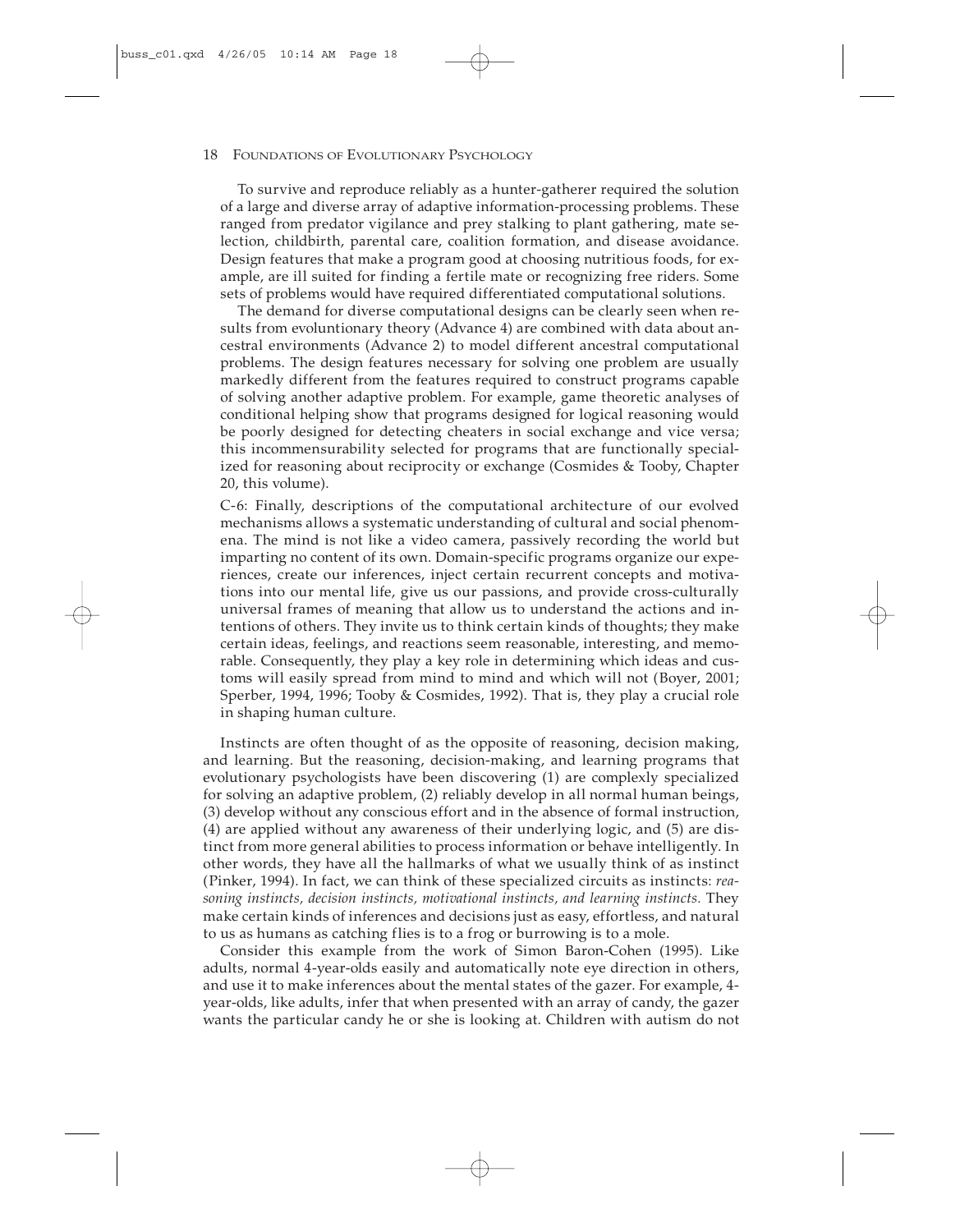To survive and reproduce reliably as a hunter-gatherer required the solution of a large and diverse array of adaptive information-processing problems. These ranged from predator vigilance and prey stalking to plant gathering, mate selection, childbirth, parental care, coalition formation, and disease avoidance. Design features that make a program good at choosing nutritious foods, for example, are ill suited for finding a fertile mate or recognizing free riders. Some sets of problems would have required differentiated computational solutions.

The demand for diverse computational designs can be clearly seen when results from evoluntionary theory (Advance 4) are combined with data about ancestral environments (Advance 2) to model different ancestral computational problems. The design features necessary for solving one problem are usually markedly different from the features required to construct programs capable of solving another adaptive problem. For example, game theoretic analyses of conditional helping show that programs designed for logical reasoning would be poorly designed for detecting cheaters in social exchange and vice versa; this incommensurability selected for programs that are functionally specialized for reasoning about reciprocity or exchange (Cosmides & Tooby, Chapter 20, this volume).

C-6: Finally, descriptions of the computational architecture of our evolved mechanisms allows a systematic understanding of cultural and social phenomena. The mind is not like a video camera, passively recording the world but imparting no content of its own. Domain-specific programs organize our experiences, create our inferences, inject certain recurrent concepts and motivations into our mental life, give us our passions, and provide cross-culturally universal frames of meaning that allow us to understand the actions and intentions of others. They invite us to think certain kinds of thoughts; they make certain ideas, feelings, and reactions seem reasonable, interesting, and memorable. Consequently, they play a key role in determining which ideas and customs will easily spread from mind to mind and which will not (Boyer, 2001; Sperber, 1994, 1996; Tooby & Cosmides, 1992). That is, they play a crucial role in shaping human culture.

Instincts are often thought of as the opposite of reasoning, decision making, and learning. But the reasoning, decision-making, and learning programs that evolutionary psychologists have been discovering (1) are complexly specialized for solving an adaptive problem, (2) reliably develop in all normal human beings, (3) develop without any conscious effort and in the absence of formal instruction, (4) are applied without any awareness of their underlying logic, and (5) are distinct from more general abilities to process information or behave intelligently. In other words, they have all the hallmarks of what we usually think of as instinct (Pinker, 1994). In fact, we can think of these specialized circuits as instincts: *reasoning instincts, decision instincts, motivational instincts, and learning instincts.* They make certain kinds of inferences and decisions just as easy, effortless, and natural to us as humans as catching flies is to a frog or burrowing is to a mole.

Consider this example from the work of Simon Baron-Cohen (1995). Like adults, normal 4-year-olds easily and automatically note eye direction in others, and use it to make inferences about the mental states of the gazer. For example, 4-year-olds, like adults, infer that when presented with an array of candy, the gazer wants the particular candy he or she is looking at. Children with autism do not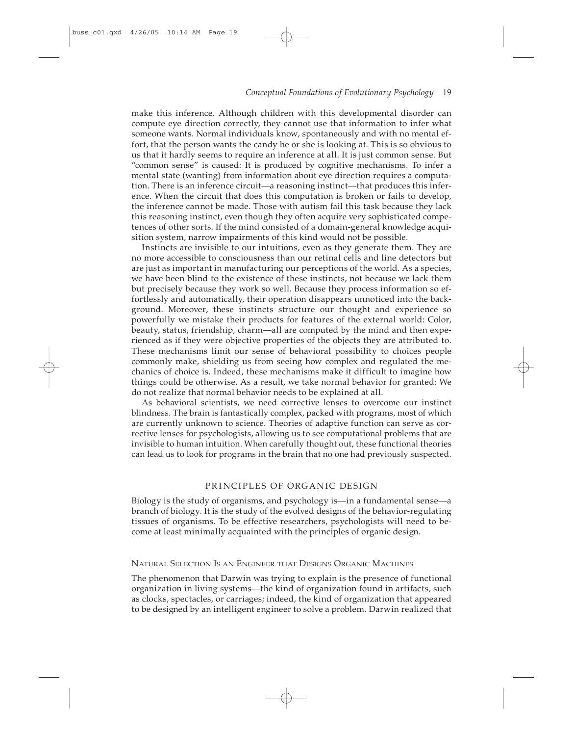make this inference. Although children with this developmental disorder can compute eye direction correctly, they cannot use that information to infer what someone wants. Normal individuals know, spontaneously and with no mental effort, that the person wants the candy he or she is looking at. This is so obvious to us that it hardly seems to require an inference at all. It is just common sense. But "common sense" is caused: It is produced by cognitive mechanisms. To infer a mental state (wanting) from information about eye direction requires a computation. There is an inference circuit—a reasoning instinct—that produces this inference. When the circuit that does this computation is broken or fails to develop, the inference cannot be made. Those with autism fail this task because they lack this reasoning instinct, even though they often acquire very sophisticated competences of other sorts. If the mind consisted of a domain-general knowledge acquisition system, narrow impairments of this kind would not be possible.

Instincts are invisible to our intuitions, even as they generate them. They are no more accessible to consciousness than our retinal cells and line detectors but are just as important in manufacturing our perceptions of the world. As a species, we have been blind to the existence of these instincts, not because we lack them but precisely because they work so well. Because they process information so effortlessly and automatically, their operation disappears unnoticed into the background. Moreover, these instincts structure our thought and experience so powerfully we mistake their products for features of the external world: Color, beauty, status, friendship, charm—all are computed by the mind and then experienced as if they were objective properties of the objects they are attributed to. These mechanisms limit our sense of behavioral possibility to choices people commonly make, shielding us from seeing how complex and regulated the mechanics of choice is. Indeed, these mechanisms make it difficult to imagine how things could be otherwise. As a result, we take normal behavior for granted: We do not realize that normal behavior needs to be explained at all.

As behavioral scientists, we need corrective lenses to overcome our instinct blindness. The brain is fantastically complex, packed with programs, most of which are currently unknown to science. Theories of adaptive function can serve as corrective lenses for psychologists, allowing us to see computational problems that are invisible to human intuition. When carefully thought out, these functional theories can lead us to look for programs in the brain that no one had previously suspected.

## PRINCIPLES OF ORGANIC DESIGN

Biology is the study of organisms, and psychology is—in a fundamental sense—a branch of biology. It is the study of the evolved designs of the behavior-regulating tissues of organisms. To be effective researchers, psychologists will need to become at least minimally acquainted with the principles of organic design.

### Natural Selection Is an Engineer that Designs Organic Machines

The phenomenon that Darwin was trying to explain is the presence of functional organization in living systems—the kind of organization found in artifacts, such as clocks, spectacles, or carriages; indeed, the kind of organization that appeared to be designed by an intelligent engineer to solve a problem. Darwin realized that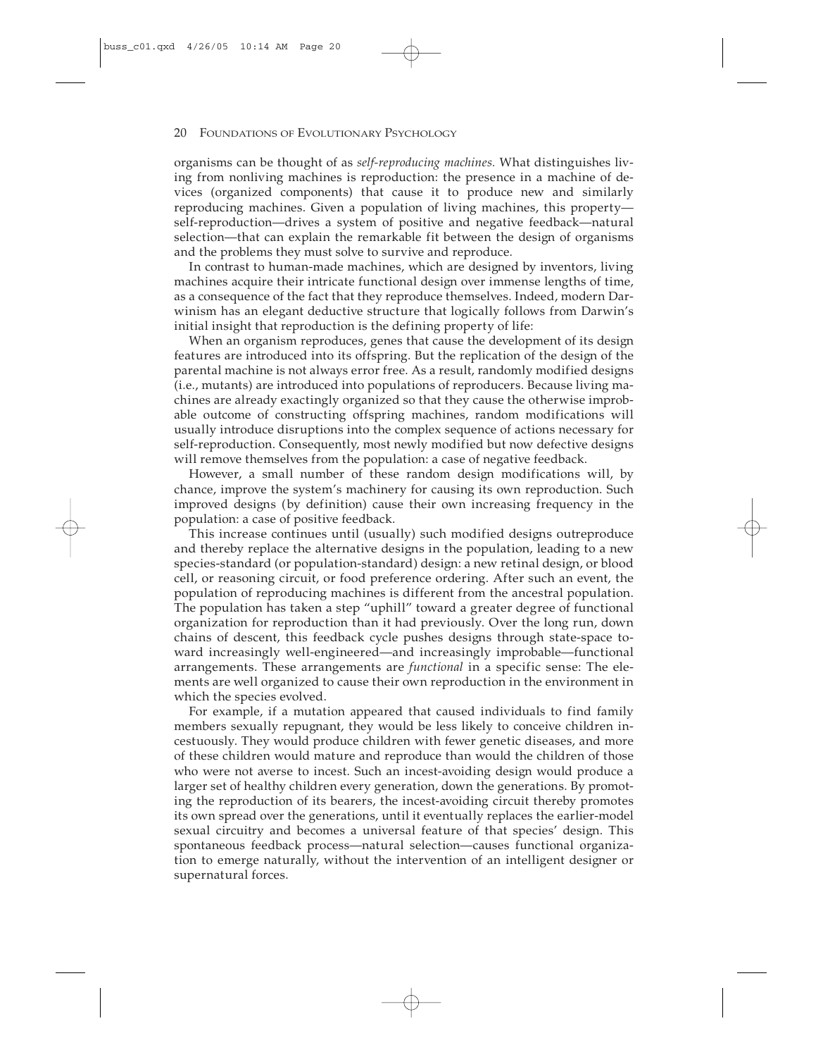organisms can be thought of as *self-reproducing machines.* What distinguishes living from nonliving machines is reproduction: the presence in a machine of devices (organized components) that cause it to produce new and similarly reproducing machines. Given a population of living machines, this property—self-reproduction—drives a system of positive and negative feedback—natural selection—that can explain the remarkable fit between the design of organisms and the problems they must solve to survive and reproduce.

In contrast to human-made machines, which are designed by inventors, living machines acquire their intricate functional design over immense lengths of time, as a consequence of the fact that they reproduce themselves. Indeed, modern Darwinism has an elegant deductive structure that logically follows from Darwin's initial insight that reproduction is the defining property of life:

When an organism reproduces, genes that cause the development of its design features are introduced into its offspring. But the replication of the design of the parental machine is not always error free. As a result, randomly modified designs (i.e., mutants) are introduced into populations of reproducers. Because living machines are already exactingly organized so that they cause the otherwise improbable outcome of constructing offspring machines, random modifications will usually introduce disruptions into the complex sequence of actions necessary for self-reproduction. Consequently, most newly modified but now defective designs will remove themselves from the population: a case of negative feedback.

However, a small number of these random design modifications will, by chance, improve the system's machinery for causing its own reproduction. Such improved designs (by definition) cause their own increasing frequency in the population: a case of positive feedback.

This increase continues until (usually) such modified designs outreproduce and thereby replace the alternative designs in the population, leading to a new species-standard (or population-standard) design: a new retinal design, or blood cell, or reasoning circuit, or food preference ordering. After such an event, the population of reproducing machines is different from the ancestral population. The population has taken a step "uphill" toward a greater degree of functional organization for reproduction than it had previously. Over the long run, down chains of descent, this feedback cycle pushes designs through state-space toward increasingly well-engineered—and increasingly improbable—functional arrangements. These arrangements are *functional* in a specific sense: The elements are well organized to cause their own reproduction in the environment in which the species evolved.

For example, if a mutation appeared that caused individuals to find family members sexually repugnant, they would be less likely to conceive children incestuously. They would produce children with fewer genetic diseases, and more of these children would mature and reproduce than would the children of those who were not averse to incest. Such an incest-avoiding design would produce a larger set of healthy children every generation, down the generations. By promoting the reproduction of its bearers, the incest-avoiding circuit thereby promotes its own spread over the generations, until it eventually replaces the earlier-model sexual circuitry and becomes a universal feature of that species' design. This spontaneous feedback process—natural selection—causes functional organization to emerge naturally, without the intervention of an intelligent designer or supernatural forces.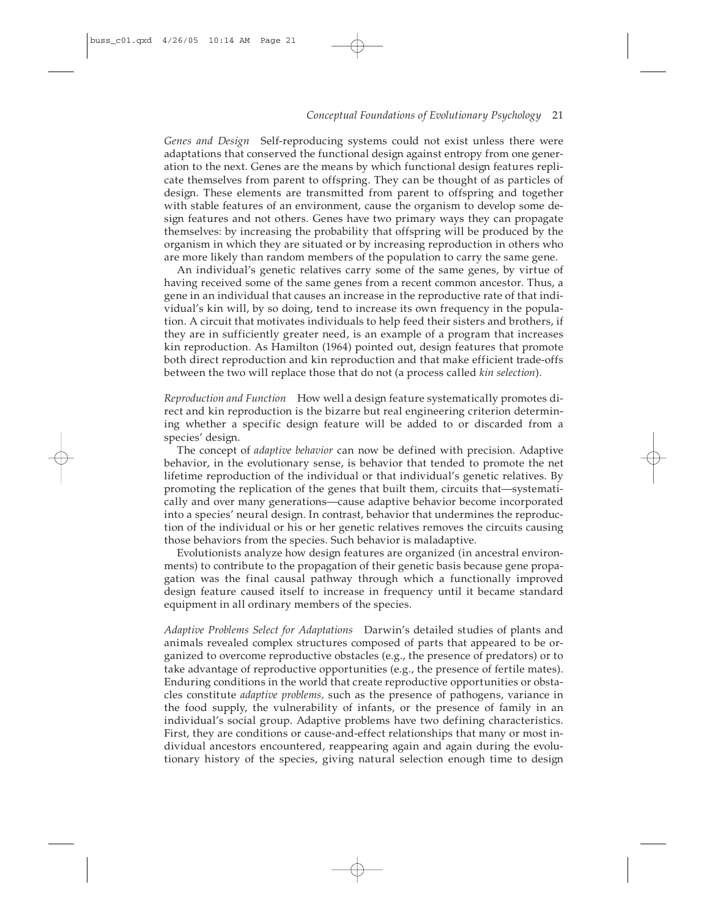*Genes and Design* Self-reproducing systems could not exist unless there were adaptations that conserved the functional design against entropy from one generation to the next. Genes are the means by which functional design features replicate themselves from parent to offspring. They can be thought of as particles of design. These elements are transmitted from parent to offspring and together with stable features of an environment, cause the organism to develop some design features and not others. Genes have two primary ways they can propagate themselves: by increasing the probability that offspring will be produced by the organism in which they are situated or by increasing reproduction in others who are more likely than random members of the population to carry the same gene.

An individual's genetic relatives carry some of the same genes, by virtue of having received some of the same genes from a recent common ancestor. Thus, a gene in an individual that causes an increase in the reproductive rate of that individual's kin will, by so doing, tend to increase its own frequency in the population. A circuit that motivates individuals to help feed their sisters and brothers, if they are in sufficiently greater need, is an example of a program that increases kin reproduction. As Hamilton (1964) pointed out, design features that promote both direct reproduction and kin reproduction and that make efficient trade-offs between the two will replace those that do not (a process called *kin selection*).

*Reproduction and Function* How well a design feature systematically promotes direct and kin reproduction is the bizarre but real engineering criterion determining whether a specific design feature will be added to or discarded from a species' design.

The concept of *adaptive behavior* can now be defined with precision. Adaptive behavior, in the evolutionary sense, is behavior that tended to promote the net lifetime reproduction of the individual or that individual's genetic relatives. By promoting the replication of the genes that built them, circuits that—systematically and over many generations—cause adaptive behavior become incorporated into a species' neural design. In contrast, behavior that undermines the reproduction of the individual or his or her genetic relatives removes the circuits causing those behaviors from the species. Such behavior is maladaptive.

Evolutionists analyze how design features are organized (in ancestral environments) to contribute to the propagation of their genetic basis because gene propagation was the final causal pathway through which a functionally improved design feature caused itself to increase in frequency until it became standard equipment in all ordinary members of the species.

*Adaptive Problems Select for Adaptations* Darwin's detailed studies of plants and animals revealed complex structures composed of parts that appeared to be organized to overcome reproductive obstacles (e.g., the presence of predators) or to take advantage of reproductive opportunities (e.g., the presence of fertile mates). Enduring conditions in the world that create reproductive opportunities or obstacles constitute *adaptive problems,* such as the presence of pathogens, variance in the food supply, the vulnerability of infants, or the presence of family in an individual's social group. Adaptive problems have two defining characteristics. First, they are conditions or cause-and-effect relationships that many or most individual ancestors encountered, reappearing again and again during the evolutionary history of the species, giving natural selection enough time to design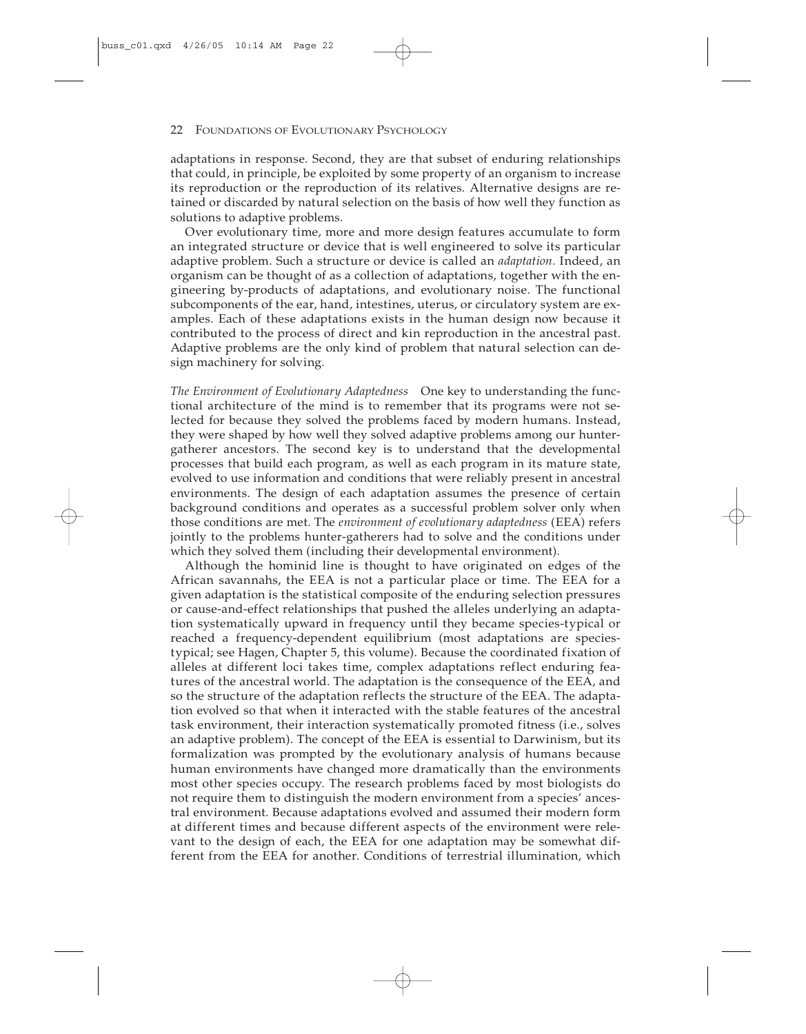adaptations in response. Second, they are that subset of enduring relationships that could, in principle, be exploited by some property of an organism to increase its reproduction or the reproduction of its relatives. Alternative designs are retained or discarded by natural selection on the basis of how well they function as solutions to adaptive problems.

Over evolutionary time, more and more design features accumulate to form an integrated structure or device that is well engineered to solve its particular adaptive problem. Such a structure or device is called an *adaptation.* Indeed, an organism can be thought of as a collection of adaptations, together with the engineering by-products of adaptations, and evolutionary noise. The functional subcomponents of the ear, hand, intestines, uterus, or circulatory system are examples. Each of these adaptations exists in the human design now because it contributed to the process of direct and kin reproduction in the ancestral past. Adaptive problems are the only kind of problem that natural selection can design machinery for solving.

*The Environment of Evolutionary Adaptedness* One key to understanding the functional architecture of the mind is to remember that its programs were not selected for because they solved the problems faced by modern humans. Instead, they were shaped by how well they solved adaptive problems among our hunter-gatherer ancestors. The second key is to understand that the developmental processes that build each program, as well as each program in its mature state, evolved to use information and conditions that were reliably present in ancestral environments. The design of each adaptation assumes the presence of certain background conditions and operates as a successful problem solver only when those conditions are met. The *environment of evolutionary adaptedness* (EEA) refers jointly to the problems hunter-gatherers had to solve and the conditions under which they solved them (including their developmental environment).

Although the hominid line is thought to have originated on edges of the African savannahs, the EEA is not a particular place or time. The EEA for a given adaptation is the statistical composite of the enduring selection pressures or cause-and-effect relationships that pushed the alleles underlying an adaptation systematically upward in frequency until they became species-typical or reached a frequency-dependent equilibrium (most adaptations are species-typical; see Hagen, Chapter 5, this volume). Because the coordinated fixation of alleles at different loci takes time, complex adaptations reflect enduring features of the ancestral world. The adaptation is the consequence of the EEA, and so the structure of the adaptation reflects the structure of the EEA. The adaptation evolved so that when it interacted with the stable features of the ancestral task environment, their interaction systematically promoted fitness (i.e., solves an adaptive problem). The concept of the EEA is essential to Darwinism, but its formalization was prompted by the evolutionary analysis of humans because human environments have changed more dramatically than the environments most other species occupy. The research problems faced by most biologists do not require them to distinguish the modern environment from a species' ancestral environment. Because adaptations evolved and assumed their modern form at different times and because different aspects of the environment were relevant to the design of each, the EEA for one adaptation may be somewhat different from the EEA for another. Conditions of terrestrial illumination, which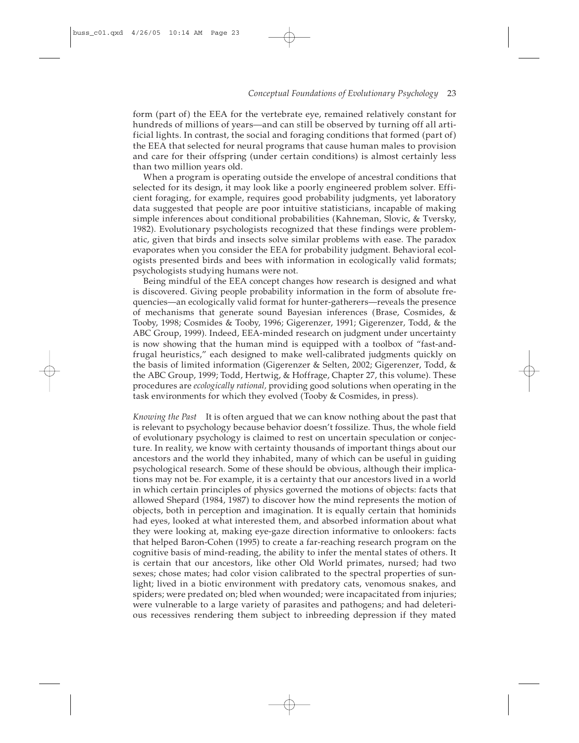form (part of) the EEA for the vertebrate eye, remained relatively constant for hundreds of millions of years—and can still be observed by turning off all artificial lights. In contrast, the social and foraging conditions that formed (part of) the EEA that selected for neural programs that cause human males to provision and care for their offspring (under certain conditions) is almost certainly less than two million years old.

When a program is operating outside the envelope of ancestral conditions that selected for its design, it may look like a poorly engineered problem solver. Efficient foraging, for example, requires good probability judgments, yet laboratory data suggested that people are poor intuitive statisticians, incapable of making simple inferences about conditional probabilities (Kahneman, Slovic, & Tversky, 1982). Evolutionary psychologists recognized that these findings were problematic, given that birds and insects solve similar problems with ease. The paradox evaporates when you consider the EEA for probability judgment. Behavioral ecologists presented birds and bees with information in ecologically valid formats; psychologists studying humans were not.

Being mindful of the EEA concept changes how research is designed and what is discovered. Giving people probability information in the form of absolute frequencies—an ecologically valid format for hunter-gatherers—reveals the presence of mechanisms that generate sound Bayesian inferences (Brase, Cosmides, & Tooby, 1998; Cosmides & Tooby, 1996; Gigerenzer, 1991; Gigerenzer, Todd, & the ABC Group, 1999). Indeed, EEA-minded research on judgment under uncertainty is now showing that the human mind is equipped with a toolbox of "fast-and-frugal heuristics," each designed to make well-calibrated judgments quickly on the basis of limited information (Gigerenzer & Selten, 2002; Gigerenzer, Todd, & the ABC Group, 1999; Todd, Hertwig, & Hoffrage, Chapter 27, this volume). These procedures are *ecologically rational,* providing good solutions when operating in the task environments for which they evolved (Tooby & Cosmides, in press).

*Knowing the Past* It is often argued that we can know nothing about the past that is relevant to psychology because behavior doesn't fossilize. Thus, the whole field of evolutionary psychology is claimed to rest on uncertain speculation or conjecture. In reality, we know with certainty thousands of important things about our ancestors and the world they inhabited, many of which can be useful in guiding psychological research. Some of these should be obvious, although their implications may not be. For example, it is a certainty that our ancestors lived in a world in which certain principles of physics governed the motions of objects: facts that allowed Shepard (1984, 1987) to discover how the mind represents the motion of objects, both in perception and imagination. It is equally certain that hominids had eyes, looked at what interested them, and absorbed information about what they were looking at, making eye-gaze direction informative to onlookers: facts that helped Baron-Cohen (1995) to create a far-reaching research program on the cognitive basis of mind-reading, the ability to infer the mental states of others. It is certain that our ancestors, like other Old World primates, nursed; had two sexes; chose mates; had color vision calibrated to the spectral properties of sunlight; lived in a biotic environment with predatory cats, venomous snakes, and spiders; were predated on; bled when wounded; were incapacitated from injuries; were vulnerable to a large variety of parasites and pathogens; and had deleterious recessives rendering them subject to inbreeding depression if they mated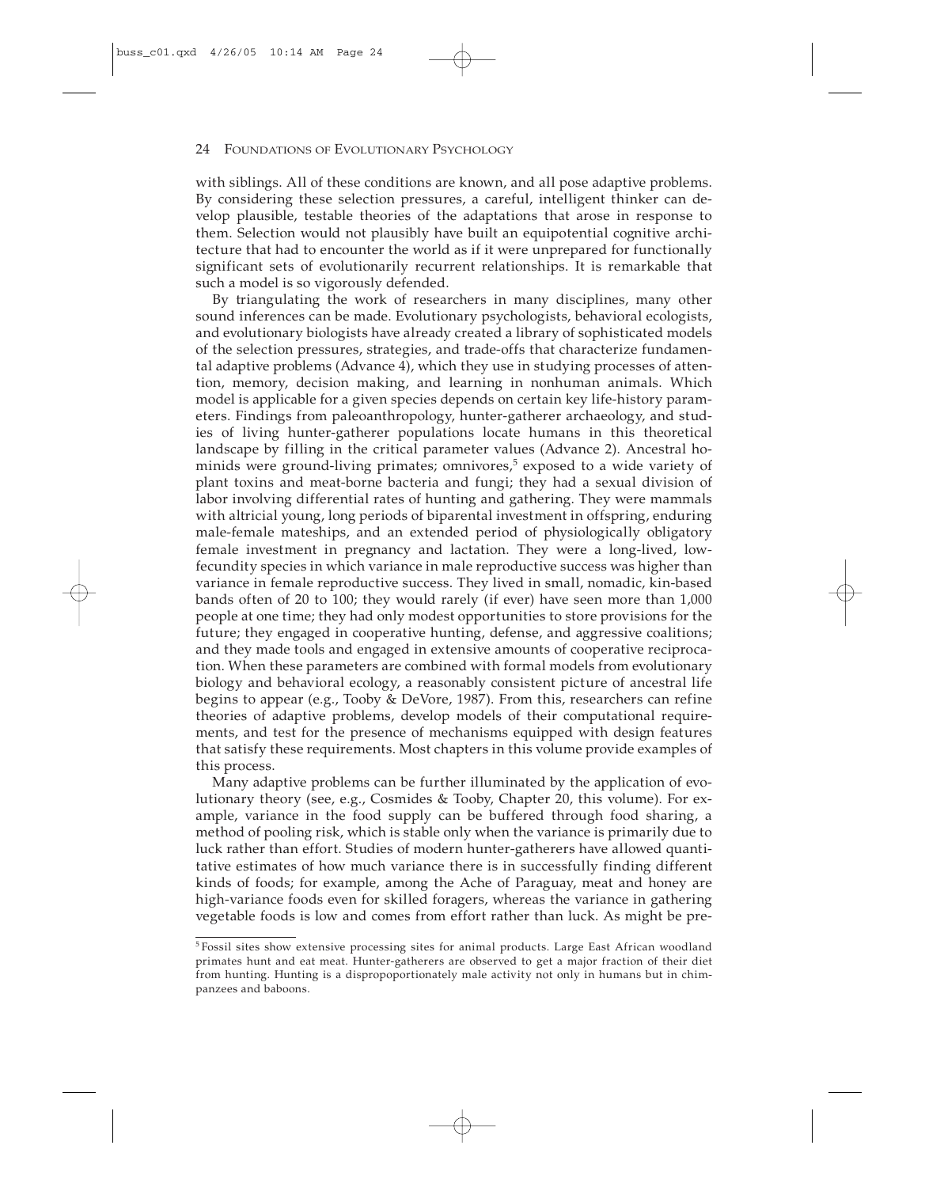with siblings. All of these conditions are known, and all pose adaptive problems. By considering these selection pressures, a careful, intelligent thinker can develop plausible, testable theories of the adaptations that arose in response to them. Selection would not plausibly have built an equipotential cognitive architecture that had to encounter the world as if it were unprepared for functionally significant sets of evolutionarily recurrent relationships. It is remarkable that such a model is so vigorously defended.

By triangulating the work of researchers in many disciplines, many other sound inferences can be made. Evolutionary psychologists, behavioral ecologists, and evolutionary biologists have already created a library of sophisticated models of the selection pressures, strategies, and trade-offs that characterize fundamental adaptive problems (Advance 4), which they use in studying processes of attention, memory, decision making, and learning in nonhuman animals. Which model is applicable for a given species depends on certain key life-history parameters. Findings from paleoanthropology, hunter-gatherer archaeology, and studies of living hunter-gatherer populations locate humans in this theoretical landscape by filling in the critical parameter values (Advance 2). Ancestral hominids were ground-living primates; omnivores,[5] exposed to a wide variety of plant toxins and meat-borne bacteria and fungi; they had a sexual division of labor involving differential rates of hunting and gathering. They were mammals with altricial young, long periods of biparental investment in offspring, enduring male-female mateships, and an extended period of physiologically obligatory female investment in pregnancy and lactation. They were a long-lived, low-fecundity species in which variance in male reproductive success was higher than variance in female reproductive success. They lived in small, nomadic, kin-based bands often of 20 to 100; they would rarely (if ever) have seen more than 1,000 people at one time; they had only modest opportunities to store provisions for the future; they engaged in cooperative hunting, defense, and aggressive coalitions; and they made tools and engaged in extensive amounts of cooperative reciprocation. When these parameters are combined with formal models from evolutionary biology and behavioral ecology, a reasonably consistent picture of ancestral life begins to appear (e.g., Tooby & DeVore, 1987). From this, researchers can refine theories of adaptive problems, develop models of their computational requirements, and test for the presence of mechanisms equipped with design features that satisfy these requirements. Most chapters in this volume provide examples of this process.

Many adaptive problems can be further illuminated by the application of evolutionary theory (see, e.g., Cosmides & Tooby, Chapter 20, this volume). For example, variance in the food supply can be buffered through food sharing, a method of pooling risk, which is stable only when the variance is primarily due to luck rather than effort. Studies of modern hunter-gatherers have allowed quantitative estimates of how much variance there is in successfully finding different kinds of foods; for example, among the Ache of Paraguay, meat and honey are high-variance foods even for skilled foragers, whereas the variance in gathering vegetable foods is low and comes from effort rather than luck. As might be pre-

[5] Fossil sites show extensive processing sites for animal products. Large East African woodland primates hunt and eat meat. Hunter-gatherers are observed to get a major fraction of their diet from hunting. Hunting is a dispropoportionately male activity not only in humans but in chimpanzees and baboons.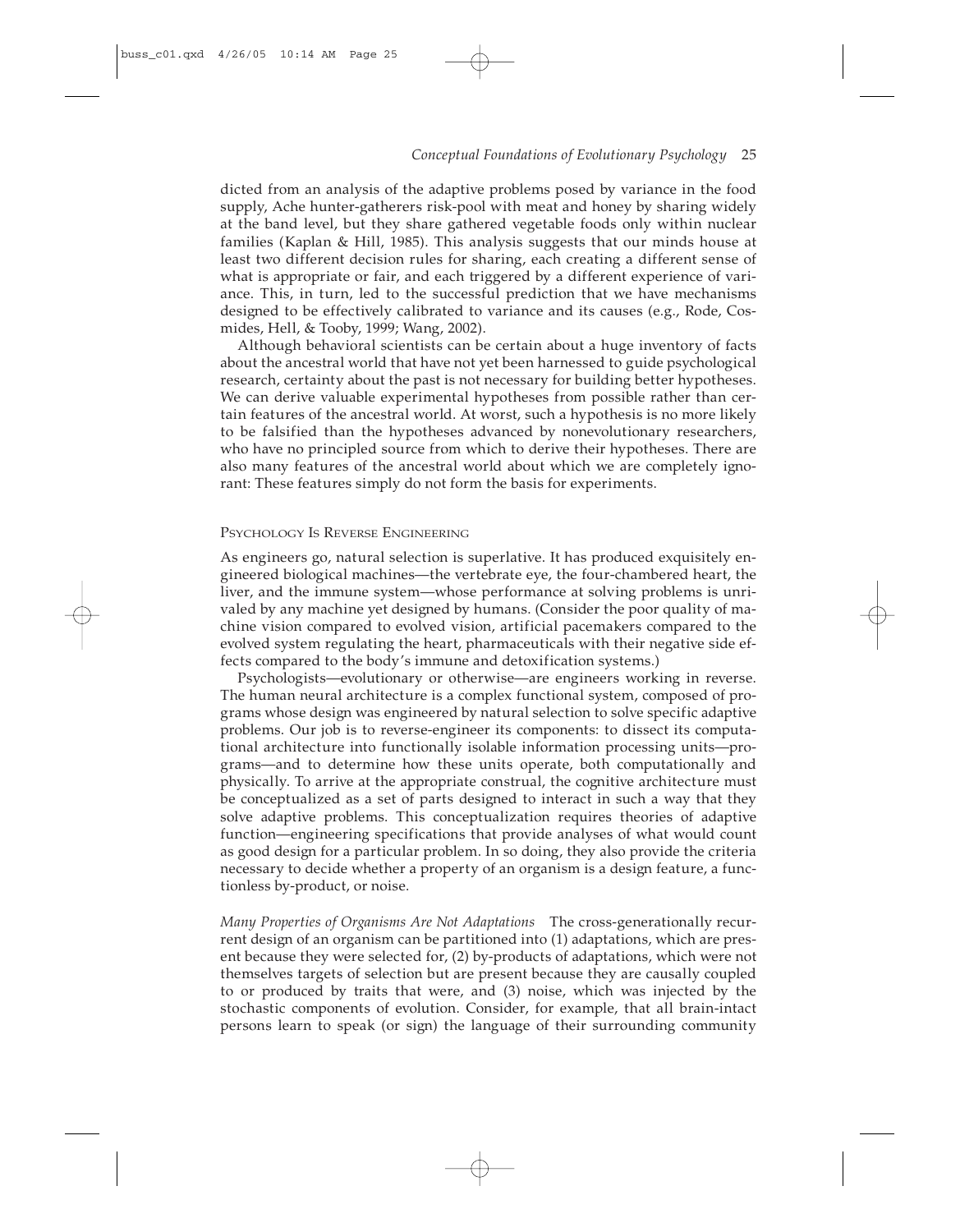dicted from an analysis of the adaptive problems posed by variance in the food supply, Ache hunter-gatherers risk-pool with meat and honey by sharing widely at the band level, but they share gathered vegetable foods only within nuclear families (Kaplan & Hill, 1985). This analysis suggests that our minds house at least two different decision rules for sharing, each creating a different sense of what is appropriate or fair, and each triggered by a different experience of variance. This, in turn, led to the successful prediction that we have mechanisms designed to be effectively calibrated to variance and its causes (e.g., Rode, Cosmides, Hell, & Tooby, 1999; Wang, 2002).

Although behavioral scientists can be certain about a huge inventory of facts about the ancestral world that have not yet been harnessed to guide psychological research, certainty about the past is not necessary for building better hypotheses. We can derive valuable experimental hypotheses from possible rather than certain features of the ancestral world. At worst, such a hypothesis is no more likely to be falsified than the hypotheses advanced by nonevolutionary researchers, who have no principled source from which to derive their hypotheses. There are also many features of the ancestral world about which we are completely ignorant: These features simply do not form the basis for experiments.

### Psychology Is Reverse Engineering

As engineers go, natural selection is superlative. It has produced exquisitely engineered biological machines—the vertebrate eye, the four-chambered heart, the liver, and the immune system—whose performance at solving problems is unrivaled by any machine yet designed by humans. (Consider the poor quality of machine vision compared to evolved vision, artificial pacemakers compared to the evolved system regulating the heart, pharmaceuticals with their negative side effects compared to the body's immune and detoxification systems.)

Psychologists—evolutionary or otherwise—are engineers working in reverse. The human neural architecture is a complex functional system, composed of programs whose design was engineered by natural selection to solve specific adaptive problems. Our job is to reverse-engineer its components: to dissect its computational architecture into functionally isolable information processing units—programs—and to determine how these units operate, both computationally and physically. To arrive at the appropriate construal, the cognitive architecture must be conceptualized as a set of parts designed to interact in such a way that they solve adaptive problems. This conceptualization requires theories of adaptive function—engineering specifications that provide analyses of what would count as good design for a particular problem. In so doing, they also provide the criteria necessary to decide whether a property of an organism is a design feature, a functionless by-product, or noise.

*Many Properties of Organisms Are Not Adaptations* The cross-generationally recurrent design of an organism can be partitioned into (1) adaptations, which are present because they were selected for, (2) by-products of adaptations, which were not themselves targets of selection but are present because they are causally coupled to or produced by traits that were, and (3) noise, which was injected by the stochastic components of evolution. Consider, for example, that all brain-intact persons learn to speak (or sign) the language of their surrounding community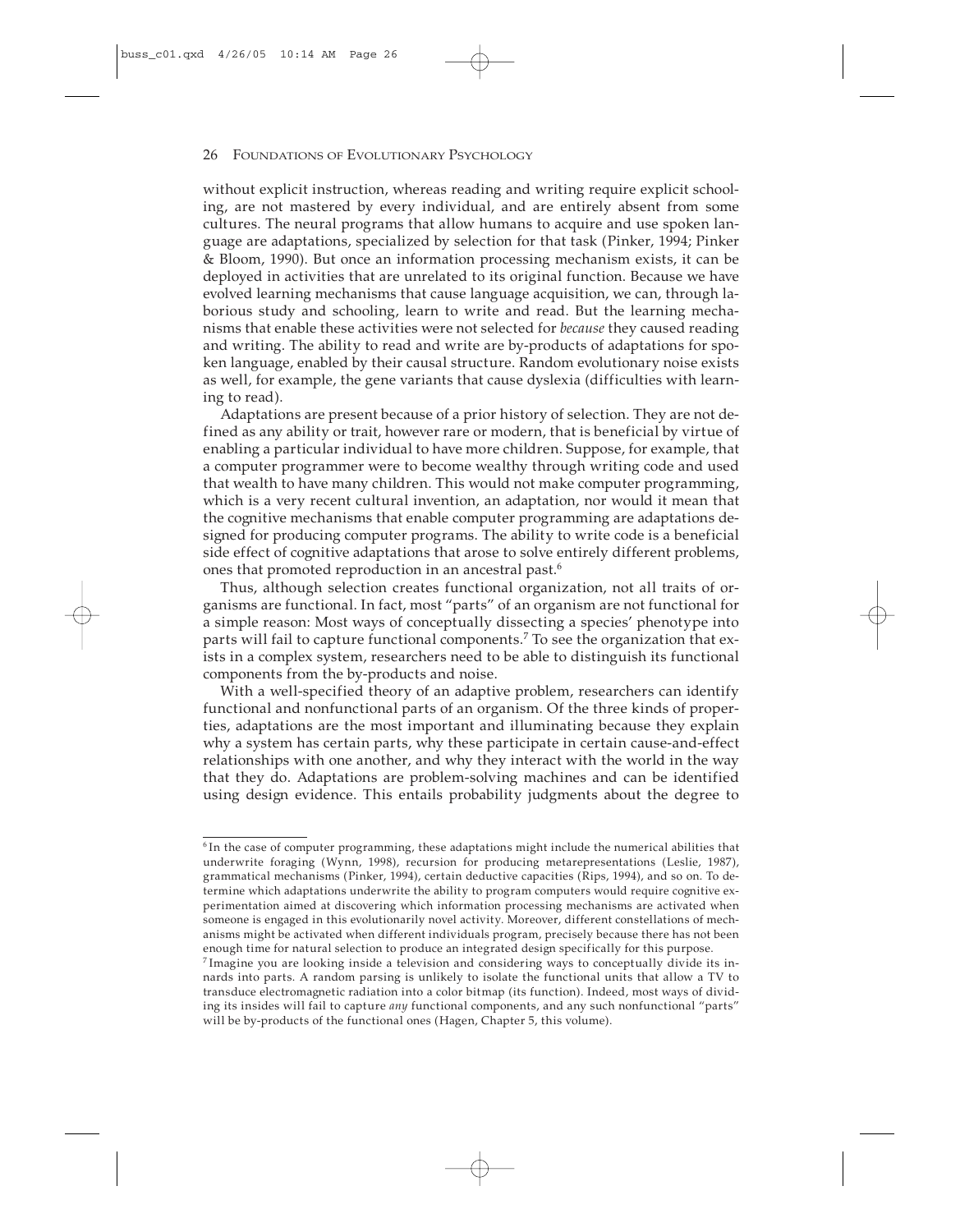without explicit instruction, whereas reading and writing require explicit schooling, are not mastered by every individual, and are entirely absent from some cultures. The neural programs that allow humans to acquire and use spoken language are adaptations, specialized by selection for that task (Pinker, 1994; Pinker & Bloom, 1990). But once an information processing mechanism exists, it can be deployed in activities that are unrelated to its original function. Because we have evolved learning mechanisms that cause language acquisition, we can, through laborious study and schooling, learn to write and read. But the learning mechanisms that enable these activities were not selected for *because* they caused reading and writing. The ability to read and write are by-products of adaptations for spoken language, enabled by their causal structure. Random evolutionary noise exists as well, for example, the gene variants that cause dyslexia (difficulties with learning to read).

Adaptations are present because of a prior history of selection. They are not defined as any ability or trait, however rare or modern, that is beneficial by virtue of enabling a particular individual to have more children. Suppose, for example, that a computer programmer were to become wealthy through writing code and used that wealth to have many children. This would not make computer programming, which is a very recent cultural invention, an adaptation, nor would it mean that the cognitive mechanisms that enable computer programming are adaptations designed for producing computer programs. The ability to write code is a beneficial side effect of cognitive adaptations that arose to solve entirely different problems, ones that promoted reproduction in an ancestral past.[6]

Thus, although selection creates functional organization, not all traits of organisms are functional. In fact, most "parts" of an organism are not functional for a simple reason: Most ways of conceptually dissecting a species' phenotype into parts will fail to capture functional components.[7] To see the organization that exists in a complex system, researchers need to be able to distinguish its functional components from the by-products and noise.

With a well-specified theory of an adaptive problem, researchers can identify functional and nonfunctional parts of an organism. Of the three kinds of properties, adaptations are the most important and illuminating because they explain why a system has certain parts, why these participate in certain cause-and-effect relationships with one another, and why they interact with the world in the way that they do. Adaptations are problem-solving machines and can be identified using design evidence. This entails probability judgments about the degree to

---

[6] In the case of computer programming, these adaptations might include the numerical abilities that underwrite foraging (Wynn, 1998), recursion for producing metarepresentations (Leslie, 1987), grammatical mechanisms (Pinker, 1994), certain deductive capacities (Rips, 1994), and so on. To determine which adaptations underwrite the ability to program computers would require cognitive experimentation aimed at discovering which information processing mechanisms are activated when someone is engaged in this evolutionarily novel activity. Moreover, different constellations of mechanisms might be activated when different individuals program, precisely because there has not been enough time for natural selection to produce an integrated design specifically for this purpose.

[7] Imagine you are looking inside a television and considering ways to conceptually divide its innards into parts. A random parsing is unlikely to isolate the functional units that allow a TV to transduce electromagnetic radiation into a color bitmap (its function). Indeed, most ways of dividing its insides will fail to capture *any* functional components, and any such nonfunctional "parts" will be by-products of the functional ones (Hagen, Chapter 5, this volume).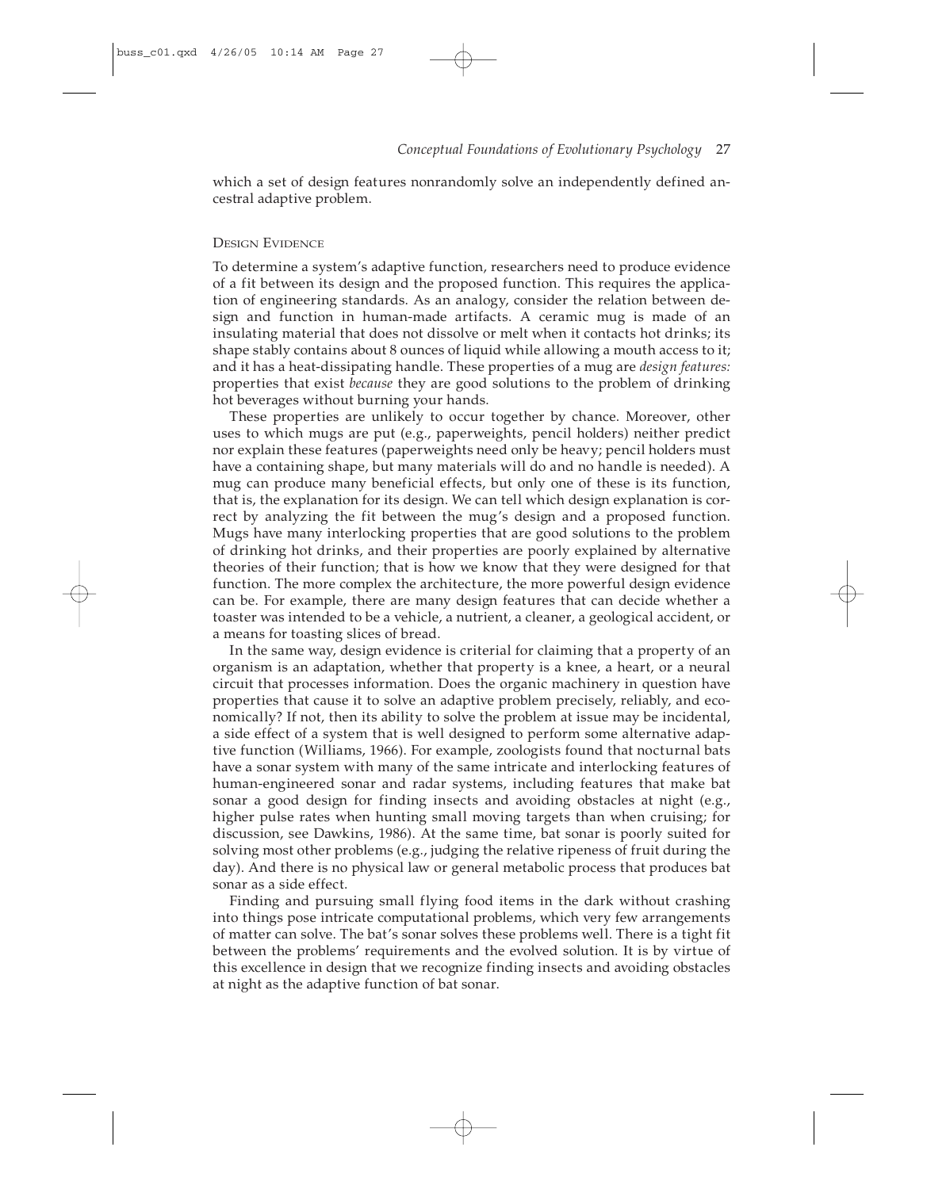which a set of design features nonrandomly solve an independently defined ancestral adaptive problem.

### Design Evidence

To determine a system's adaptive function, researchers need to produce evidence of a fit between its design and the proposed function. This requires the application of engineering standards. As an analogy, consider the relation between design and function in human-made artifacts. A ceramic mug is made of an insulating material that does not dissolve or melt when it contacts hot drinks; its shape stably contains about 8 ounces of liquid while allowing a mouth access to it; and it has a heat-dissipating handle. These properties of a mug are *design features:* properties that exist *because* they are good solutions to the problem of drinking hot beverages without burning your hands.

These properties are unlikely to occur together by chance. Moreover, other uses to which mugs are put (e.g., paperweights, pencil holders) neither predict nor explain these features (paperweights need only be heavy; pencil holders must have a containing shape, but many materials will do and no handle is needed). A mug can produce many beneficial effects, but only one of these is its function, that is, the explanation for its design. We can tell which design explanation is correct by analyzing the fit between the mug's design and a proposed function. Mugs have many interlocking properties that are good solutions to the problem of drinking hot drinks, and their properties are poorly explained by alternative theories of their function; that is how we know that they were designed for that function. The more complex the architecture, the more powerful design evidence can be. For example, there are many design features that can decide whether a toaster was intended to be a vehicle, a nutrient, a cleaner, a geological accident, or a means for toasting slices of bread.

In the same way, design evidence is criterial for claiming that a property of an organism is an adaptation, whether that property is a knee, a heart, or a neural circuit that processes information. Does the organic machinery in question have properties that cause it to solve an adaptive problem precisely, reliably, and economically? If not, then its ability to solve the problem at issue may be incidental, a side effect of a system that is well designed to perform some alternative adaptive function (Williams, 1966). For example, zoologists found that nocturnal bats have a sonar system with many of the same intricate and interlocking features of human-engineered sonar and radar systems, including features that make bat sonar a good design for finding insects and avoiding obstacles at night (e.g., higher pulse rates when hunting small moving targets than when cruising; for discussion, see Dawkins, 1986). At the same time, bat sonar is poorly suited for solving most other problems (e.g., judging the relative ripeness of fruit during the day). And there is no physical law or general metabolic process that produces bat sonar as a side effect.

Finding and pursuing small flying food items in the dark without crashing into things pose intricate computational problems, which very few arrangements of matter can solve. The bat's sonar solves these problems well. There is a tight fit between the problems' requirements and the evolved solution. It is by virtue of this excellence in design that we recognize finding insects and avoiding obstacles at night as the adaptive function of bat sonar.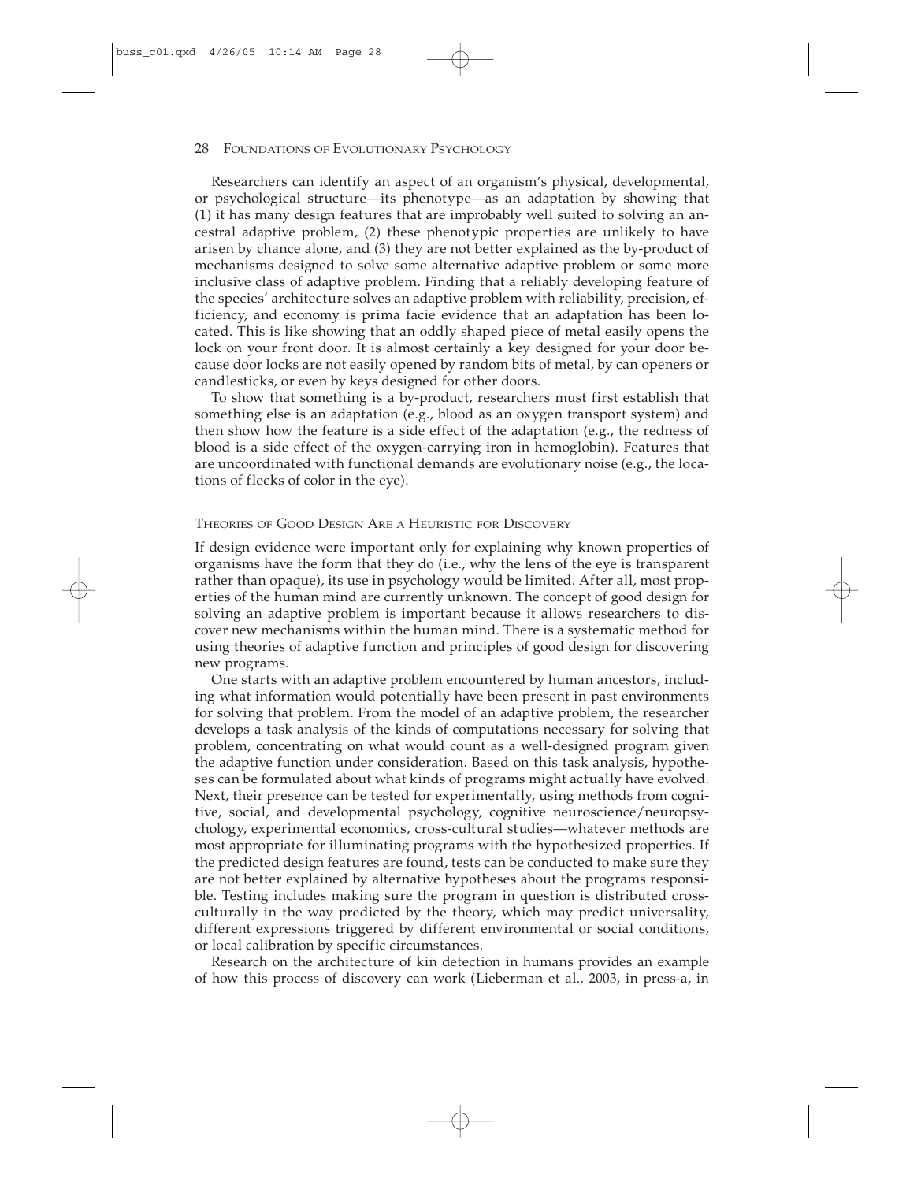Researchers can identify an aspect of an organism's physical, developmental, or psychological structure—its phenotype—as an adaptation by showing that (1) it has many design features that are improbably well suited to solving an ancestral adaptive problem, (2) these phenotypic properties are unlikely to have arisen by chance alone, and (3) they are not better explained as the by-product of mechanisms designed to solve some alternative adaptive problem or some more inclusive class of adaptive problem. Finding that a reliably developing feature of the species' architecture solves an adaptive problem with reliability, precision, efficiency, and economy is prima facie evidence that an adaptation has been located. This is like showing that an oddly shaped piece of metal easily opens the lock on your front door. It is almost certainly a key designed for your door because door locks are not easily opened by random bits of metal, by can openers or candlesticks, or even by keys designed for other doors.

To show that something is a by-product, researchers must first establish that something else is an adaptation (e.g., blood as an oxygen transport system) and then show how the feature is a side effect of the adaptation (e.g., the redness of blood is a side effect of the oxygen-carrying iron in hemoglobin). Features that are uncoordinated with functional demands are evolutionary noise (e.g., the locations of flecks of color in the eye).

### Theories of Good Design Are a Heuristic for Discovery

If design evidence were important only for explaining why known properties of organisms have the form that they do (i.e., why the lens of the eye is transparent rather than opaque), its use in psychology would be limited. After all, most properties of the human mind are currently unknown. The concept of good design for solving an adaptive problem is important because it allows researchers to discover new mechanisms within the human mind. There is a systematic method for using theories of adaptive function and principles of good design for discovering new programs.

One starts with an adaptive problem encountered by human ancestors, including what information would potentially have been present in past environments for solving that problem. From the model of an adaptive problem, the researcher develops a task analysis of the kinds of computations necessary for solving that problem, concentrating on what would count as a well-designed program given the adaptive function under consideration. Based on this task analysis, hypotheses can be formulated about what kinds of programs might actually have evolved. Next, their presence can be tested for experimentally, using methods from cognitive, social, and developmental psychology, cognitive neuroscience/neuropsychology, experimental economics, cross-cultural studies—whatever methods are most appropriate for illuminating programs with the hypothesized properties. If the predicted design features are found, tests can be conducted to make sure they are not better explained by alternative hypotheses about the programs responsible. Testing includes making sure the program in question is distributed cross-culturally in the way predicted by the theory, which may predict universality, different expressions triggered by different environmental or social conditions, or local calibration by specific circumstances.

Research on the architecture of kin detection in humans provides an example of how this process of discovery can work (Lieberman et al., 2003, in press-a, in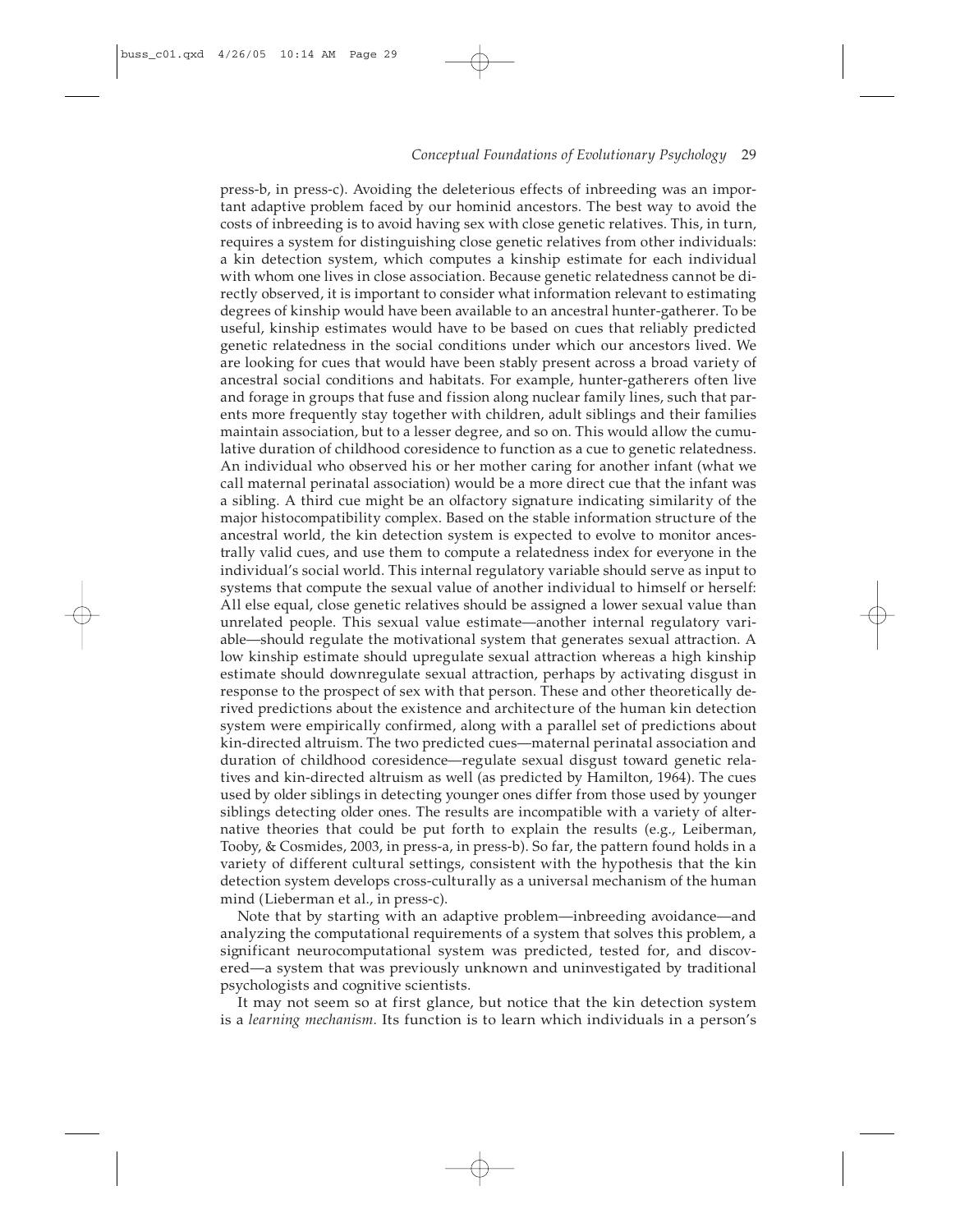press-b, in press-c). Avoiding the deleterious effects of inbreeding was an important adaptive problem faced by our hominid ancestors. The best way to avoid the costs of inbreeding is to avoid having sex with close genetic relatives. This, in turn, requires a system for distinguishing close genetic relatives from other individuals: a kin detection system, which computes a kinship estimate for each individual with whom one lives in close association. Because genetic relatedness cannot be directly observed, it is important to consider what information relevant to estimating degrees of kinship would have been available to an ancestral hunter-gatherer. To be useful, kinship estimates would have to be based on cues that reliably predicted genetic relatedness in the social conditions under which our ancestors lived. We are looking for cues that would have been stably present across a broad variety of ancestral social conditions and habitats. For example, hunter-gatherers often live and forage in groups that fuse and fission along nuclear family lines, such that parents more frequently stay together with children, adult siblings and their families maintain association, but to a lesser degree, and so on. This would allow the cumulative duration of childhood coresidence to function as a cue to genetic relatedness. An individual who observed his or her mother caring for another infant (what we call maternal perinatal association) would be a more direct cue that the infant was a sibling. A third cue might be an olfactory signature indicating similarity of the major histocompatibility complex. Based on the stable information structure of the ancestral world, the kin detection system is expected to evolve to monitor ancestrally valid cues, and use them to compute a relatedness index for everyone in the individual's social world. This internal regulatory variable should serve as input to systems that compute the sexual value of another individual to himself or herself: All else equal, close genetic relatives should be assigned a lower sexual value than unrelated people. This sexual value estimate—another internal regulatory variable—should regulate the motivational system that generates sexual attraction. A low kinship estimate should upregulate sexual attraction whereas a high kinship estimate should downregulate sexual attraction, perhaps by activating disgust in response to the prospect of sex with that person. These and other theoretically derived predictions about the existence and architecture of the human kin detection system were empirically confirmed, along with a parallel set of predictions about kin-directed altruism. The two predicted cues—maternal perinatal association and duration of childhood coresidence—regulate sexual disgust toward genetic relatives and kin-directed altruism as well (as predicted by Hamilton, 1964). The cues used by older siblings in detecting younger ones differ from those used by younger siblings detecting older ones. The results are incompatible with a variety of alternative theories that could be put forth to explain the results (e.g., Leiberman, Tooby, & Cosmides, 2003, in press-a, in press-b). So far, the pattern found holds in a variety of different cultural settings, consistent with the hypothesis that the kin detection system develops cross-culturally as a universal mechanism of the human mind (Lieberman et al., in press-c).

Note that by starting with an adaptive problem—inbreeding avoidance—and analyzing the computational requirements of a system that solves this problem, a significant neurocomputational system was predicted, tested for, and discovered—a system that was previously unknown and uninvestigated by traditional psychologists and cognitive scientists.

It may not seem so at first glance, but notice that the kin detection system is a *learning mechanism.* Its function is to learn which individuals in a person's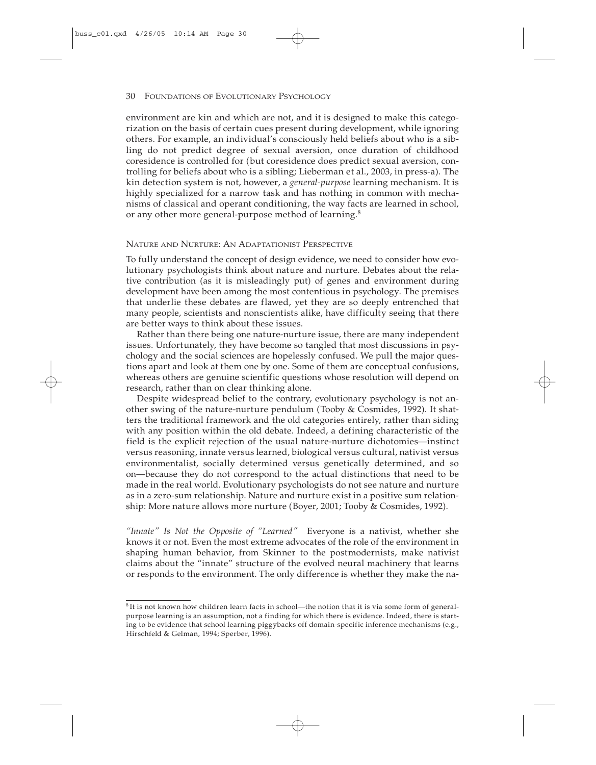environment are kin and which are not, and it is designed to make this categorization on the basis of certain cues present during development, while ignoring others. For example, an individual's consciously held beliefs about who is a sibling do not predict degree of sexual aversion, once duration of childhood coresidence is controlled for (but coresidence does predict sexual aversion, controlling for beliefs about who is a sibling; Lieberman et al., 2003, in press-a). The kin detection system is not, however, a *general-purpose* learning mechanism. It is highly specialized for a narrow task and has nothing in common with mechanisms of classical and operant conditioning, the way facts are learned in school, or any other more general-purpose method of learning.[8]

## Nature and Nurture: An Adaptationist Perspective

To fully understand the concept of design evidence, we need to consider how evolutionary psychologists think about nature and nurture. Debates about the relative contribution (as it is misleadingly put) of genes and environment during development have been among the most contentious in psychology. The premises that underlie these debates are flawed, yet they are so deeply entrenched that many people, scientists and nonscientists alike, have difficulty seeing that there are better ways to think about these issues.

Rather than there being one nature-nurture issue, there are many independent issues. Unfortunately, they have become so tangled that most discussions in psychology and the social sciences are hopelessly confused. We pull the major questions apart and look at them one by one. Some of them are conceptual confusions, whereas others are genuine scientific questions whose resolution will depend on research, rather than on clear thinking alone.

Despite widespread belief to the contrary, evolutionary psychology is not another swing of the nature-nurture pendulum (Tooby & Cosmides, 1992). It shatters the traditional framework and the old categories entirely, rather than siding with any position within the old debate. Indeed, a defining characteristic of the field is the explicit rejection of the usual nature-nurture dichotomies—instinct versus reasoning, innate versus learned, biological versus cultural, nativist versus environmentalist, socially determined versus genetically determined, and so on—because they do not correspond to the actual distinctions that need to be made in the real world. Evolutionary psychologists do not see nature and nurture as in a zero-sum relationship. Nature and nurture exist in a positive sum relationship: More nature allows more nurture (Boyer, 2001; Tooby & Cosmides, 1992).

*"Innate" Is Not the Opposite of "Learned"* Everyone is a nativist, whether she knows it or not. Even the most extreme advocates of the role of the environment in shaping human behavior, from Skinner to the postmodernists, make nativist claims about the "innate" structure of the evolved neural machinery that learns or responds to the environment. The only difference is whether they make the na-

[8] It is not known how children learn facts in school—the notion that it is via some form of general-purpose learning is an assumption, not a finding for which there is evidence. Indeed, there is starting to be evidence that school learning piggybacks off domain-specific inference mechanisms (e.g., Hirschfeld & Gelman, 1994; Sperber, 1996).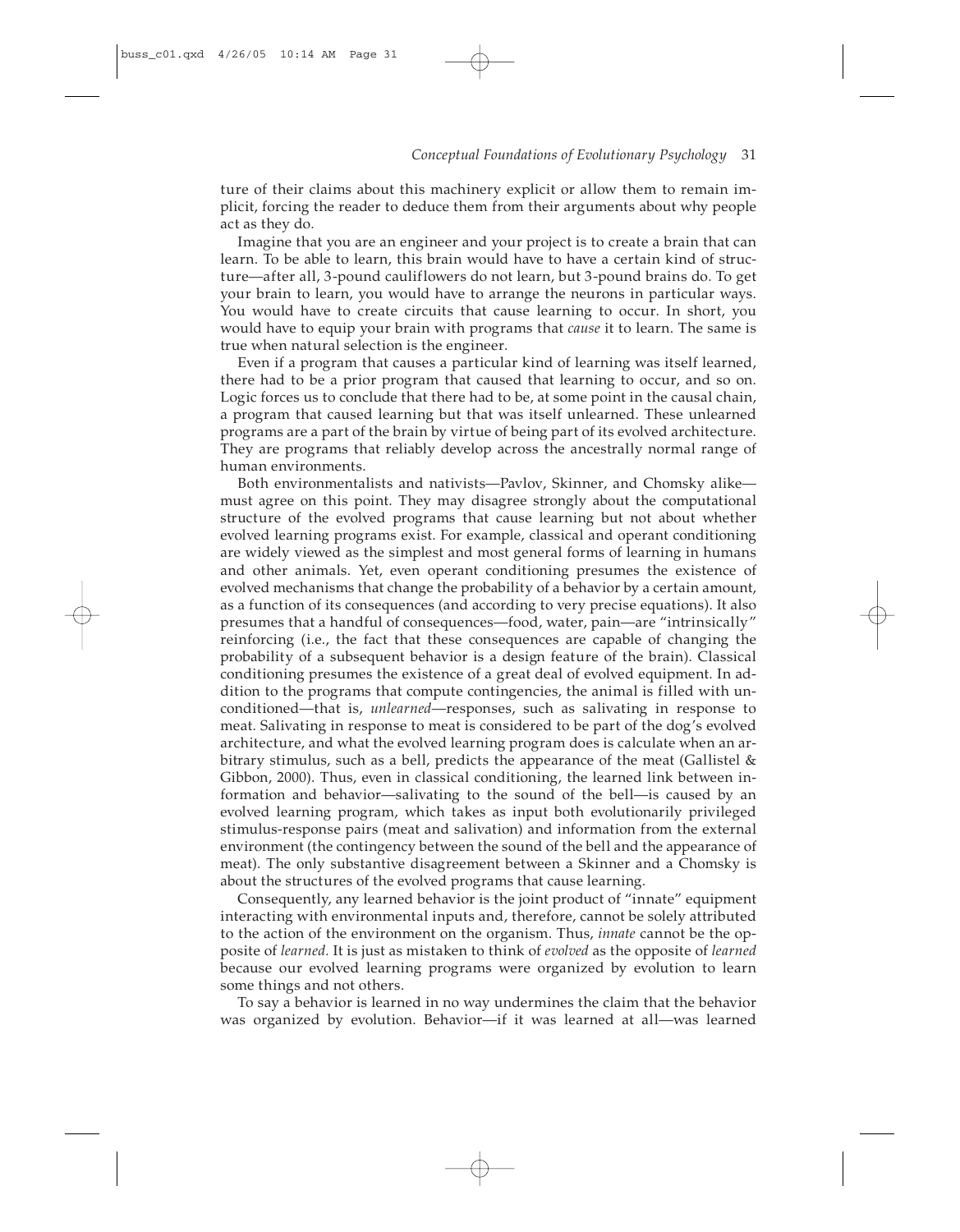ture of their claims about this machinery explicit or allow them to remain implicit, forcing the reader to deduce them from their arguments about why people act as they do.

Imagine that you are an engineer and your project is to create a brain that can learn. To be able to learn, this brain would have to have a certain kind of structure—after all, 3-pound cauliflowers do not learn, but 3-pound brains do. To get your brain to learn, you would have to arrange the neurons in particular ways. You would have to create circuits that cause learning to occur. In short, you would have to equip your brain with programs that *cause* it to learn. The same is true when natural selection is the engineer.

Even if a program that causes a particular kind of learning was itself learned, there had to be a prior program that caused that learning to occur, and so on. Logic forces us to conclude that there had to be, at some point in the causal chain, a program that caused learning but that was itself unlearned. These unlearned programs are a part of the brain by virtue of being part of its evolved architecture. They are programs that reliably develop across the ancestrally normal range of human environments.

Both environmentalists and nativists—Pavlov, Skinner, and Chomsky alike—must agree on this point. They may disagree strongly about the computational structure of the evolved programs that cause learning but not about whether evolved learning programs exist. For example, classical and operant conditioning are widely viewed as the simplest and most general forms of learning in humans and other animals. Yet, even operant conditioning presumes the existence of evolved mechanisms that change the probability of a behavior by a certain amount, as a function of its consequences (and according to very precise equations). It also presumes that a handful of consequences—food, water, pain—are "intrinsically" reinforcing (i.e., the fact that these consequences are capable of changing the probability of a subsequent behavior is a design feature of the brain). Classical conditioning presumes the existence of a great deal of evolved equipment. In addition to the programs that compute contingencies, the animal is filled with unconditioned—that is, *unlearned*—responses, such as salivating in response to meat. Salivating in response to meat is considered to be part of the dog's evolved architecture, and what the evolved learning program does is calculate when an arbitrary stimulus, such as a bell, predicts the appearance of the meat (Gallistel & Gibbon, 2000). Thus, even in classical conditioning, the learned link between information and behavior—salivating to the sound of the bell—is caused by an evolved learning program, which takes as input both evolutionarily privileged stimulus-response pairs (meat and salivation) and information from the external environment (the contingency between the sound of the bell and the appearance of meat). The only substantive disagreement between a Skinner and a Chomsky is about the structures of the evolved programs that cause learning.

Consequently, any learned behavior is the joint product of "innate" equipment interacting with environmental inputs and, therefore, cannot be solely attributed to the action of the environment on the organism. Thus, *innate* cannot be the opposite of *learned*. It is just as mistaken to think of *evolved* as the opposite of *learned* because our evolved learning programs were organized by evolution to learn some things and not others.

To say a behavior is learned in no way undermines the claim that the behavior was organized by evolution. Behavior—if it was learned at all—was learned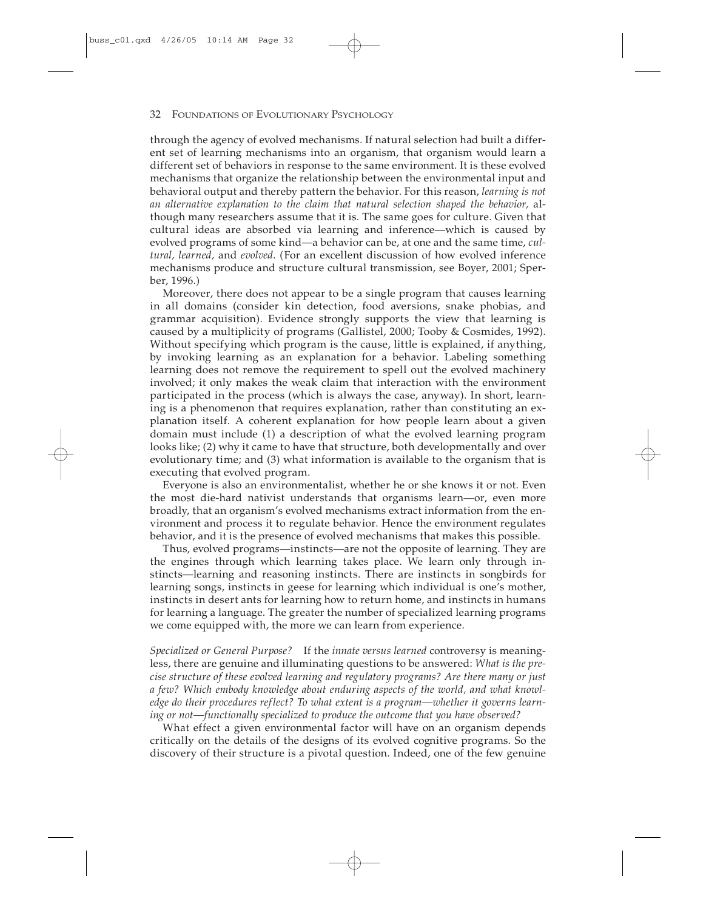through the agency of evolved mechanisms. If natural selection had built a different set of learning mechanisms into an organism, that organism would learn a different set of behaviors in response to the same environment. It is these evolved mechanisms that organize the relationship between the environmental input and behavioral output and thereby pattern the behavior. For this reason, *learning is not an alternative explanation to the claim that natural selection shaped the behavior,* although many researchers assume that it is. The same goes for culture. Given that cultural ideas are absorbed via learning and inference—which is caused by evolved programs of some kind—a behavior can be, at one and the same time, *cultural, learned,* and *evolved.* (For an excellent discussion of how evolved inference mechanisms produce and structure cultural transmission, see Boyer, 2001; Sperber, 1996.)

Moreover, there does not appear to be a single program that causes learning in all domains (consider kin detection, food aversions, snake phobias, and grammar acquisition). Evidence strongly supports the view that learning is caused by a multiplicity of programs (Gallistel, 2000; Tooby & Cosmides, 1992). Without specifying which program is the cause, little is explained, if anything, by invoking learning as an explanation for a behavior. Labeling something learning does not remove the requirement to spell out the evolved machinery involved; it only makes the weak claim that interaction with the environment participated in the process (which is always the case, anyway). In short, learning is a phenomenon that requires explanation, rather than constituting an explanation itself. A coherent explanation for how people learn about a given domain must include (1) a description of what the evolved learning program looks like; (2) why it came to have that structure, both developmentally and over evolutionary time; and (3) what information is available to the organism that is executing that evolved program.

Everyone is also an environmentalist, whether he or she knows it or not. Even the most die-hard nativist understands that organisms learn—or, even more broadly, that an organism's evolved mechanisms extract information from the environment and process it to regulate behavior. Hence the environment regulates behavior, and it is the presence of evolved mechanisms that makes this possible.

Thus, evolved programs—instincts—are not the opposite of learning. They are the engines through which learning takes place. We learn only through instincts—learning and reasoning instincts. There are instincts in songbirds for learning songs, instincts in geese for learning which individual is one's mother, instincts in desert ants for learning how to return home, and instincts in humans for learning a language. The greater the number of specialized learning programs we come equipped with, the more we can learn from experience.

*Specialized or General Purpose?* If the *innate versus learned* controversy is meaningless, there are genuine and illuminating questions to be answered: *What is the precise structure of these evolved learning and regulatory programs? Are there many or just a few? Which embody knowledge about enduring aspects of the world, and what knowledge do their procedures reflect? To what extent is a program—whether it governs learning or not—functionally specialized to produce the outcome that you have observed?*

What effect a given environmental factor will have on an organism depends critically on the details of the designs of its evolved cognitive programs. So the discovery of their structure is a pivotal question. Indeed, one of the few genuine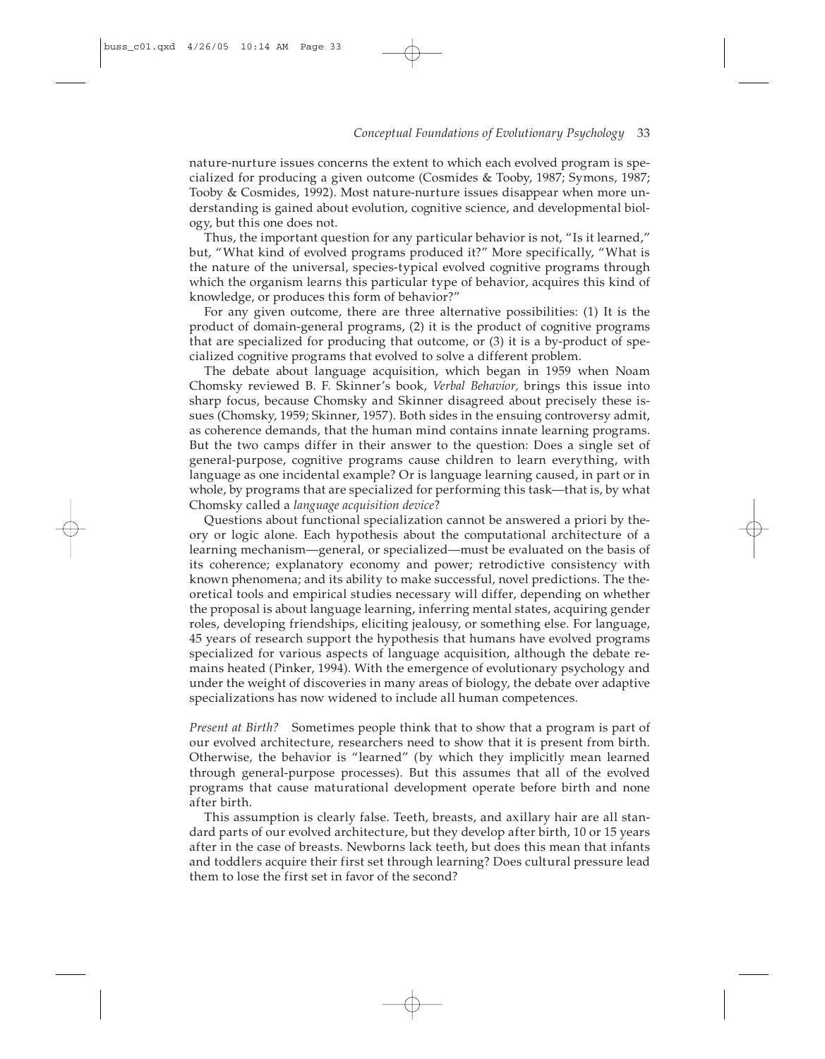nature-nurture issues concerns the extent to which each evolved program is specialized for producing a given outcome (Cosmides & Tooby, 1987; Symons, 1987; Tooby & Cosmides, 1992). Most nature-nurture issues disappear when more understanding is gained about evolution, cognitive science, and developmental biology, but this one does not.

Thus, the important question for any particular behavior is not, "Is it learned," but, "What kind of evolved programs produced it?" More specifically, "What is the nature of the universal, species-typical evolved cognitive programs through which the organism learns this particular type of behavior, acquires this kind of knowledge, or produces this form of behavior?"

For any given outcome, there are three alternative possibilities: (1) It is the product of domain-general programs, (2) it is the product of cognitive programs that are specialized for producing that outcome, or (3) it is a by-product of specialized cognitive programs that evolved to solve a different problem.

The debate about language acquisition, which began in 1959 when Noam Chomsky reviewed B. F. Skinner's book, *Verbal Behavior,* brings this issue into sharp focus, because Chomsky and Skinner disagreed about precisely these issues (Chomsky, 1959; Skinner, 1957). Both sides in the ensuing controversy admit, as coherence demands, that the human mind contains innate learning programs. But the two camps differ in their answer to the question: Does a single set of general-purpose, cognitive programs cause children to learn everything, with language as one incidental example? Or is language learning caused, in part or in whole, by programs that are specialized for performing this task—that is, by what Chomsky called a *language acquisition device*?

Questions about functional specialization cannot be answered a priori by theory or logic alone. Each hypothesis about the computational architecture of a learning mechanism—general, or specialized—must be evaluated on the basis of its coherence; explanatory economy and power; retrodictive consistency with known phenomena; and its ability to make successful, novel predictions. The theoretical tools and empirical studies necessary will differ, depending on whether the proposal is about language learning, inferring mental states, acquiring gender roles, developing friendships, eliciting jealousy, or something else. For language, 45 years of research support the hypothesis that humans have evolved programs specialized for various aspects of language acquisition, although the debate remains heated (Pinker, 1994). With the emergence of evolutionary psychology and under the weight of discoveries in many areas of biology, the debate over adaptive specializations has now widened to include all human competences.

*Present at Birth?* Sometimes people think that to show that a program is part of our evolved architecture, researchers need to show that it is present from birth. Otherwise, the behavior is "learned" (by which they implicitly mean learned through general-purpose processes). But this assumes that all of the evolved programs that cause maturational development operate before birth and none after birth.

This assumption is clearly false. Teeth, breasts, and axillary hair are all standard parts of our evolved architecture, but they develop after birth, 10 or 15 years after in the case of breasts. Newborns lack teeth, but does this mean that infants and toddlers acquire their first set through learning? Does cultural pressure lead them to lose the first set in favor of the second?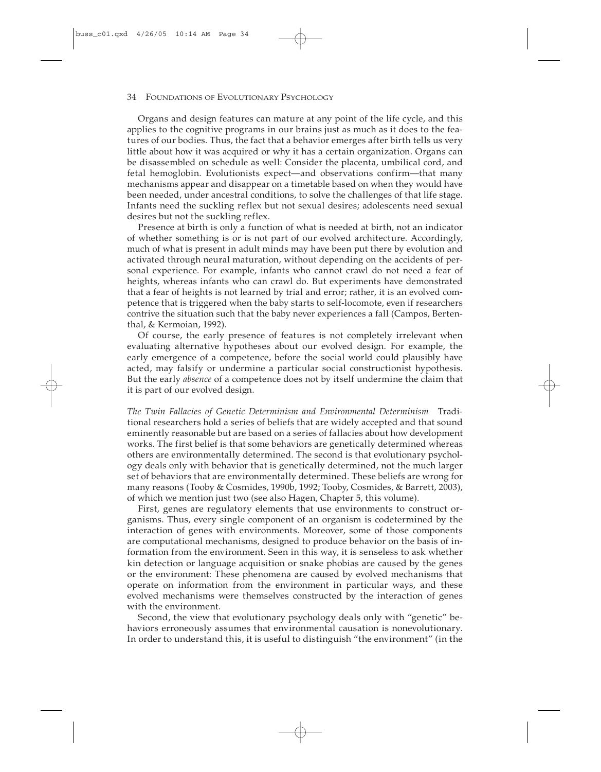Organs and design features can mature at any point of the life cycle, and this applies to the cognitive programs in our brains just as much as it does to the features of our bodies. Thus, the fact that a behavior emerges after birth tells us very little about how it was acquired or why it has a certain organization. Organs can be disassembled on schedule as well: Consider the placenta, umbilical cord, and fetal hemoglobin. Evolutionists expect—and observations confirm—that many mechanisms appear and disappear on a timetable based on when they would have been needed, under ancestral conditions, to solve the challenges of that life stage. Infants need the suckling reflex but not sexual desires; adolescents need sexual desires but not the suckling reflex.

Presence at birth is only a function of what is needed at birth, not an indicator of whether something is or is not part of our evolved architecture. Accordingly, much of what is present in adult minds may have been put there by evolution and activated through neural maturation, without depending on the accidents of personal experience. For example, infants who cannot crawl do not need a fear of heights, whereas infants who can crawl do. But experiments have demonstrated that a fear of heights is not learned by trial and error; rather, it is an evolved competence that is triggered when the baby starts to self-locomote, even if researchers contrive the situation such that the baby never experiences a fall (Campos, Bertenthal, & Kermoian, 1992).

Of course, the early presence of features is not completely irrelevant when evaluating alternative hypotheses about our evolved design. For example, the early emergence of a competence, before the social world could plausibly have acted, may falsify or undermine a particular social constructionist hypothesis. But the early *absence* of a competence does not by itself undermine the claim that it is part of our evolved design.

*The Twin Fallacies of Genetic Determinism and Environmental Determinism* Traditional researchers hold a series of beliefs that are widely accepted and that sound eminently reasonable but are based on a series of fallacies about how development works. The first belief is that some behaviors are genetically determined whereas others are environmentally determined. The second is that evolutionary psychology deals only with behavior that is genetically determined, not the much larger set of behaviors that are environmentally determined. These beliefs are wrong for many reasons (Tooby & Cosmides, 1990b, 1992; Tooby, Cosmides, & Barrett, 2003), of which we mention just two (see also Hagen, Chapter 5, this volume).

First, genes are regulatory elements that use environments to construct organisms. Thus, every single component of an organism is codetermined by the interaction of genes with environments. Moreover, some of those components are computational mechanisms, designed to produce behavior on the basis of information from the environment. Seen in this way, it is senseless to ask whether kin detection or language acquisition or snake phobias are caused by the genes or the environment: These phenomena are caused by evolved mechanisms that operate on information from the environment in particular ways, and these evolved mechanisms were themselves constructed by the interaction of genes with the environment.

Second, the view that evolutionary psychology deals only with "genetic" behaviors erroneously assumes that environmental causation is nonevolutionary. In order to understand this, it is useful to distinguish "the environment" (in the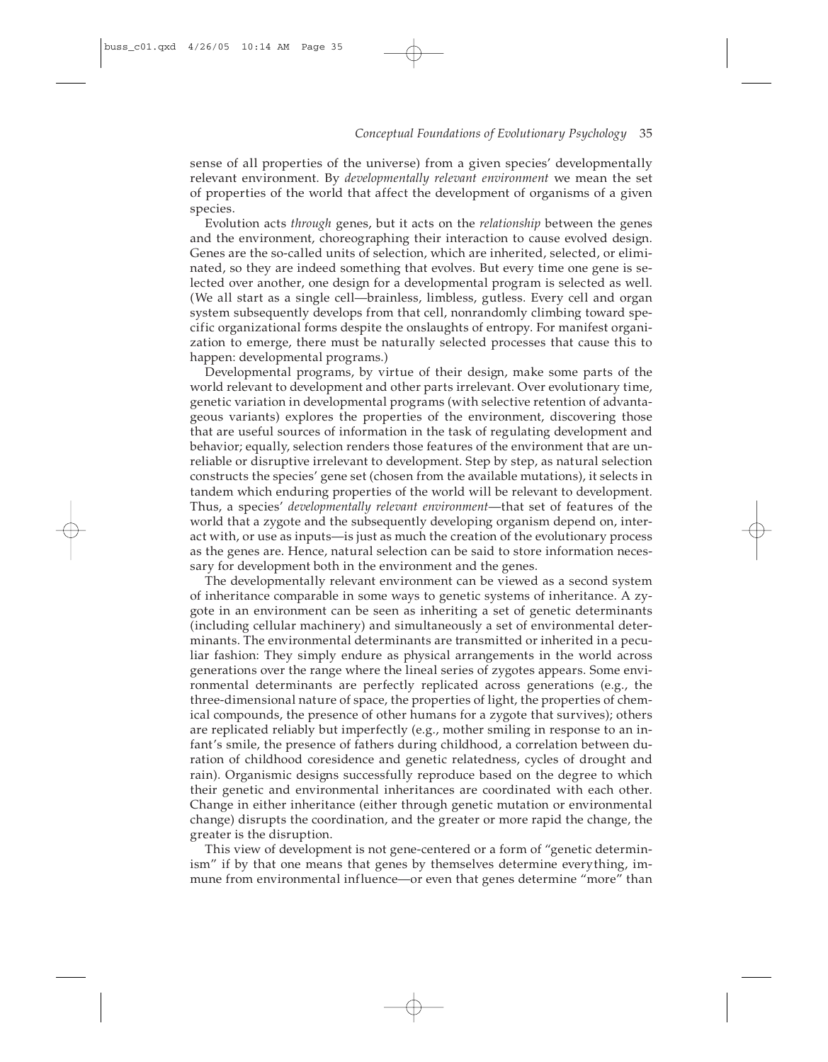sense of all properties of the universe) from a given species' developmentally relevant environment. By *developmentally relevant environment* we mean the set of properties of the world that affect the development of organisms of a given species.

Evolution acts *through* genes, but it acts on the *relationship* between the genes and the environment, choreographing their interaction to cause evolved design. Genes are the so-called units of selection, which are inherited, selected, or eliminated, so they are indeed something that evolves. But every time one gene is selected over another, one design for a developmental program is selected as well. (We all start as a single cell—brainless, limbless, gutless. Every cell and organ system subsequently develops from that cell, nonrandomly climbing toward specific organizational forms despite the onslaughts of entropy. For manifest organization to emerge, there must be naturally selected processes that cause this to happen: developmental programs.)

Developmental programs, by virtue of their design, make some parts of the world relevant to development and other parts irrelevant. Over evolutionary time, genetic variation in developmental programs (with selective retention of advantageous variants) explores the properties of the environment, discovering those that are useful sources of information in the task of regulating development and behavior; equally, selection renders those features of the environment that are unreliable or disruptive irrelevant to development. Step by step, as natural selection constructs the species' gene set (chosen from the available mutations), it selects in tandem which enduring properties of the world will be relevant to development. Thus, a species' *developmentally relevant environment*—that set of features of the world that a zygote and the subsequently developing organism depend on, interact with, or use as inputs—is just as much the creation of the evolutionary process as the genes are. Hence, natural selection can be said to store information necessary for development both in the environment and the genes.

The developmentally relevant environment can be viewed as a second system of inheritance comparable in some ways to genetic systems of inheritance. A zygote in an environment can be seen as inheriting a set of genetic determinants (including cellular machinery) and simultaneously a set of environmental determinants. The environmental determinants are transmitted or inherited in a peculiar fashion: They simply endure as physical arrangements in the world across generations over the range where the lineal series of zygotes appears. Some environmental determinants are perfectly replicated across generations (e.g., the three-dimensional nature of space, the properties of light, the properties of chemical compounds, the presence of other humans for a zygote that survives); others are replicated reliably but imperfectly (e.g., mother smiling in response to an infant's smile, the presence of fathers during childhood, a correlation between duration of childhood coresidence and genetic relatedness, cycles of drought and rain). Organismic designs successfully reproduce based on the degree to which their genetic and environmental inheritances are coordinated with each other. Change in either inheritance (either through genetic mutation or environmental change) disrupts the coordination, and the greater or more rapid the change, the greater is the disruption.

This view of development is not gene-centered or a form of "genetic determinism" if by that one means that genes by themselves determine everything, immune from environmental influence—or even that genes determine "more" than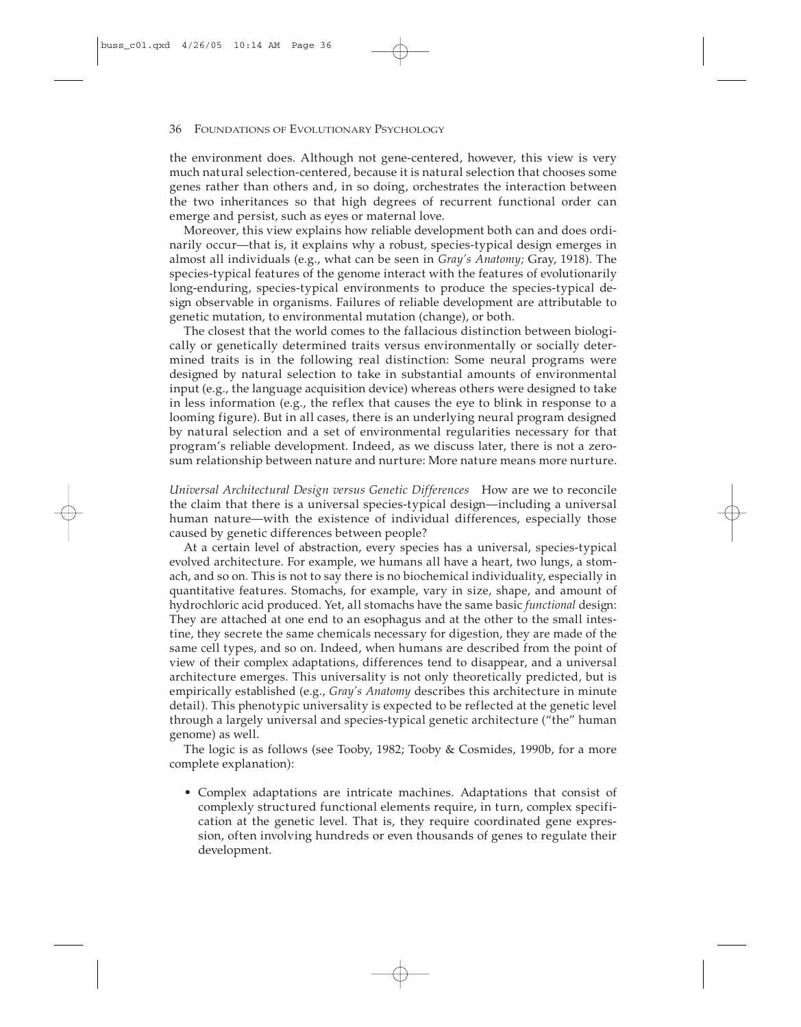the environment does. Although not gene-centered, however, this view is very much natural selection-centered, because it is natural selection that chooses some genes rather than others and, in so doing, orchestrates the interaction between the two inheritances so that high degrees of recurrent functional order can emerge and persist, such as eyes or maternal love.

Moreover, this view explains how reliable development both can and does ordinarily occur—that is, it explains why a robust, species-typical design emerges in almost all individuals (e.g., what can be seen in *Gray's Anatomy;* Gray, 1918). The species-typical features of the genome interact with the features of evolutionarily long-enduring, species-typical environments to produce the species-typical design observable in organisms. Failures of reliable development are attributable to genetic mutation, to environmental mutation (change), or both.

The closest that the world comes to the fallacious distinction between biologically or genetically determined traits versus environmentally or socially determined traits is in the following real distinction: Some neural programs were designed by natural selection to take in substantial amounts of environmental input (e.g., the language acquisition device) whereas others were designed to take in less information (e.g., the reflex that causes the eye to blink in response to a looming figure). But in all cases, there is an underlying neural program designed by natural selection and a set of environmental regularities necessary for that program's reliable development. Indeed, as we discuss later, there is not a zero-sum relationship between nature and nurture: More nature means more nurture.

*Universal Architectural Design versus Genetic Differences* How are we to reconcile the claim that there is a universal species-typical design—including a universal human nature—with the existence of individual differences, especially those caused by genetic differences between people?

At a certain level of abstraction, every species has a universal, species-typical evolved architecture. For example, we humans all have a heart, two lungs, a stomach, and so on. This is not to say there is no biochemical individuality, especially in quantitative features. Stomachs, for example, vary in size, shape, and amount of hydrochloric acid produced. Yet, all stomachs have the same basic *functional* design: They are attached at one end to an esophagus and at the other to the small intestine, they secrete the same chemicals necessary for digestion, they are made of the same cell types, and so on. Indeed, when humans are described from the point of view of their complex adaptations, differences tend to disappear, and a universal architecture emerges. This universality is not only theoretically predicted, but is empirically established (e.g., *Gray's Anatomy* describes this architecture in minute detail). This phenotypic universality is expected to be reflected at the genetic level through a largely universal and species-typical genetic architecture ("the" human genome) as well.

The logic is as follows (see Tooby, 1982; Tooby & Cosmides, 1990b, for a more complete explanation):

- Complex adaptations are intricate machines. Adaptations that consist of complexly structured functional elements require, in turn, complex specification at the genetic level. That is, they require coordinated gene expression, often involving hundreds or even thousands of genes to regulate their development.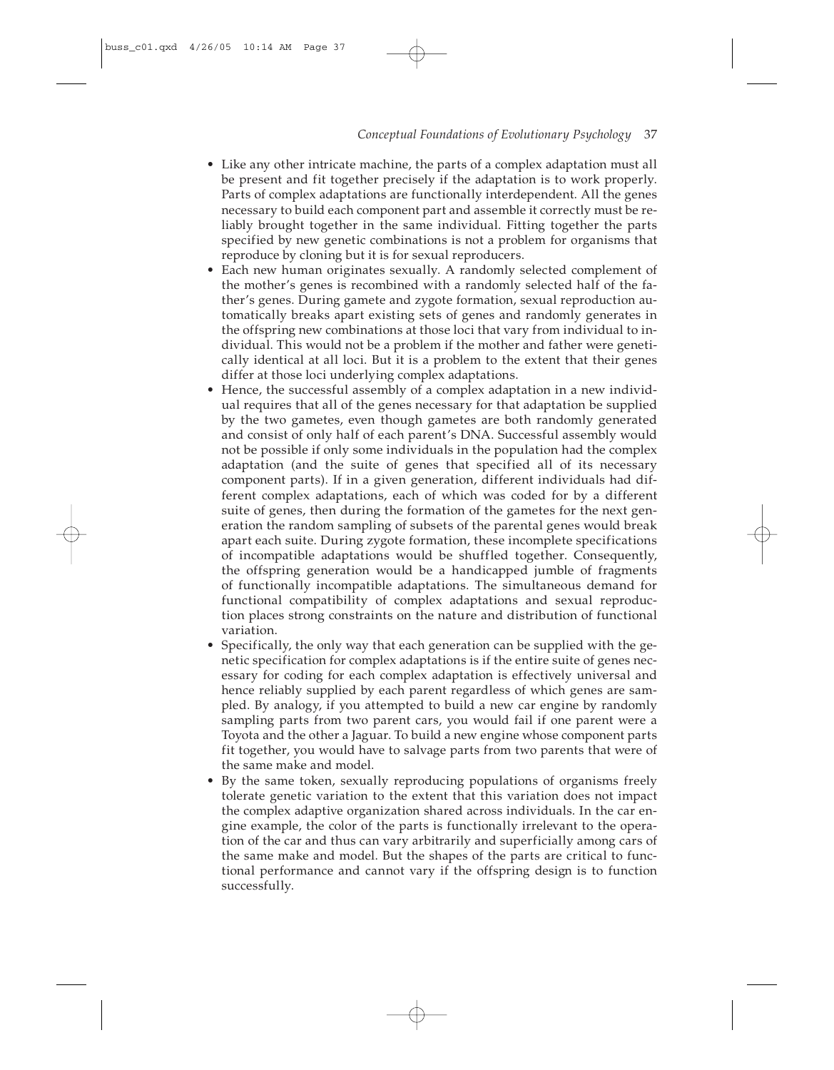- Like any other intricate machine, the parts of a complex adaptation must all be present and fit together precisely if the adaptation is to work properly. Parts of complex adaptations are functionally interdependent. All the genes necessary to build each component part and assemble it correctly must be reliably brought together in the same individual. Fitting together the parts specified by new genetic combinations is not a problem for organisms that reproduce by cloning but it is for sexual reproducers.
- Each new human originates sexually. A randomly selected complement of the mother's genes is recombined with a randomly selected half of the father's genes. During gamete and zygote formation, sexual reproduction automatically breaks apart existing sets of genes and randomly generates in the offspring new combinations at those loci that vary from individual to individual. This would not be a problem if the mother and father were genetically identical at all loci. But it is a problem to the extent that their genes differ at those loci underlying complex adaptations.
- Hence, the successful assembly of a complex adaptation in a new individual requires that all of the genes necessary for that adaptation be supplied by the two gametes, even though gametes are both randomly generated and consist of only half of each parent's DNA. Successful assembly would not be possible if only some individuals in the population had the complex adaptation (and the suite of genes that specified all of its necessary component parts). If in a given generation, different individuals had different complex adaptations, each of which was coded for by a different suite of genes, then during the formation of the gametes for the next generation the random sampling of subsets of the parental genes would break apart each suite. During zygote formation, these incomplete specifications of incompatible adaptations would be shuffled together. Consequently, the offspring generation would be a handicapped jumble of fragments of functionally incompatible adaptations. The simultaneous demand for functional compatibility of complex adaptations and sexual reproduction places strong constraints on the nature and distribution of functional variation.
- Specifically, the only way that each generation can be supplied with the genetic specification for complex adaptations is if the entire suite of genes necessary for coding for each complex adaptation is effectively universal and hence reliably supplied by each parent regardless of which genes are sampled. By analogy, if you attempted to build a new car engine by randomly sampling parts from two parent cars, you would fail if one parent were a Toyota and the other a Jaguar. To build a new engine whose component parts fit together, you would have to salvage parts from two parents that were of the same make and model.
- By the same token, sexually reproducing populations of organisms freely tolerate genetic variation to the extent that this variation does not impact the complex adaptive organization shared across individuals. In the car engine example, the color of the parts is functionally irrelevant to the operation of the car and thus can vary arbitrarily and superficially among cars of the same make and model. But the shapes of the parts are critical to functional performance and cannot vary if the offspring design is to function successfully.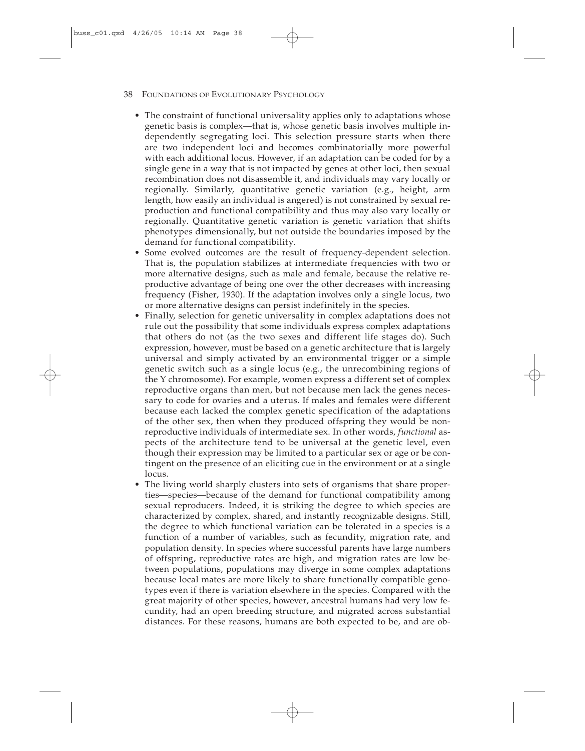- The constraint of functional universality applies only to adaptations whose genetic basis is complex—that is, whose genetic basis involves multiple independently segregating loci. This selection pressure starts when there are two independent loci and becomes combinatorially more powerful with each additional locus. However, if an adaptation can be coded for by a single gene in a way that is not impacted by genes at other loci, then sexual recombination does not disassemble it, and individuals may vary locally or regionally. Similarly, quantitative genetic variation (e.g., height, arm length, how easily an individual is angered) is not constrained by sexual reproduction and functional compatibility and thus may also vary locally or regionally. Quantitative genetic variation is genetic variation that shifts phenotypes dimensionally, but not outside the boundaries imposed by the demand for functional compatibility.
- Some evolved outcomes are the result of frequency-dependent selection. That is, the population stabilizes at intermediate frequencies with two or more alternative designs, such as male and female, because the relative reproductive advantage of being one over the other decreases with increasing frequency (Fisher, 1930). If the adaptation involves only a single locus, two or more alternative designs can persist indefinitely in the species.
- Finally, selection for genetic universality in complex adaptations does not rule out the possibility that some individuals express complex adaptations that others do not (as the two sexes and different life stages do). Such expression, however, must be based on a genetic architecture that is largely universal and simply activated by an environmental trigger or a simple genetic switch such as a single locus (e.g., the unrecombining regions of the Y chromosome). For example, women express a different set of complex reproductive organs than men, but not because men lack the genes necessary to code for ovaries and a uterus. If males and females were different because each lacked the complex genetic specification of the adaptations of the other sex, then when they produced offspring they would be nonreproductive individuals of intermediate sex. In other words, *functional* aspects of the architecture tend to be universal at the genetic level, even though their expression may be limited to a particular sex or age or be contingent on the presence of an eliciting cue in the environment or at a single locus.
- The living world sharply clusters into sets of organisms that share properties—species—because of the demand for functional compatibility among sexual reproducers. Indeed, it is striking the degree to which species are characterized by complex, shared, and instantly recognizable designs. Still, the degree to which functional variation can be tolerated in a species is a function of a number of variables, such as fecundity, migration rate, and population density. In species where successful parents have large numbers of offspring, reproductive rates are high, and migration rates are low between populations, populations may diverge in some complex adaptations because local mates are more likely to share functionally compatible genotypes even if there is variation elsewhere in the species. Compared with the great majority of other species, however, ancestral humans had very low fecundity, had an open breeding structure, and migrated across substantial distances. For these reasons, humans are both expected to be, and are ob-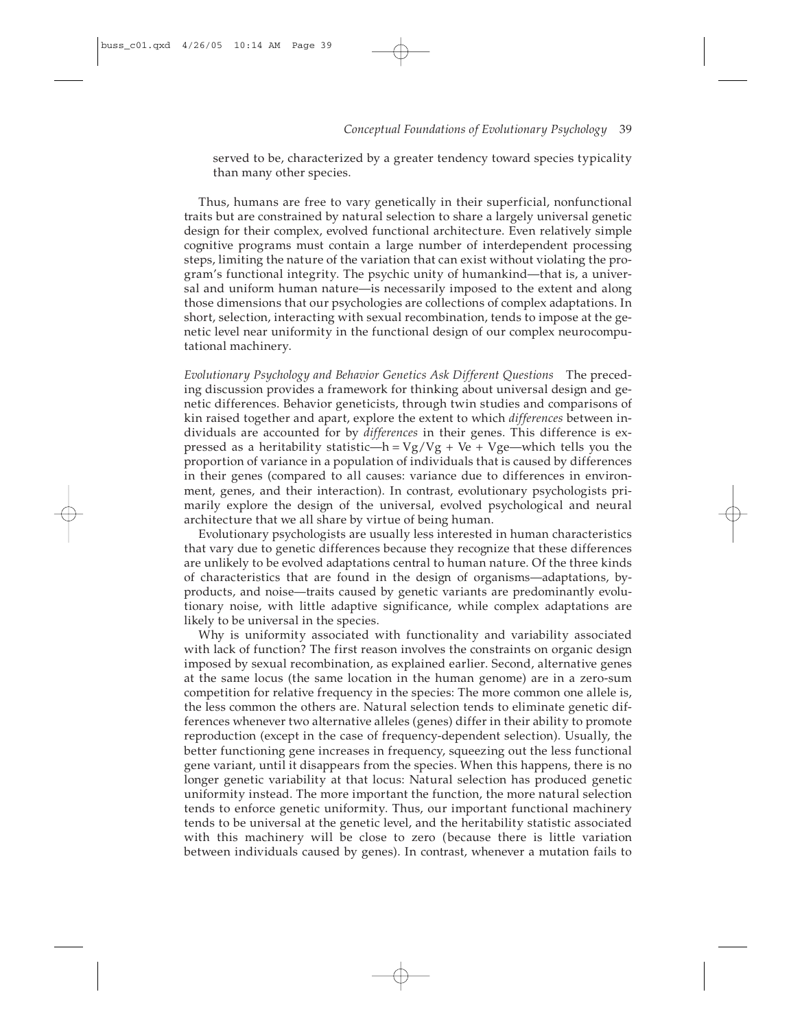served to be, characterized by a greater tendency toward species typicality than many other species.

Thus, humans are free to vary genetically in their superficial, nonfunctional traits but are constrained by natural selection to share a largely universal genetic design for their complex, evolved functional architecture. Even relatively simple cognitive programs must contain a large number of interdependent processing steps, limiting the nature of the variation that can exist without violating the program's functional integrity. The psychic unity of humankind—that is, a universal and uniform human nature—is necessarily imposed to the extent and along those dimensions that our psychologies are collections of complex adaptations. In short, selection, interacting with sexual recombination, tends to impose at the genetic level near uniformity in the functional design of our complex neurocomputational machinery.

*Evolutionary Psychology and Behavior Genetics Ask Different Questions* The preceding discussion provides a framework for thinking about universal design and genetic differences. Behavior geneticists, through twin studies and comparisons of kin raised together and apart, explore the extent to which *differences* between individuals are accounted for by *differences* in their genes. This difference is expressed as a heritability statistic—$h = Vg/Vg + Ve + Vge$—which tells you the proportion of variance in a population of individuals that is caused by differences in their genes (compared to all causes: variance due to differences in environment, genes, and their interaction). In contrast, evolutionary psychologists primarily explore the design of the universal, evolved psychological and neural architecture that we all share by virtue of being human.

Evolutionary psychologists are usually less interested in human characteristics that vary due to genetic differences because they recognize that these differences are unlikely to be evolved adaptations central to human nature. Of the three kinds of characteristics that are found in the design of organisms—adaptations, by-products, and noise—traits caused by genetic variants are predominantly evolutionary noise, with little adaptive significance, while complex adaptations are likely to be universal in the species.

Why is uniformity associated with functionality and variability associated with lack of function? The first reason involves the constraints on organic design imposed by sexual recombination, as explained earlier. Second, alternative genes at the same locus (the same location in the human genome) are in a zero-sum competition for relative frequency in the species: The more common one allele is, the less common the others are. Natural selection tends to eliminate genetic differences whenever two alternative alleles (genes) differ in their ability to promote reproduction (except in the case of frequency-dependent selection). Usually, the better functioning gene increases in frequency, squeezing out the less functional gene variant, until it disappears from the species. When this happens, there is no longer genetic variability at that locus: Natural selection has produced genetic uniformity instead. The more important the function, the more natural selection tends to enforce genetic uniformity. Thus, our important functional machinery tends to be universal at the genetic level, and the heritability statistic associated with this machinery will be close to zero (because there is little variation between individuals caused by genes). In contrast, whenever a mutation fails to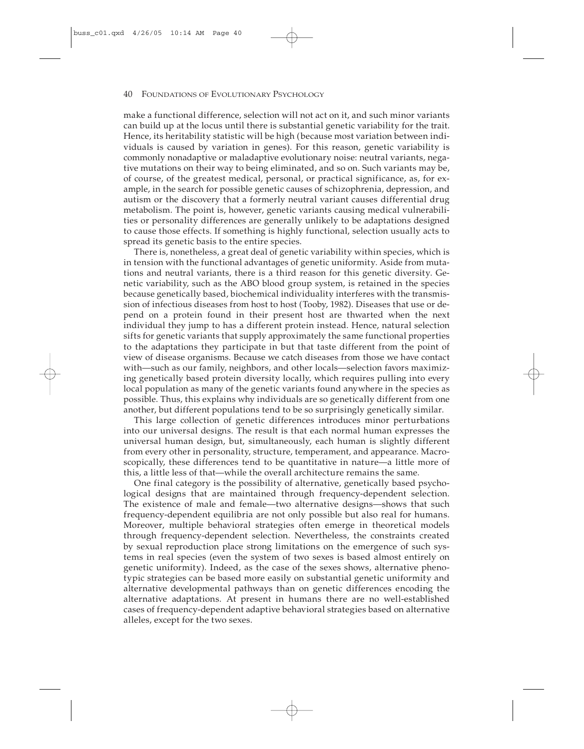make a functional difference, selection will not act on it, and such minor variants can build up at the locus until there is substantial genetic variability for the trait. Hence, its heritability statistic will be high (because most variation between individuals is caused by variation in genes). For this reason, genetic variability is commonly nonadaptive or maladaptive evolutionary noise: neutral variants, negative mutations on their way to being eliminated, and so on. Such variants may be, of course, of the greatest medical, personal, or practical significance, as, for example, in the search for possible genetic causes of schizophrenia, depression, and autism or the discovery that a formerly neutral variant causes differential drug metabolism. The point is, however, genetic variants causing medical vulnerabilities or personality differences are generally unlikely to be adaptations designed to cause those effects. If something is highly functional, selection usually acts to spread its genetic basis to the entire species.

There is, nonetheless, a great deal of genetic variability within species, which is in tension with the functional advantages of genetic uniformity. Aside from mutations and neutral variants, there is a third reason for this genetic diversity. Genetic variability, such as the ABO blood group system, is retained in the species because genetically based, biochemical individuality interferes with the transmission of infectious diseases from host to host (Tooby, 1982). Diseases that use or depend on a protein found in their present host are thwarted when the next individual they jump to has a different protein instead. Hence, natural selection sifts for genetic variants that supply approximately the same functional properties to the adaptations they participate in but that taste different from the point of view of disease organisms. Because we catch diseases from those we have contact with—such as our family, neighbors, and other locals—selection favors maximizing genetically based protein diversity locally, which requires pulling into every local population as many of the genetic variants found anywhere in the species as possible. Thus, this explains why individuals are so genetically different from one another, but different populations tend to be so surprisingly genetically similar.

This large collection of genetic differences introduces minor perturbations into our universal designs. The result is that each normal human expresses the universal human design, but, simultaneously, each human is slightly different from every other in personality, structure, temperament, and appearance. Macroscopically, these differences tend to be quantitative in nature—a little more of this, a little less of that—while the overall architecture remains the same.

One final category is the possibility of alternative, genetically based psychological designs that are maintained through frequency-dependent selection. The existence of male and female—two alternative designs—shows that such frequency-dependent equilibria are not only possible but also real for humans. Moreover, multiple behavioral strategies often emerge in theoretical models through frequency-dependent selection. Nevertheless, the constraints created by sexual reproduction place strong limitations on the emergence of such systems in real species (even the system of two sexes is based almost entirely on genetic uniformity). Indeed, as the case of the sexes shows, alternative phenotypic strategies can be based more easily on substantial genetic uniformity and alternative developmental pathways than on genetic differences encoding the alternative adaptations. At present in humans there are no well-established cases of frequency-dependent adaptive behavioral strategies based on alternative alleles, except for the two sexes.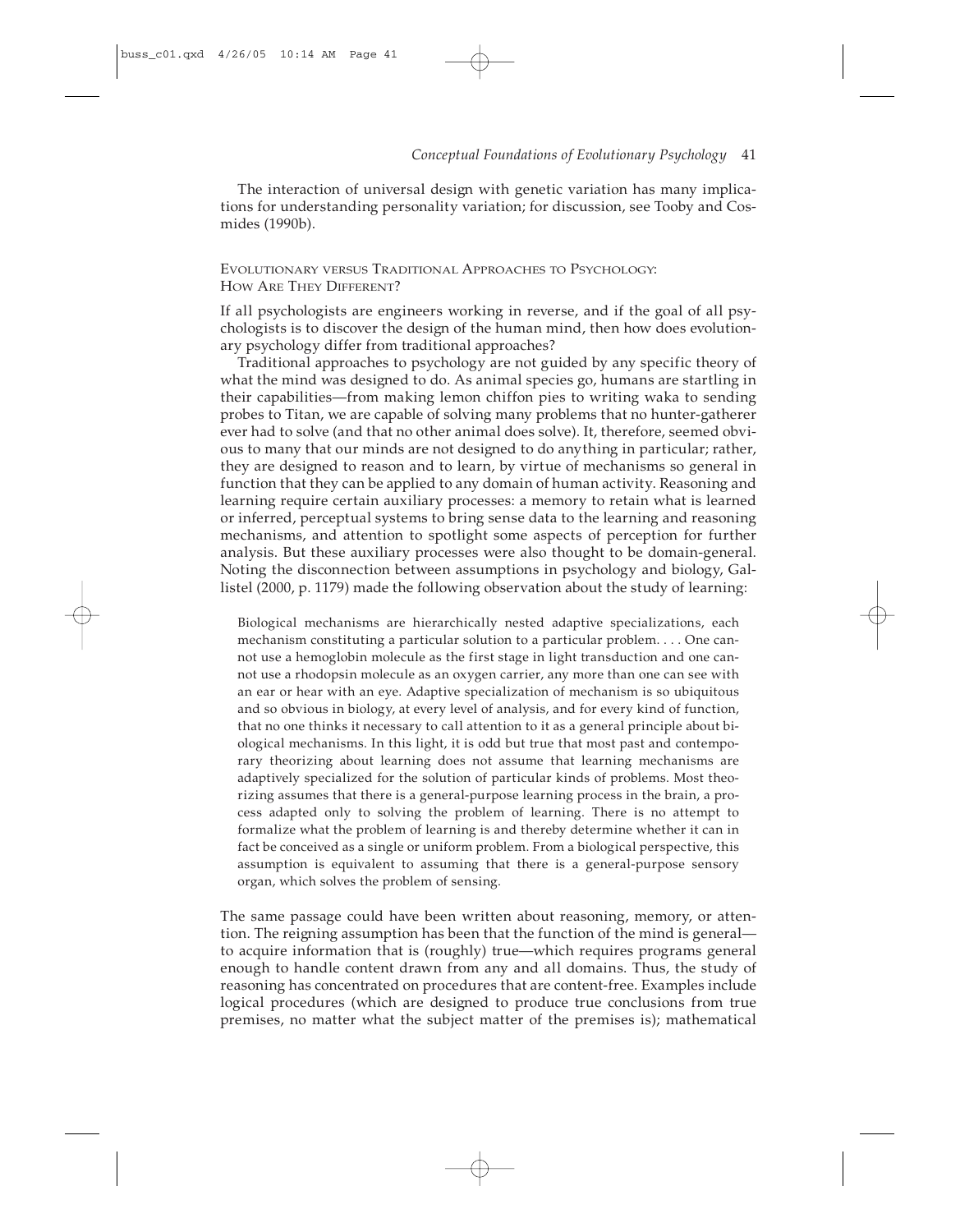The interaction of universal design with genetic variation has many implications for understanding personality variation; for discussion, see Tooby and Cosmides (1990b).

### Evolutionary versus Traditional Approaches to Psychology: How Are They Different?

If all psychologists are engineers working in reverse, and if the goal of all psychologists is to discover the design of the human mind, then how does evolutionary psychology differ from traditional approaches?

Traditional approaches to psychology are not guided by any specific theory of what the mind was designed to do. As animal species go, humans are startling in their capabilities—from making lemon chiffon pies to writing waka to sending probes to Titan, we are capable of solving many problems that no hunter-gatherer ever had to solve (and that no other animal does solve). It, therefore, seemed obvious to many that our minds are not designed to do anything in particular; rather, they are designed to reason and to learn, by virtue of mechanisms so general in function that they can be applied to any domain of human activity. Reasoning and learning require certain auxiliary processes: a memory to retain what is learned or inferred, perceptual systems to bring sense data to the learning and reasoning mechanisms, and attention to spotlight some aspects of perception for further analysis. But these auxiliary processes were also thought to be domain-general. Noting the disconnection between assumptions in psychology and biology, Gallistel (2000, p. 1179) made the following observation about the study of learning:

> Biological mechanisms are hierarchically nested adaptive specializations, each mechanism constituting a particular solution to a particular problem. . . . One cannot use a hemoglobin molecule as the first stage in light transduction and one cannot use a rhodopsin molecule as an oxygen carrier, any more than one can see with an ear or hear with an eye. Adaptive specialization of mechanism is so ubiquitous and so obvious in biology, at every level of analysis, and for every kind of function, that no one thinks it necessary to call attention to it as a general principle about biological mechanisms. In this light, it is odd but true that most past and contemporary theorizing about learning does not assume that learning mechanisms are adaptively specialized for the solution of particular kinds of problems. Most theorizing assumes that there is a general-purpose learning process in the brain, a process adapted only to solving the problem of learning. There is no attempt to formalize what the problem of learning is and thereby determine whether it can in fact be conceived as a single or uniform problem. From a biological perspective, this assumption is equivalent to assuming that there is a general-purpose sensory organ, which solves the problem of sensing.

The same passage could have been written about reasoning, memory, or attention. The reigning assumption has been that the function of the mind is general—to acquire information that is (roughly) true—which requires programs general enough to handle content drawn from any and all domains. Thus, the study of reasoning has concentrated on procedures that are content-free. Examples include logical procedures (which are designed to produce true conclusions from true premises, no matter what the subject matter of the premises is); mathematical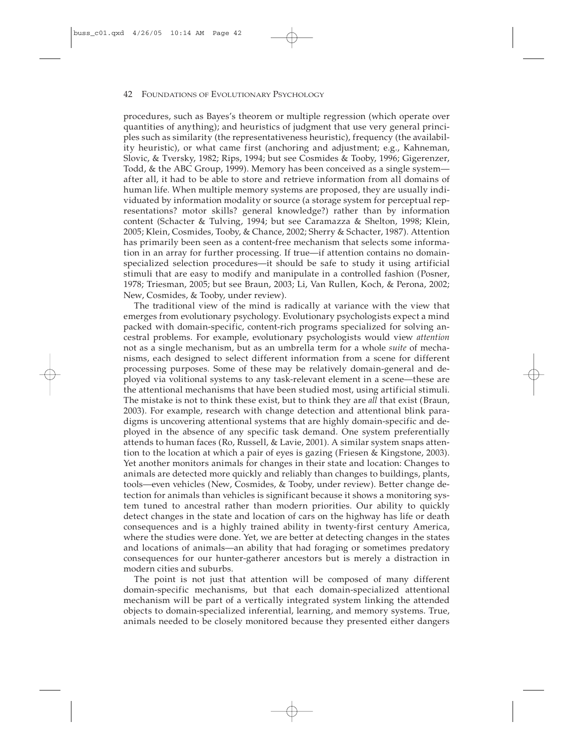procedures, such as Bayes's theorem or multiple regression (which operate over quantities of anything); and heuristics of judgment that use very general principles such as similarity (the representativeness heuristic), frequency (the availability heuristic), or what came first (anchoring and adjustment; e.g., Kahneman, Slovic, & Tversky, 1982; Rips, 1994; but see Cosmides & Tooby, 1996; Gigerenzer, Todd, & the ABC Group, 1999). Memory has been conceived as a single system—after all, it had to be able to store and retrieve information from all domains of human life. When multiple memory systems are proposed, they are usually individuated by information modality or source (a storage system for perceptual representations? motor skills? general knowledge?) rather than by information content (Schacter & Tulving, 1994; but see Caramazza & Shelton, 1998; Klein, 2005; Klein, Cosmides, Tooby, & Chance, 2002; Sherry & Schacter, 1987). Attention has primarily been seen as a content-free mechanism that selects some information in an array for further processing. If true—if attention contains no domain-specialized selection procedures—it should be safe to study it using artificial stimuli that are easy to modify and manipulate in a controlled fashion (Posner, 1978; Triesman, 2005; but see Braun, 2003; Li, Van Rullen, Koch, & Perona, 2002; New, Cosmides, & Tooby, under review).

The traditional view of the mind is radically at variance with the view that emerges from evolutionary psychology. Evolutionary psychologists expect a mind packed with domain-specific, content-rich programs specialized for solving ancestral problems. For example, evolutionary psychologists would view *attention* not as a single mechanism, but as an umbrella term for a whole *suite* of mechanisms, each designed to select different information from a scene for different processing purposes. Some of these may be relatively domain-general and deployed via volitional systems to any task-relevant element in a scene—these are the attentional mechanisms that have been studied most, using artificial stimuli. The mistake is not to think these exist, but to think they are *all* that exist (Braun, 2003). For example, research with change detection and attentional blink paradigms is uncovering attentional systems that are highly domain-specific and deployed in the absence of any specific task demand. One system preferentially attends to human faces (Ro, Russell, & Lavie, 2001). A similar system snaps attention to the location at which a pair of eyes is gazing (Friesen & Kingstone, 2003). Yet another monitors animals for changes in their state and location: Changes to animals are detected more quickly and reliably than changes to buildings, plants, tools—even vehicles (New, Cosmides, & Tooby, under review). Better change detection for animals than vehicles is significant because it shows a monitoring system tuned to ancestral rather than modern priorities. Our ability to quickly detect changes in the state and location of cars on the highway has life or death consequences and is a highly trained ability in twenty-first century America, where the studies were done. Yet, we are better at detecting changes in the states and locations of animals—an ability that had foraging or sometimes predatory consequences for our hunter-gatherer ancestors but is merely a distraction in modern cities and suburbs.

The point is not just that attention will be composed of many different domain-specific mechanisms, but that each domain-specialized attentional mechanism will be part of a vertically integrated system linking the attended objects to domain-specialized inferential, learning, and memory systems. True, animals needed to be closely monitored because they presented either dangers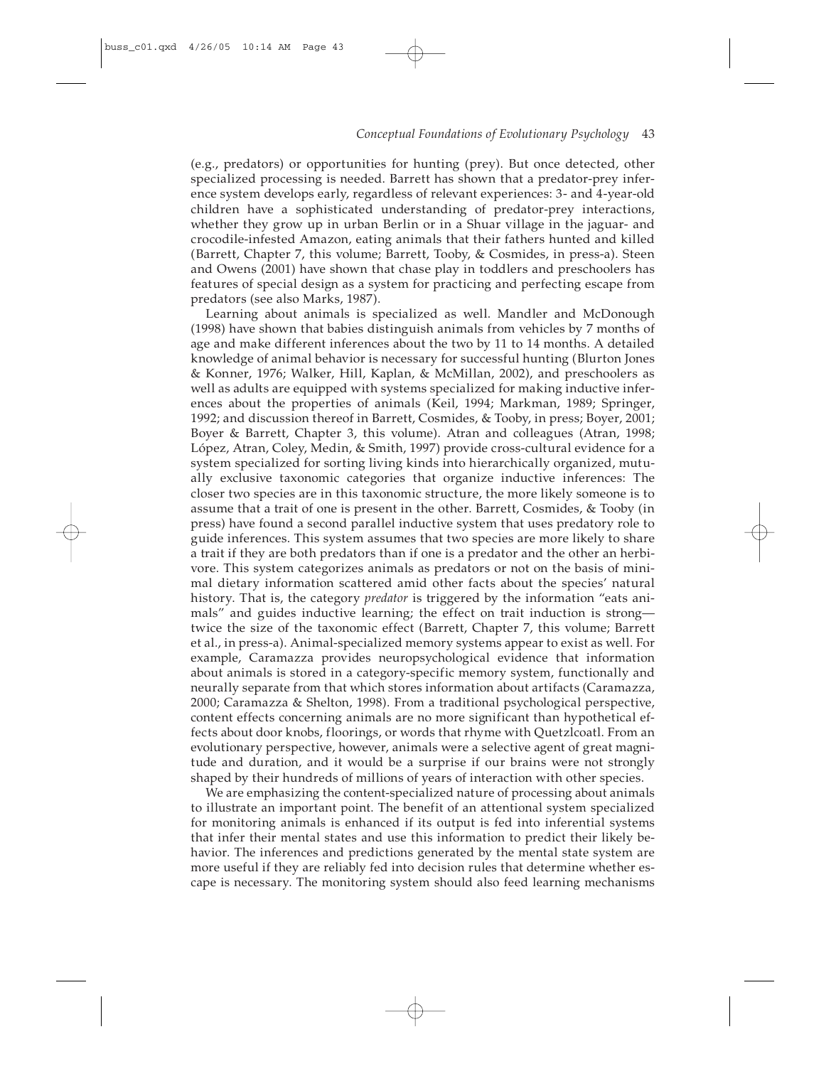(e.g., predators) or opportunities for hunting (prey). But once detected, other specialized processing is needed. Barrett has shown that a predator-prey inference system develops early, regardless of relevant experiences: 3- and 4-year-old children have a sophisticated understanding of predator-prey interactions, whether they grow up in urban Berlin or in a Shuar village in the jaguar- and crocodile-infested Amazon, eating animals that their fathers hunted and killed (Barrett, Chapter 7, this volume; Barrett, Tooby, & Cosmides, in press-a). Steen and Owens (2001) have shown that chase play in toddlers and preschoolers has features of special design as a system for practicing and perfecting escape from predators (see also Marks, 1987).

Learning about animals is specialized as well. Mandler and McDonough (1998) have shown that babies distinguish animals from vehicles by 7 months of age and make different inferences about the two by 11 to 14 months. A detailed knowledge of animal behavior is necessary for successful hunting (Blurton Jones & Konner, 1976; Walker, Hill, Kaplan, & McMillan, 2002), and preschoolers as well as adults are equipped with systems specialized for making inductive inferences about the properties of animals (Keil, 1994; Markman, 1989; Springer, 1992; and discussion thereof in Barrett, Cosmides, & Tooby, in press; Boyer, 2001; Boyer & Barrett, Chapter 3, this volume). Atran and colleagues (Atran, 1998; López, Atran, Coley, Medin, & Smith, 1997) provide cross-cultural evidence for a system specialized for sorting living kinds into hierarchically organized, mutually exclusive taxonomic categories that organize inductive inferences: The closer two species are in this taxonomic structure, the more likely someone is to assume that a trait of one is present in the other. Barrett, Cosmides, & Tooby (in press) have found a second parallel inductive system that uses predatory role to guide inferences. This system assumes that two species are more likely to share a trait if they are both predators than if one is a predator and the other an herbivore. This system categorizes animals as predators or not on the basis of minimal dietary information scattered amid other facts about the species' natural history. That is, the category *predator* is triggered by the information "eats animals" and guides inductive learning; the effect on trait induction is strong—twice the size of the taxonomic effect (Barrett, Chapter 7, this volume; Barrett et al., in press-a). Animal-specialized memory systems appear to exist as well. For example, Caramazza provides neuropsychological evidence that information about animals is stored in a category-specific memory system, functionally and neurally separate from that which stores information about artifacts (Caramazza, 2000; Caramazza & Shelton, 1998). From a traditional psychological perspective, content effects concerning animals are no more significant than hypothetical effects about door knobs, floorings, or words that rhyme with Quetzlcoatl. From an evolutionary perspective, however, animals were a selective agent of great magnitude and duration, and it would be a surprise if our brains were not strongly shaped by their hundreds of millions of years of interaction with other species.

We are emphasizing the content-specialized nature of processing about animals to illustrate an important point. The benefit of an attentional system specialized for monitoring animals is enhanced if its output is fed into inferential systems that infer their mental states and use this information to predict their likely behavior. The inferences and predictions generated by the mental state system are more useful if they are reliably fed into decision rules that determine whether escape is necessary. The monitoring system should also feed learning mechanisms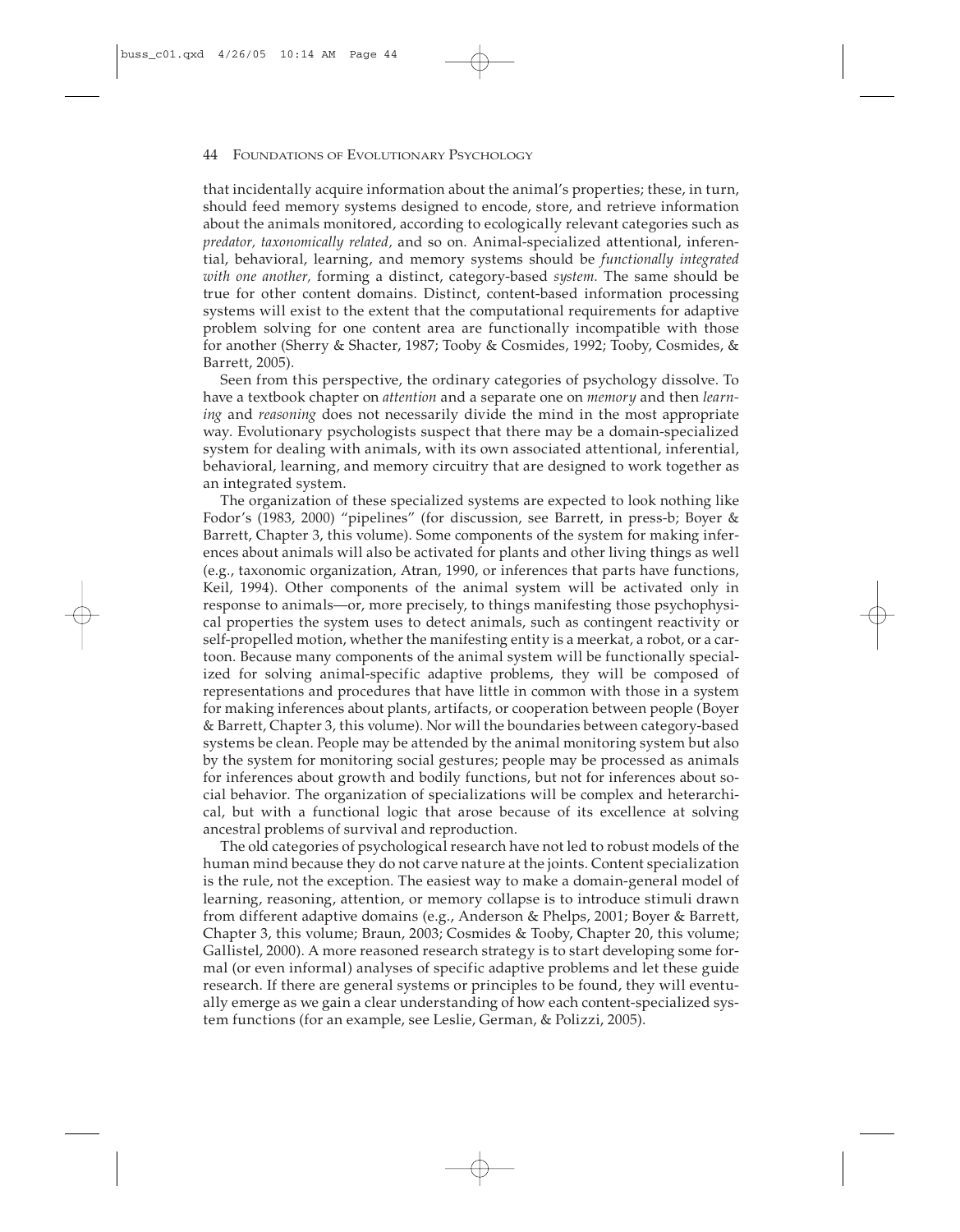that incidentally acquire information about the animal's properties; these, in turn, should feed memory systems designed to encode, store, and retrieve information about the animals monitored, according to ecologically relevant categories such as *predator, taxonomically related,* and so on. Animal-specialized attentional, inferential, behavioral, learning, and memory systems should be *functionally integrated with one another,* forming a distinct, category-based *system.* The same should be true for other content domains. Distinct, content-based information processing systems will exist to the extent that the computational requirements for adaptive problem solving for one content area are functionally incompatible with those for another (Sherry & Shacter, 1987; Tooby & Cosmides, 1992; Tooby, Cosmides, & Barrett, 2005).

Seen from this perspective, the ordinary categories of psychology dissolve. To have a textbook chapter on *attention* and a separate one on *memory* and then *learning* and *reasoning* does not necessarily divide the mind in the most appropriate way. Evolutionary psychologists suspect that there may be a domain-specialized system for dealing with animals, with its own associated attentional, inferential, behavioral, learning, and memory circuitry that are designed to work together as an integrated system.

The organization of these specialized systems are expected to look nothing like Fodor's (1983, 2000) "pipelines" (for discussion, see Barrett, in press-b; Boyer & Barrett, Chapter 3, this volume). Some components of the system for making inferences about animals will also be activated for plants and other living things as well (e.g., taxonomic organization, Atran, 1990, or inferences that parts have functions, Keil, 1994). Other components of the animal system will be activated only in response to animals—or, more precisely, to things manifesting those psychophysical properties the system uses to detect animals, such as contingent reactivity or self-propelled motion, whether the manifesting entity is a meerkat, a robot, or a cartoon. Because many components of the animal system will be functionally specialized for solving animal-specific adaptive problems, they will be composed of representations and procedures that have little in common with those in a system for making inferences about plants, artifacts, or cooperation between people (Boyer & Barrett, Chapter 3, this volume). Nor will the boundaries between category-based systems be clean. People may be attended by the animal monitoring system but also by the system for monitoring social gestures; people may be processed as animals for inferences about growth and bodily functions, but not for inferences about social behavior. The organization of specializations will be complex and heterarchical, but with a functional logic that arose because of its excellence at solving ancestral problems of survival and reproduction.

The old categories of psychological research have not led to robust models of the human mind because they do not carve nature at the joints. Content specialization is the rule, not the exception. The easiest way to make a domain-general model of learning, reasoning, attention, or memory collapse is to introduce stimuli drawn from different adaptive domains (e.g., Anderson & Phelps, 2001; Boyer & Barrett, Chapter 3, this volume; Braun, 2003; Cosmides & Tooby, Chapter 20, this volume; Gallistel, 2000). A more reasoned research strategy is to start developing some formal (or even informal) analyses of specific adaptive problems and let these guide research. If there are general systems or principles to be found, they will eventually emerge as we gain a clear understanding of how each content-specialized system functions (for an example, see Leslie, German, & Polizzi, 2005).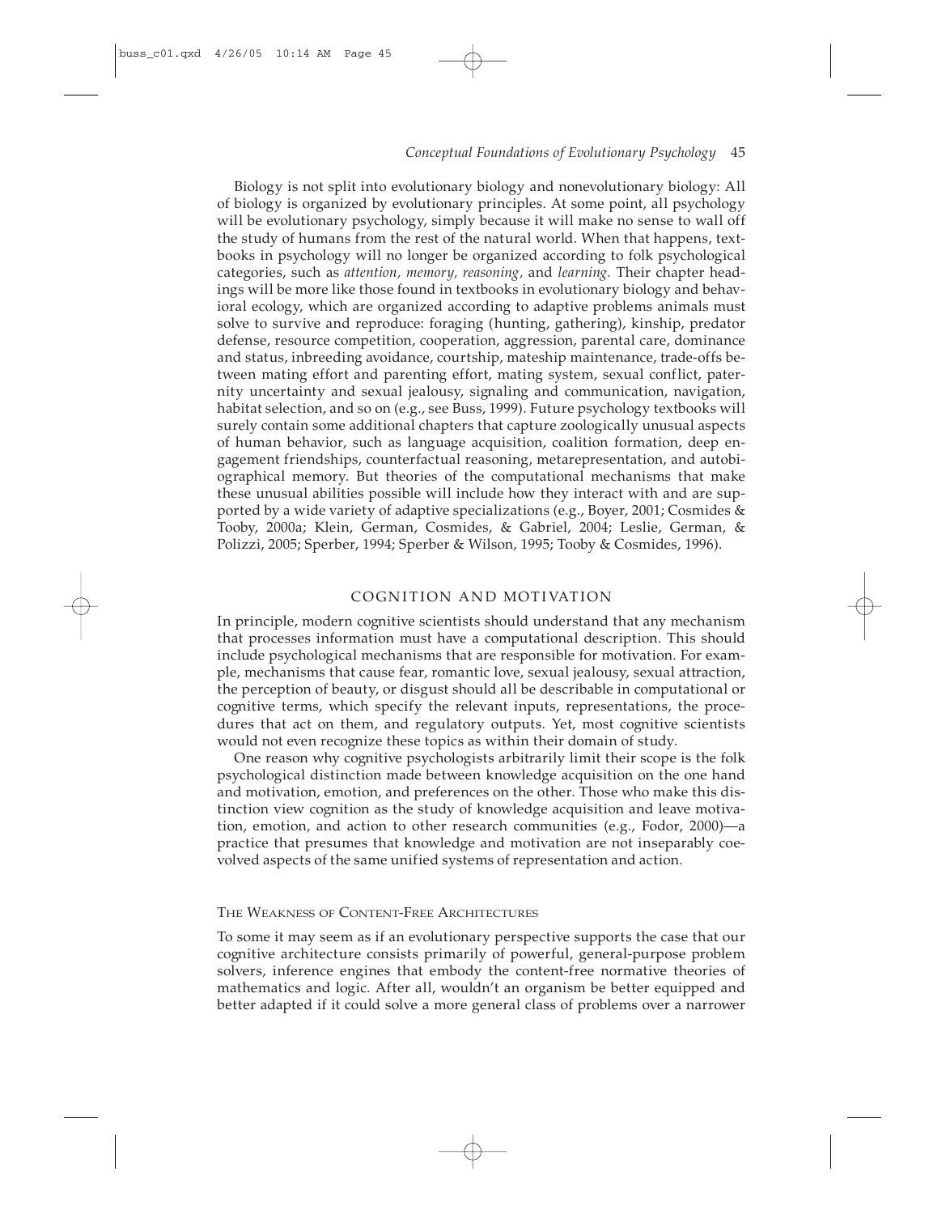Biology is not split into evolutionary biology and nonevolutionary biology: All of biology is organized by evolutionary principles. At some point, all psychology will be evolutionary psychology, simply because it will make no sense to wall off the study of humans from the rest of the natural world. When that happens, textbooks in psychology will no longer be organized according to folk psychological categories, such as *attention, memory, reasoning,* and *learning.* Their chapter headings will be more like those found in textbooks in evolutionary biology and behavioral ecology, which are organized according to adaptive problems animals must solve to survive and reproduce: foraging (hunting, gathering), kinship, predator defense, resource competition, cooperation, aggression, parental care, dominance and status, inbreeding avoidance, courtship, mateship maintenance, trade-offs between mating effort and parenting effort, mating system, sexual conflict, paternity uncertainty and sexual jealousy, signaling and communication, navigation, habitat selection, and so on (e.g., see Buss, 1999). Future psychology textbooks will surely contain some additional chapters that capture zoologically unusual aspects of human behavior, such as language acquisition, coalition formation, deep engagement friendships, counterfactual reasoning, metarepresentation, and autobiographical memory. But theories of the computational mechanisms that make these unusual abilities possible will include how they interact with and are supported by a wide variety of adaptive specializations (e.g., Boyer, 2001; Cosmides & Tooby, 2000a; Klein, German, Cosmides, & Gabriel, 2004; Leslie, German, & Polizzi, 2005; Sperber, 1994; Sperber & Wilson, 1995; Tooby & Cosmides, 1996).

## COGNITION AND MOTIVATION

In principle, modern cognitive scientists should understand that any mechanism that processes information must have a computational description. This should include psychological mechanisms that are responsible for motivation. For example, mechanisms that cause fear, romantic love, sexual jealousy, sexual attraction, the perception of beauty, or disgust should all be describable in computational or cognitive terms, which specify the relevant inputs, representations, the procedures that act on them, and regulatory outputs. Yet, most cognitive scientists would not even recognize these topics as within their domain of study.

One reason why cognitive psychologists arbitrarily limit their scope is the folk psychological distinction made between knowledge acquisition on the one hand and motivation, emotion, and preferences on the other. Those who make this distinction view cognition as the study of knowledge acquisition and leave motivation, emotion, and action to other research communities (e.g., Fodor, 2000)—a practice that presumes that knowledge and motivation are not inseparably coevolved aspects of the same unified systems of representation and action.

### The Weakness of Content-Free Architectures

To some it may seem as if an evolutionary perspective supports the case that our cognitive architecture consists primarily of powerful, general-purpose problem solvers, inference engines that embody the content-free normative theories of mathematics and logic. After all, wouldn't an organism be better equipped and better adapted if it could solve a more general class of problems over a narrower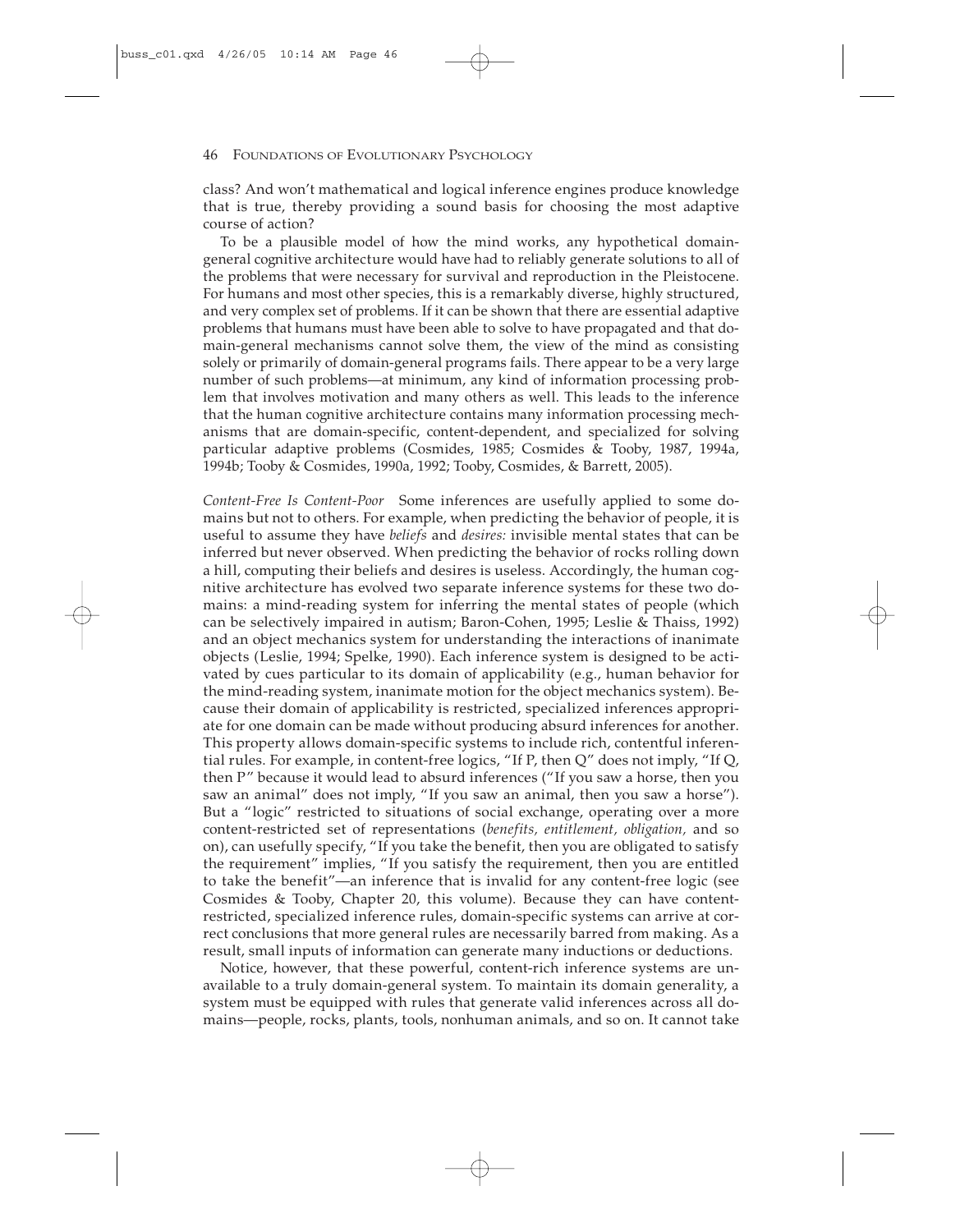class? And won't mathematical and logical inference engines produce knowledge that is true, thereby providing a sound basis for choosing the most adaptive course of action?

To be a plausible model of how the mind works, any hypothetical domain-general cognitive architecture would have had to reliably generate solutions to all of the problems that were necessary for survival and reproduction in the Pleistocene. For humans and most other species, this is a remarkably diverse, highly structured, and very complex set of problems. If it can be shown that there are essential adaptive problems that humans must have been able to solve to have propagated and that domain-general mechanisms cannot solve them, the view of the mind as consisting solely or primarily of domain-general programs fails. There appear to be a very large number of such problems—at minimum, any kind of information processing problem that involves motivation and many others as well. This leads to the inference that the human cognitive architecture contains many information processing mechanisms that are domain-specific, content-dependent, and specialized for solving particular adaptive problems (Cosmides, 1985; Cosmides & Tooby, 1987, 1994a, 1994b; Tooby & Cosmides, 1990a, 1992; Tooby, Cosmides, & Barrett, 2005).

*Content-Free Is Content-Poor* Some inferences are usefully applied to some domains but not to others. For example, when predicting the behavior of people, it is useful to assume they have *beliefs* and *desires:* invisible mental states that can be inferred but never observed. When predicting the behavior of rocks rolling down a hill, computing their beliefs and desires is useless. Accordingly, the human cognitive architecture has evolved two separate inference systems for these two domains: a mind-reading system for inferring the mental states of people (which can be selectively impaired in autism; Baron-Cohen, 1995; Leslie & Thaiss, 1992) and an object mechanics system for understanding the interactions of inanimate objects (Leslie, 1994; Spelke, 1990). Each inference system is designed to be activated by cues particular to its domain of applicability (e.g., human behavior for the mind-reading system, inanimate motion for the object mechanics system). Because their domain of applicability is restricted, specialized inferences appropriate for one domain can be made without producing absurd inferences for another. This property allows domain-specific systems to include rich, contentful inferential rules. For example, in content-free logics, "If P, then Q" does not imply, "If Q, then P" because it would lead to absurd inferences ("If you saw a horse, then you saw an animal" does not imply, "If you saw an animal, then you saw a horse"). But a "logic" restricted to situations of social exchange, operating over a more content-restricted set of representations (*benefits, entitlement, obligation,* and so on), can usefully specify, "If you take the benefit, then you are obligated to satisfy the requirement" implies, "If you satisfy the requirement, then you are entitled to take the benefit"—an inference that is invalid for any content-free logic (see Cosmides & Tooby, Chapter 20, this volume). Because they can have content-restricted, specialized inference rules, domain-specific systems can arrive at correct conclusions that more general rules are necessarily barred from making. As a result, small inputs of information can generate many inductions or deductions.

Notice, however, that these powerful, content-rich inference systems are unavailable to a truly domain-general system. To maintain its domain generality, a system must be equipped with rules that generate valid inferences across all domains—people, rocks, plants, tools, nonhuman animals, and so on. It cannot take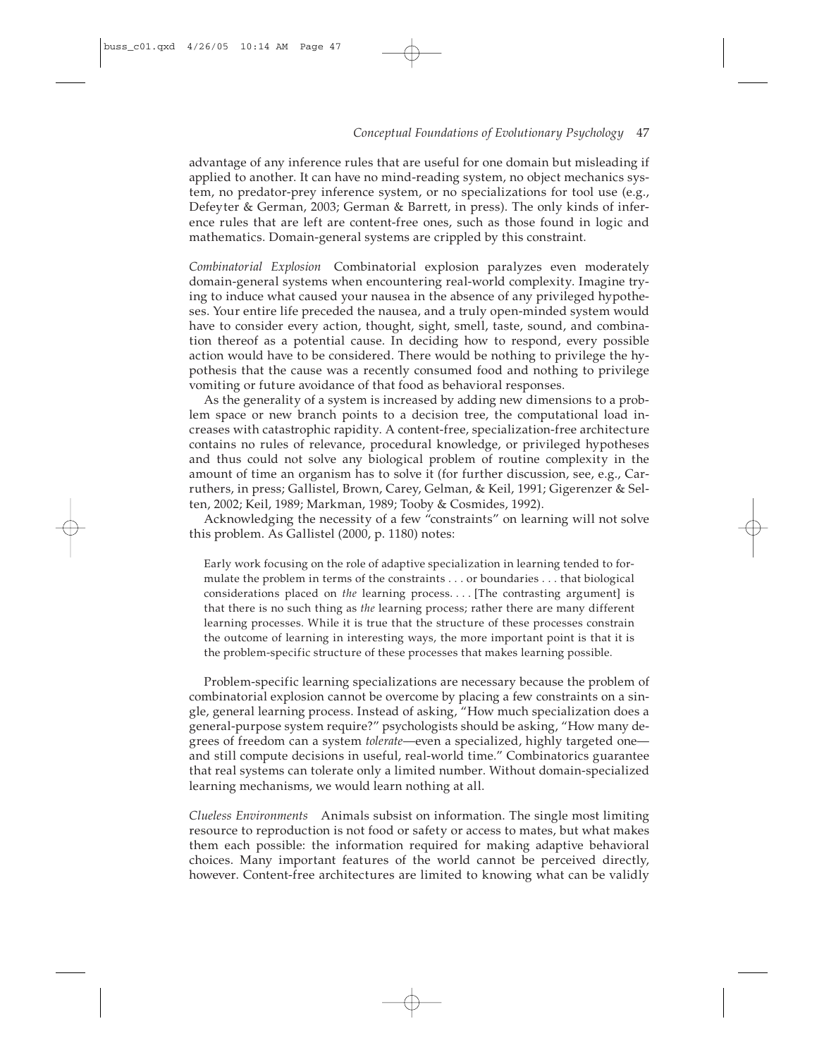advantage of any inference rules that are useful for one domain but misleading if applied to another. It can have no mind-reading system, no object mechanics system, no predator-prey inference system, or no specializations for tool use (e.g., Defeyter & German, 2003; German & Barrett, in press). The only kinds of inference rules that are left are content-free ones, such as those found in logic and mathematics. Domain-general systems are crippled by this constraint.

*Combinatorial Explosion* Combinatorial explosion paralyzes even moderately domain-general systems when encountering real-world complexity. Imagine trying to induce what caused your nausea in the absence of any privileged hypotheses. Your entire life preceded the nausea, and a truly open-minded system would have to consider every action, thought, sight, smell, taste, sound, and combination thereof as a potential cause. In deciding how to respond, every possible action would have to be considered. There would be nothing to privilege the hypothesis that the cause was a recently consumed food and nothing to privilege vomiting or future avoidance of that food as behavioral responses.

As the generality of a system is increased by adding new dimensions to a problem space or new branch points to a decision tree, the computational load increases with catastrophic rapidity. A content-free, specialization-free architecture contains no rules of relevance, procedural knowledge, or privileged hypotheses and thus could not solve any biological problem of routine complexity in the amount of time an organism has to solve it (for further discussion, see, e.g., Carruthers, in press; Gallistel, Brown, Carey, Gelman, & Keil, 1991; Gigerenzer & Selten, 2002; Keil, 1989; Markman, 1989; Tooby & Cosmides, 1992).

Acknowledging the necessity of a few "constraints" on learning will not solve this problem. As Gallistel (2000, p. 1180) notes:

> Early work focusing on the role of adaptive specialization in learning tended to formulate the problem in terms of the constraints . . . or boundaries . . . that biological considerations placed on *the* learning process. . . . [The contrasting argument] is that there is no such thing as *the* learning process; rather there are many different learning processes. While it is true that the structure of these processes constrain the outcome of learning in interesting ways, the more important point is that it is the problem-specific structure of these processes that makes learning possible.

Problem-specific learning specializations are necessary because the problem of combinatorial explosion cannot be overcome by placing a few constraints on a single, general learning process. Instead of asking, "How much specialization does a general-purpose system require?" psychologists should be asking, "How many degrees of freedom can a system *tolerate*—even a specialized, highly targeted one—and still compute decisions in useful, real-world time." Combinatorics guarantee that real systems can tolerate only a limited number. Without domain-specialized learning mechanisms, we would learn nothing at all.

*Clueless Environments* Animals subsist on information. The single most limiting resource to reproduction is not food or safety or access to mates, but what makes them each possible: the information required for making adaptive behavioral choices. Many important features of the world cannot be perceived directly, however. Content-free architectures are limited to knowing what can be validly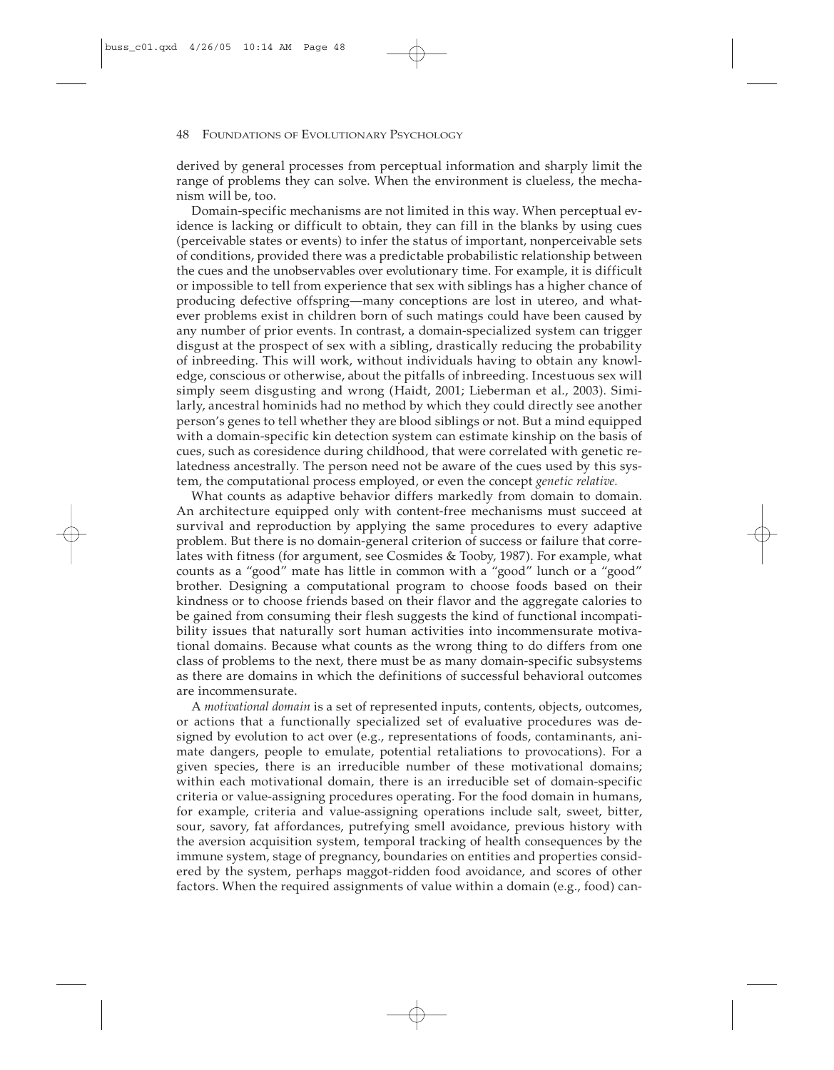derived by general processes from perceptual information and sharply limit the range of problems they can solve. When the environment is clueless, the mechanism will be, too.

Domain-specific mechanisms are not limited in this way. When perceptual evidence is lacking or difficult to obtain, they can fill in the blanks by using cues (perceivable states or events) to infer the status of important, nonperceivable sets of conditions, provided there was a predictable probabilistic relationship between the cues and the unobservables over evolutionary time. For example, it is difficult or impossible to tell from experience that sex with siblings has a higher chance of producing defective offspring—many conceptions are lost in utereo, and whatever problems exist in children born of such matings could have been caused by any number of prior events. In contrast, a domain-specialized system can trigger disgust at the prospect of sex with a sibling, drastically reducing the probability of inbreeding. This will work, without individuals having to obtain any knowledge, conscious or otherwise, about the pitfalls of inbreeding. Incestuous sex will simply seem disgusting and wrong (Haidt, 2001; Lieberman et al., 2003). Similarly, ancestral hominids had no method by which they could directly see another person's genes to tell whether they are blood siblings or not. But a mind equipped with a domain-specific kin detection system can estimate kinship on the basis of cues, such as coresidence during childhood, that were correlated with genetic relatedness ancestrally. The person need not be aware of the cues used by this system, the computational process employed, or even the concept *genetic relative.*

What counts as adaptive behavior differs markedly from domain to domain. An architecture equipped only with content-free mechanisms must succeed at survival and reproduction by applying the same procedures to every adaptive problem. But there is no domain-general criterion of success or failure that correlates with fitness (for argument, see Cosmides & Tooby, 1987). For example, what counts as a "good" mate has little in common with a "good" lunch or a "good" brother. Designing a computational program to choose foods based on their kindness or to choose friends based on their flavor and the aggregate calories to be gained from consuming their flesh suggests the kind of functional incompatibility issues that naturally sort human activities into incommensurate motivational domains. Because what counts as the wrong thing to do differs from one class of problems to the next, there must be as many domain-specific subsystems as there are domains in which the definitions of successful behavioral outcomes are incommensurate.

A *motivational domain* is a set of represented inputs, contents, objects, outcomes, or actions that a functionally specialized set of evaluative procedures was designed by evolution to act over (e.g., representations of foods, contaminants, animate dangers, people to emulate, potential retaliations to provocations). For a given species, there is an irreducible number of these motivational domains; within each motivational domain, there is an irreducible set of domain-specific criteria or value-assigning procedures operating. For the food domain in humans, for example, criteria and value-assigning operations include salt, sweet, bitter, sour, savory, fat affordances, putrefying smell avoidance, previous history with the aversion acquisition system, temporal tracking of health consequences by the immune system, stage of pregnancy, boundaries on entities and properties considered by the system, perhaps maggot-ridden food avoidance, and scores of other factors. When the required assignments of value within a domain (e.g., food) can-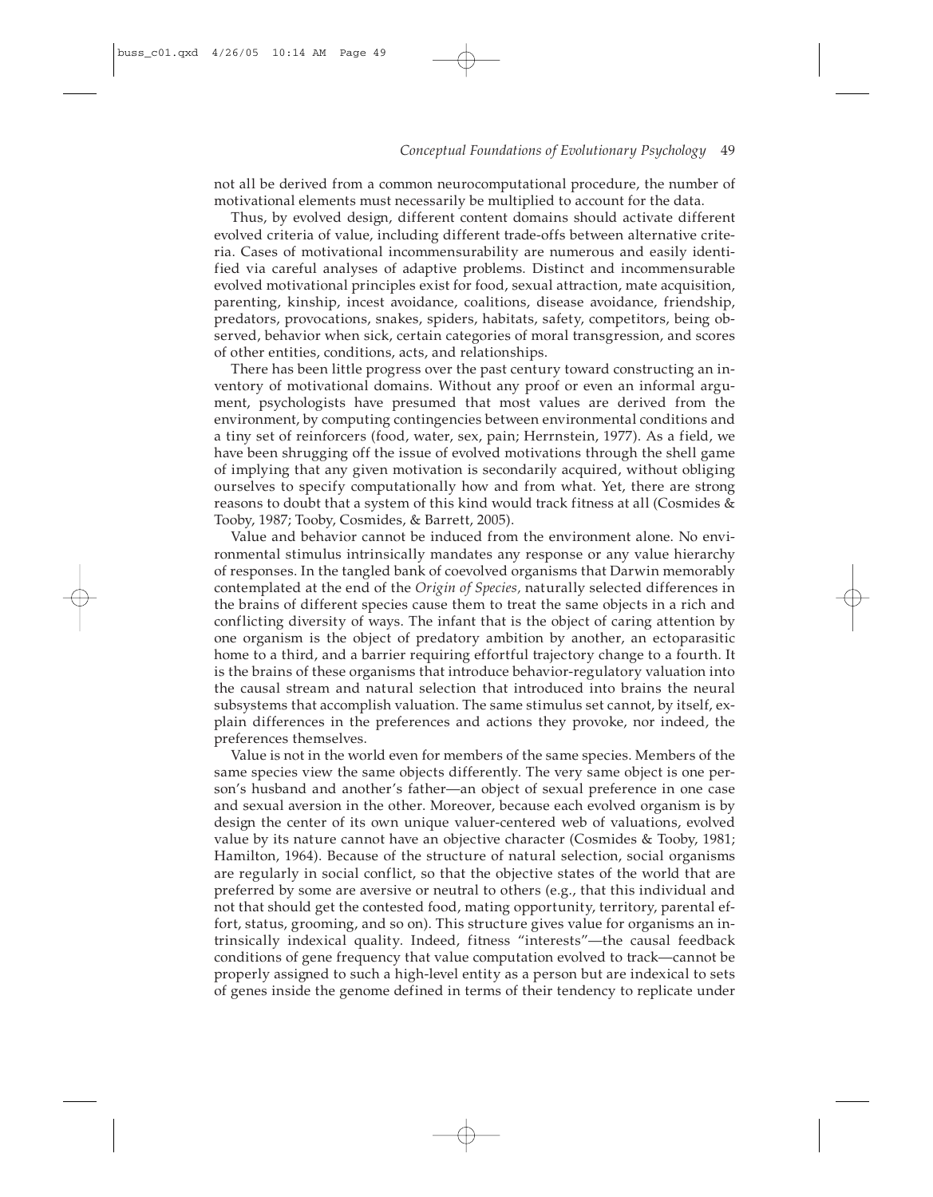not all be derived from a common neurocomputational procedure, the number of motivational elements must necessarily be multiplied to account for the data.

Thus, by evolved design, different content domains should activate different evolved criteria of value, including different trade-offs between alternative criteria. Cases of motivational incommensurability are numerous and easily identified via careful analyses of adaptive problems. Distinct and incommensurable evolved motivational principles exist for food, sexual attraction, mate acquisition, parenting, kinship, incest avoidance, coalitions, disease avoidance, friendship, predators, provocations, snakes, spiders, habitats, safety, competitors, being observed, behavior when sick, certain categories of moral transgression, and scores of other entities, conditions, acts, and relationships.

There has been little progress over the past century toward constructing an inventory of motivational domains. Without any proof or even an informal argument, psychologists have presumed that most values are derived from the environment, by computing contingencies between environmental conditions and a tiny set of reinforcers (food, water, sex, pain; Herrnstein, 1977). As a field, we have been shrugging off the issue of evolved motivations through the shell game of implying that any given motivation is secondarily acquired, without obliging ourselves to specify computationally how and from what. Yet, there are strong reasons to doubt that a system of this kind would track fitness at all (Cosmides & Tooby, 1987; Tooby, Cosmides, & Barrett, 2005).

Value and behavior cannot be induced from the environment alone. No environmental stimulus intrinsically mandates any response or any value hierarchy of responses. In the tangled bank of coevolved organisms that Darwin memorably contemplated at the end of the *Origin of Species,* naturally selected differences in the brains of different species cause them to treat the same objects in a rich and conflicting diversity of ways. The infant that is the object of caring attention by one organism is the object of predatory ambition by another, an ectoparasitic home to a third, and a barrier requiring effortful trajectory change to a fourth. It is the brains of these organisms that introduce behavior-regulatory valuation into the causal stream and natural selection that introduced into brains the neural subsystems that accomplish valuation. The same stimulus set cannot, by itself, explain differences in the preferences and actions they provoke, nor indeed, the preferences themselves.

Value is not in the world even for members of the same species. Members of the same species view the same objects differently. The very same object is one person's husband and another's father—an object of sexual preference in one case and sexual aversion in the other. Moreover, because each evolved organism is by design the center of its own unique valuer-centered web of valuations, evolved value by its nature cannot have an objective character (Cosmides & Tooby, 1981; Hamilton, 1964). Because of the structure of natural selection, social organisms are regularly in social conflict, so that the objective states of the world that are preferred by some are aversive or neutral to others (e.g., that this individual and not that should get the contested food, mating opportunity, territory, parental effort, status, grooming, and so on). This structure gives value for organisms an intrinsically indexical quality. Indeed, fitness "interests"—the causal feedback conditions of gene frequency that value computation evolved to track—cannot be properly assigned to such a high-level entity as a person but are indexical to sets of genes inside the genome defined in terms of their tendency to replicate under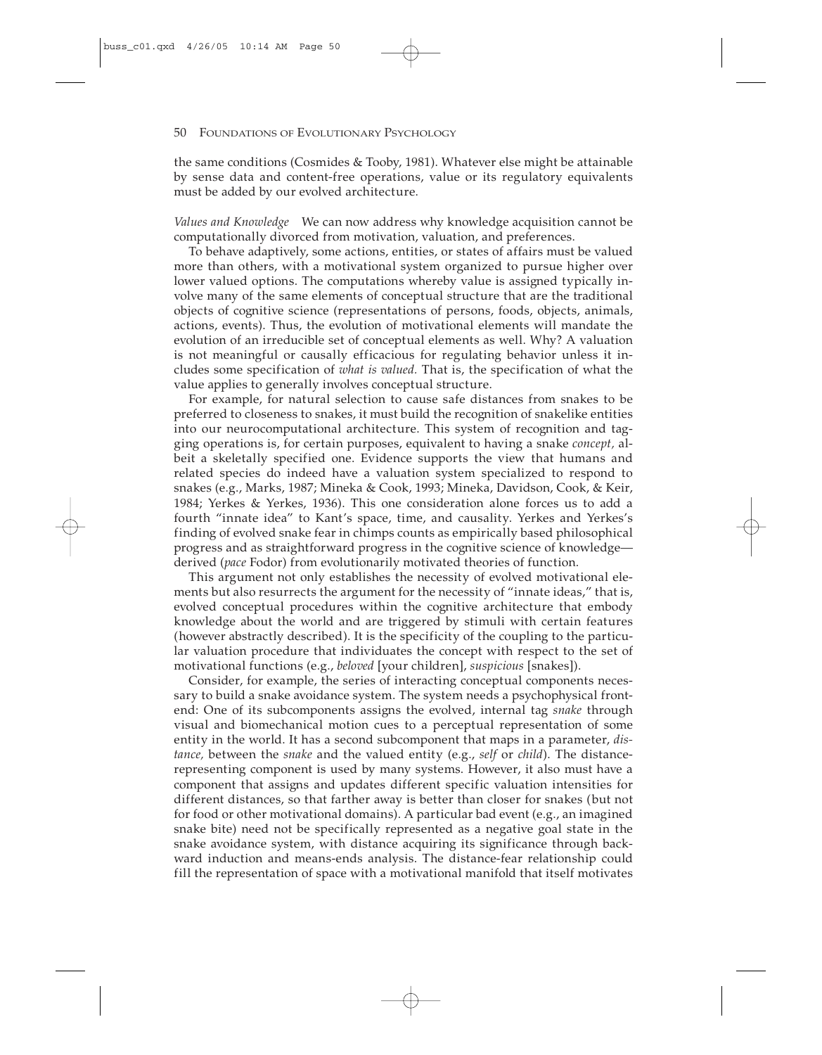the same conditions (Cosmides & Tooby, 1981). Whatever else might be attainable by sense data and content-free operations, value or its regulatory equivalents must be added by our evolved architecture.

*Values and Knowledge* We can now address why knowledge acquisition cannot be computationally divorced from motivation, valuation, and preferences.

To behave adaptively, some actions, entities, or states of affairs must be valued more than others, with a motivational system organized to pursue higher over lower valued options. The computations whereby value is assigned typically involve many of the same elements of conceptual structure that are the traditional objects of cognitive science (representations of persons, foods, objects, animals, actions, events). Thus, the evolution of motivational elements will mandate the evolution of an irreducible set of conceptual elements as well. Why? A valuation is not meaningful or causally efficacious for regulating behavior unless it includes some specification of *what is valued.* That is, the specification of what the value applies to generally involves conceptual structure.

For example, for natural selection to cause safe distances from snakes to be preferred to closeness to snakes, it must build the recognition of snakelike entities into our neurocomputational architecture. This system of recognition and tagging operations is, for certain purposes, equivalent to having a snake *concept,* albeit a skeletally specified one. Evidence supports the view that humans and related species do indeed have a valuation system specialized to respond to snakes (e.g., Marks, 1987; Mineka & Cook, 1993; Mineka, Davidson, Cook, & Keir, 1984; Yerkes & Yerkes, 1936). This one consideration alone forces us to add a fourth "innate idea" to Kant's space, time, and causality. Yerkes and Yerkes's finding of evolved snake fear in chimps counts as empirically based philosophical progress and as straightforward progress in the cognitive science of knowledge—derived (*pace* Fodor) from evolutionarily motivated theories of function.

This argument not only establishes the necessity of evolved motivational elements but also resurrects the argument for the necessity of "innate ideas," that is, evolved conceptual procedures within the cognitive architecture that embody knowledge about the world and are triggered by stimuli with certain features (however abstractly described). It is the specificity of the coupling to the particular valuation procedure that individuates the concept with respect to the set of motivational functions (e.g., *beloved* [your children], *suspicious* [snakes]).

Consider, for example, the series of interacting conceptual components necessary to build a snake avoidance system. The system needs a psychophysical frontend: One of its subcomponents assigns the evolved, internal tag *snake* through visual and biomechanical motion cues to a perceptual representation of some entity in the world. It has a second subcomponent that maps in a parameter, *distance,* between the *snake* and the valued entity (e.g., *self* or *child*). The distance-representing component is used by many systems. However, it also must have a component that assigns and updates different specific valuation intensities for different distances, so that farther away is better than closer for snakes (but not for food or other motivational domains). A particular bad event (e.g., an imagined snake bite) need not be specifically represented as a negative goal state in the snake avoidance system, with distance acquiring its significance through backward induction and means-ends analysis. The distance-fear relationship could fill the representation of space with a motivational manifold that itself motivates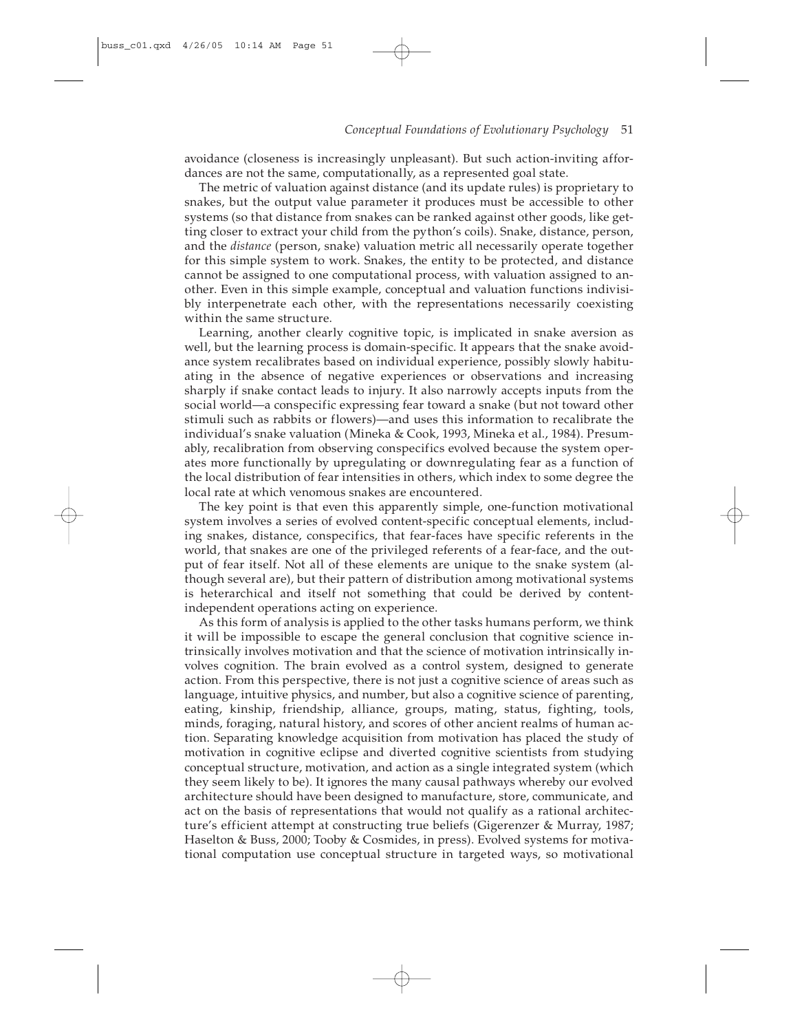avoidance (closeness is increasingly unpleasant). But such action-inviting affordances are not the same, computationally, as a represented goal state.

The metric of valuation against distance (and its update rules) is proprietary to snakes, but the output value parameter it produces must be accessible to other systems (so that distance from snakes can be ranked against other goods, like getting closer to extract your child from the python's coils). Snake, distance, person, and the *distance* (person, snake) valuation metric all necessarily operate together for this simple system to work. Snakes, the entity to be protected, and distance cannot be assigned to one computational process, with valuation assigned to another. Even in this simple example, conceptual and valuation functions indivisibly interpenetrate each other, with the representations necessarily coexisting within the same structure.

Learning, another clearly cognitive topic, is implicated in snake aversion as well, but the learning process is domain-specific. It appears that the snake avoidance system recalibrates based on individual experience, possibly slowly habituating in the absence of negative experiences or observations and increasing sharply if snake contact leads to injury. It also narrowly accepts inputs from the social world—a conspecific expressing fear toward a snake (but not toward other stimuli such as rabbits or flowers)—and uses this information to recalibrate the individual's snake valuation (Mineka & Cook, 1993, Mineka et al., 1984). Presumably, recalibration from observing conspecifics evolved because the system operates more functionally by upregulating or downregulating fear as a function of the local distribution of fear intensities in others, which index to some degree the local rate at which venomous snakes are encountered.

The key point is that even this apparently simple, one-function motivational system involves a series of evolved content-specific conceptual elements, including snakes, distance, conspecifics, that fear-faces have specific referents in the world, that snakes are one of the privileged referents of a fear-face, and the output of fear itself. Not all of these elements are unique to the snake system (although several are), but their pattern of distribution among motivational systems is heterarchical and itself not something that could be derived by content-independent operations acting on experience.

As this form of analysis is applied to the other tasks humans perform, we think it will be impossible to escape the general conclusion that cognitive science intrinsically involves motivation and that the science of motivation intrinsically involves cognition. The brain evolved as a control system, designed to generate action. From this perspective, there is not just a cognitive science of areas such as language, intuitive physics, and number, but also a cognitive science of parenting, eating, kinship, friendship, alliance, groups, mating, status, fighting, tools, minds, foraging, natural history, and scores of other ancient realms of human action. Separating knowledge acquisition from motivation has placed the study of motivation in cognitive eclipse and diverted cognitive scientists from studying conceptual structure, motivation, and action as a single integrated system (which they seem likely to be). It ignores the many causal pathways whereby our evolved architecture should have been designed to manufacture, store, communicate, and act on the basis of representations that would not qualify as a rational architecture's efficient attempt at constructing true beliefs (Gigerenzer & Murray, 1987; Haselton & Buss, 2000; Tooby & Cosmides, in press). Evolved systems for motivational computation use conceptual structure in targeted ways, so motivational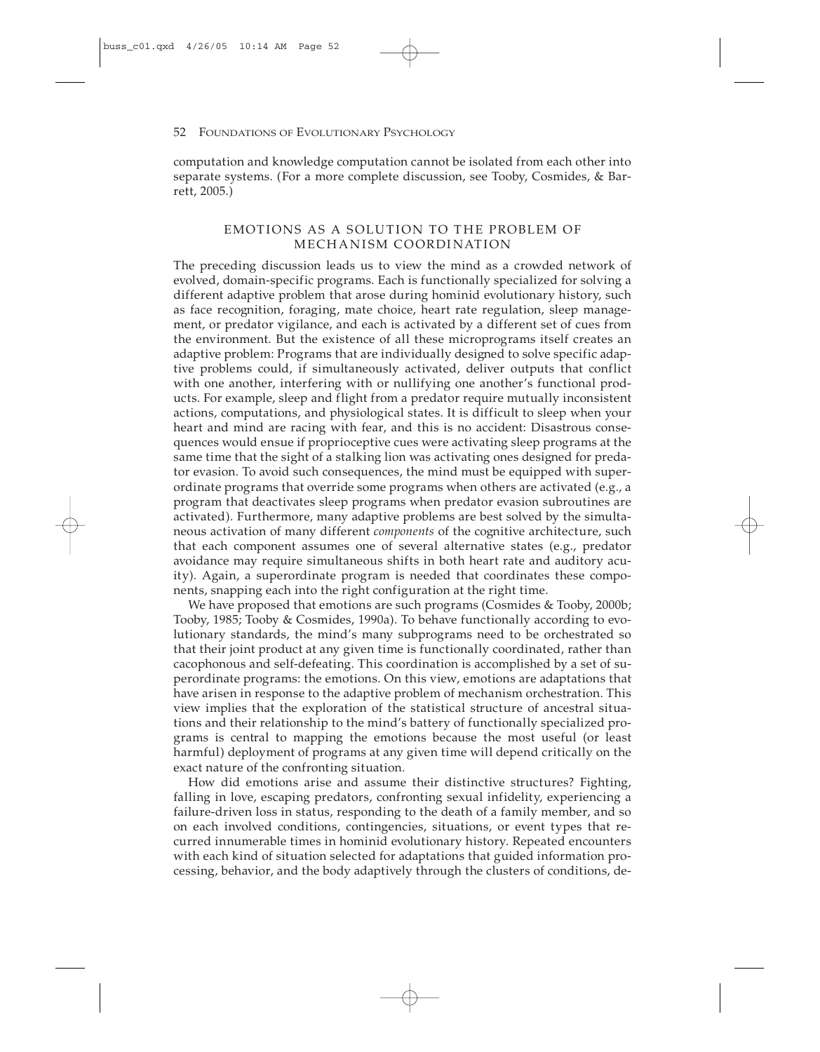computation and knowledge computation cannot be isolated from each other into separate systems. (For a more complete discussion, see Tooby, Cosmides, & Barrett, 2005.)

## EMOTIONS AS A SOLUTION TO THE PROBLEM OF MECHANISM COORDINATION

The preceding discussion leads us to view the mind as a crowded network of evolved, domain-specific programs. Each is functionally specialized for solving a different adaptive problem that arose during hominid evolutionary history, such as face recognition, foraging, mate choice, heart rate regulation, sleep management, or predator vigilance, and each is activated by a different set of cues from the environment. But the existence of all these microprograms itself creates an adaptive problem: Programs that are individually designed to solve specific adaptive problems could, if simultaneously activated, deliver outputs that conflict with one another, interfering with or nullifying one another's functional products. For example, sleep and flight from a predator require mutually inconsistent actions, computations, and physiological states. It is difficult to sleep when your heart and mind are racing with fear, and this is no accident: Disastrous consequences would ensue if proprioceptive cues were activating sleep programs at the same time that the sight of a stalking lion was activating ones designed for predator evasion. To avoid such consequences, the mind must be equipped with superordinate programs that override some programs when others are activated (e.g., a program that deactivates sleep programs when predator evasion subroutines are activated). Furthermore, many adaptive problems are best solved by the simultaneous activation of many different *components* of the cognitive architecture, such that each component assumes one of several alternative states (e.g., predator avoidance may require simultaneous shifts in both heart rate and auditory acuity). Again, a superordinate program is needed that coordinates these components, snapping each into the right configuration at the right time.

We have proposed that emotions are such programs (Cosmides & Tooby, 2000b; Tooby, 1985; Tooby & Cosmides, 1990a). To behave functionally according to evolutionary standards, the mind's many subprograms need to be orchestrated so that their joint product at any given time is functionally coordinated, rather than cacophonous and self-defeating. This coordination is accomplished by a set of superordinate programs: the emotions. On this view, emotions are adaptations that have arisen in response to the adaptive problem of mechanism orchestration. This view implies that the exploration of the statistical structure of ancestral situations and their relationship to the mind's battery of functionally specialized programs is central to mapping the emotions because the most useful (or least harmful) deployment of programs at any given time will depend critically on the exact nature of the confronting situation.

How did emotions arise and assume their distinctive structures? Fighting, falling in love, escaping predators, confronting sexual infidelity, experiencing a failure-driven loss in status, responding to the death of a family member, and so on each involved conditions, contingencies, situations, or event types that recurred innumerable times in hominid evolutionary history. Repeated encounters with each kind of situation selected for adaptations that guided information processing, behavior, and the body adaptively through the clusters of conditions, de-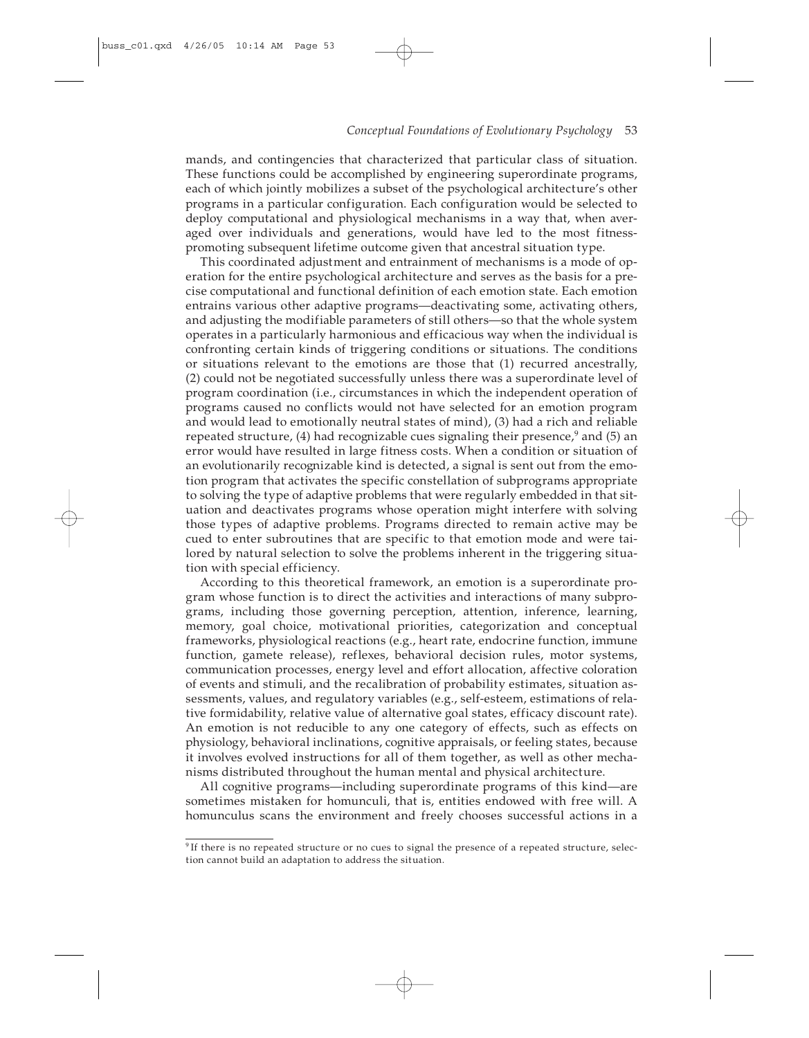mands, and contingencies that characterized that particular class of situation. These functions could be accomplished by engineering superordinate programs, each of which jointly mobilizes a subset of the psychological architecture's other programs in a particular configuration. Each configuration would be selected to deploy computational and physiological mechanisms in a way that, when averaged over individuals and generations, would have led to the most fitness-promoting subsequent lifetime outcome given that ancestral situation type.

This coordinated adjustment and entrainment of mechanisms is a mode of operation for the entire psychological architecture and serves as the basis for a precise computational and functional definition of each emotion state. Each emotion entrains various other adaptive programs—deactivating some, activating others, and adjusting the modifiable parameters of still others—so that the whole system operates in a particularly harmonious and efficacious way when the individual is confronting certain kinds of triggering conditions or situations. The conditions or situations relevant to the emotions are those that (1) recurred ancestrally, (2) could not be negotiated successfully unless there was a superordinate level of program coordination (i.e., circumstances in which the independent operation of programs caused no conflicts would not have selected for an emotion program and would lead to emotionally neutral states of mind), (3) had a rich and reliable repeated structure, (4) had recognizable cues signaling their presence,[9] and (5) an error would have resulted in large fitness costs. When a condition or situation of an evolutionarily recognizable kind is detected, a signal is sent out from the emotion program that activates the specific constellation of subprograms appropriate to solving the type of adaptive problems that were regularly embedded in that situation and deactivates programs whose operation might interfere with solving those types of adaptive problems. Programs directed to remain active may be cued to enter subroutines that are specific to that emotion mode and were tailored by natural selection to solve the problems inherent in the triggering situation with special efficiency.

According to this theoretical framework, an emotion is a superordinate program whose function is to direct the activities and interactions of many subprograms, including those governing perception, attention, inference, learning, memory, goal choice, motivational priorities, categorization and conceptual frameworks, physiological reactions (e.g., heart rate, endocrine function, immune function, gamete release), reflexes, behavioral decision rules, motor systems, communication processes, energy level and effort allocation, affective coloration of events and stimuli, and the recalibration of probability estimates, situation assessments, values, and regulatory variables (e.g., self-esteem, estimations of relative formidability, relative value of alternative goal states, efficacy discount rate). An emotion is not reducible to any one category of effects, such as effects on physiology, behavioral inclinations, cognitive appraisals, or feeling states, because it involves evolved instructions for all of them together, as well as other mechanisms distributed throughout the human mental and physical architecture.

All cognitive programs—including superordinate programs of this kind—are sometimes mistaken for homunculi, that is, entities endowed with free will. A homunculus scans the environment and freely chooses successful actions in a

[9] If there is no repeated structure or no cues to signal the presence of a repeated structure, selection cannot build an adaptation to address the situation.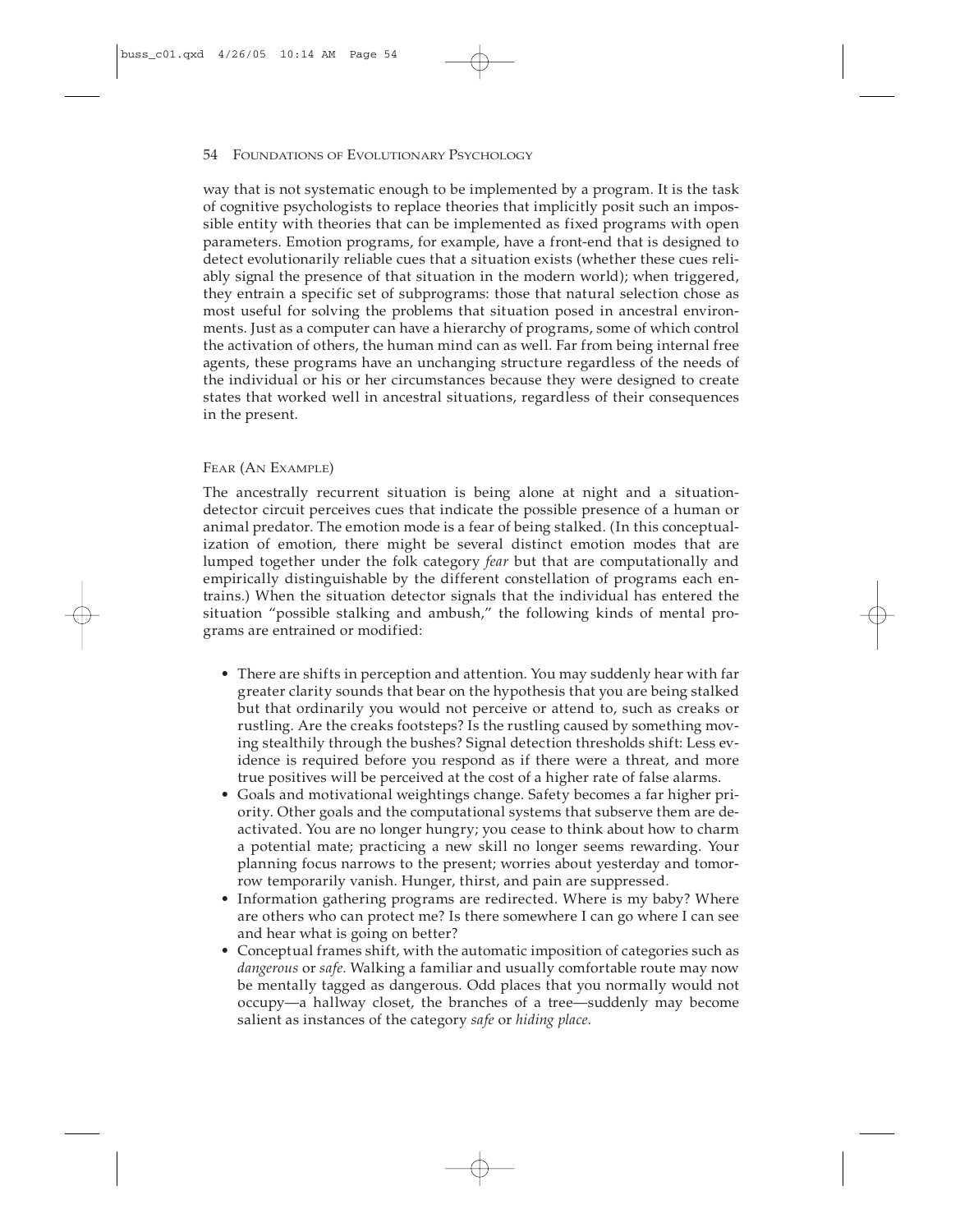way that is not systematic enough to be implemented by a program. It is the task of cognitive psychologists to replace theories that implicitly posit such an impossible entity with theories that can be implemented as fixed programs with open parameters. Emotion programs, for example, have a front-end that is designed to detect evolutionarily reliable cues that a situation exists (whether these cues reliably signal the presence of that situation in the modern world); when triggered, they entrain a specific set of subprograms: those that natural selection chose as most useful for solving the problems that situation posed in ancestral environments. Just as a computer can have a hierarchy of programs, some of which control the activation of others, the human mind can as well. Far from being internal free agents, these programs have an unchanging structure regardless of the needs of the individual or his or her circumstances because they were designed to create states that worked well in ancestral situations, regardless of their consequences in the present.

### Fear (An Example)

The ancestrally recurrent situation is being alone at night and a situation-detector circuit perceives cues that indicate the possible presence of a human or animal predator. The emotion mode is a fear of being stalked. (In this conceptualization of emotion, there might be several distinct emotion modes that are lumped together under the folk category *fear* but that are computationally and empirically distinguishable by the different constellation of programs each entrains.) When the situation detector signals that the individual has entered the situation "possible stalking and ambush," the following kinds of mental programs are entrained or modified:

- There are shifts in perception and attention. You may suddenly hear with far greater clarity sounds that bear on the hypothesis that you are being stalked but that ordinarily you would not perceive or attend to, such as creaks or rustling. Are the creaks footsteps? Is the rustling caused by something moving stealthily through the bushes? Signal detection thresholds shift: Less evidence is required before you respond as if there were a threat, and more true positives will be perceived at the cost of a higher rate of false alarms.
- Goals and motivational weightings change. Safety becomes a far higher priority. Other goals and the computational systems that subserve them are deactivated. You are no longer hungry; you cease to think about how to charm a potential mate; practicing a new skill no longer seems rewarding. Your planning focus narrows to the present; worries about yesterday and tomorrow temporarily vanish. Hunger, thirst, and pain are suppressed.
- Information gathering programs are redirected. Where is my baby? Where are others who can protect me? Is there somewhere I can go where I can see and hear what is going on better?
- Conceptual frames shift, with the automatic imposition of categories such as *dangerous* or *safe.* Walking a familiar and usually comfortable route may now be mentally tagged as dangerous. Odd places that you normally would not occupy—a hallway closet, the branches of a tree—suddenly may become salient as instances of the category *safe* or *hiding place.*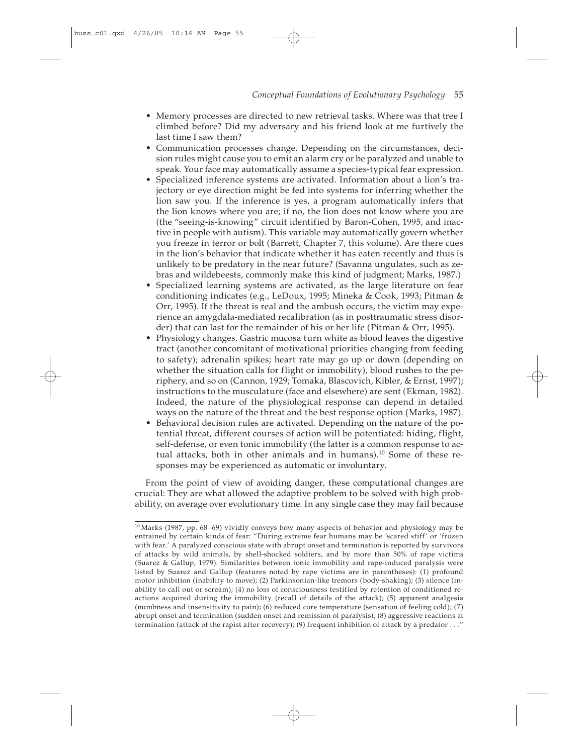- Memory processes are directed to new retrieval tasks. Where was that tree I climbed before? Did my adversary and his friend look at me furtively the last time I saw them?
- Communication processes change. Depending on the circumstances, decision rules might cause you to emit an alarm cry or be paralyzed and unable to speak. Your face may automatically assume a species-typical fear expression.
- Specialized inference systems are activated. Information about a lion's trajectory or eye direction might be fed into systems for inferring whether the lion saw you. If the inference is yes, a program automatically infers that the lion knows where you are; if no, the lion does not know where you are (the "seeing-is-knowing" circuit identified by Baron-Cohen, 1995, and inactive in people with autism). This variable may automatically govern whether you freeze in terror or bolt (Barrett, Chapter 7, this volume). Are there cues in the lion's behavior that indicate whether it has eaten recently and thus is unlikely to be predatory in the near future? (Savanna ungulates, such as zebras and wildebeests, commonly make this kind of judgment; Marks, 1987.)
- Specialized learning systems are activated, as the large literature on fear conditioning indicates (e.g., LeDoux, 1995; Mineka & Cook, 1993; Pitman & Orr, 1995). If the threat is real and the ambush occurs, the victim may experience an amygdala-mediated recalibration (as in posttraumatic stress disorder) that can last for the remainder of his or her life (Pitman & Orr, 1995).
- Physiology changes. Gastric mucosa turn white as blood leaves the digestive tract (another concomitant of motivational priorities changing from feeding to safety); adrenalin spikes; heart rate may go up or down (depending on whether the situation calls for flight or immobility), blood rushes to the periphery, and so on (Cannon, 1929; Tomaka, Blascovich, Kibler, & Ernst, 1997); instructions to the musculature (face and elsewhere) are sent (Ekman, 1982). Indeed, the nature of the physiological response can depend in detailed ways on the nature of the threat and the best response option (Marks, 1987).
- Behavioral decision rules are activated. Depending on the nature of the potential threat, different courses of action will be potentiated: hiding, flight, self-defense, or even tonic immobility (the latter is a common response to actual attacks, both in other animals and in humans).[10] Some of these responses may be experienced as automatic or involuntary.

From the point of view of avoiding danger, these computational changes are crucial: They are what allowed the adaptive problem to be solved with high probability, on average over evolutionary time. In any single case they may fail because

---

[10] Marks (1987, pp. 68–69) vividly conveys how many aspects of behavior and physiology may be entrained by certain kinds of fear: "During extreme fear humans may be 'scared stiff' or 'frozen with fear.' A paralyzed conscious state with abrupt onset and termination is reported by survivors of attacks by wild animals, by shell-shocked soldiers, and by more than 50% of rape victims (Suarez & Gallup, 1979). Similarities between tonic immobility and rape-induced paralysis were listed by Suarez and Gallup (features noted by rape victims are in parentheses): (1) profound motor inhibition (inability to move); (2) Parkinsonian-like tremors (body-shaking); (3) silence (inability to call out or scream); (4) no loss of consciousness testified by retention of conditioned reactions acquired during the immobility (recall of details of the attack); (5) apparent analgesia (numbness and insensitivity to pain); (6) reduced core temperature (sensation of feeling cold); (7) abrupt onset and termination (sudden onset and remission of paralysis); (8) aggressive reactions at termination (attack of the rapist after recovery); (9) frequent inhibition of attack by a predator . . ."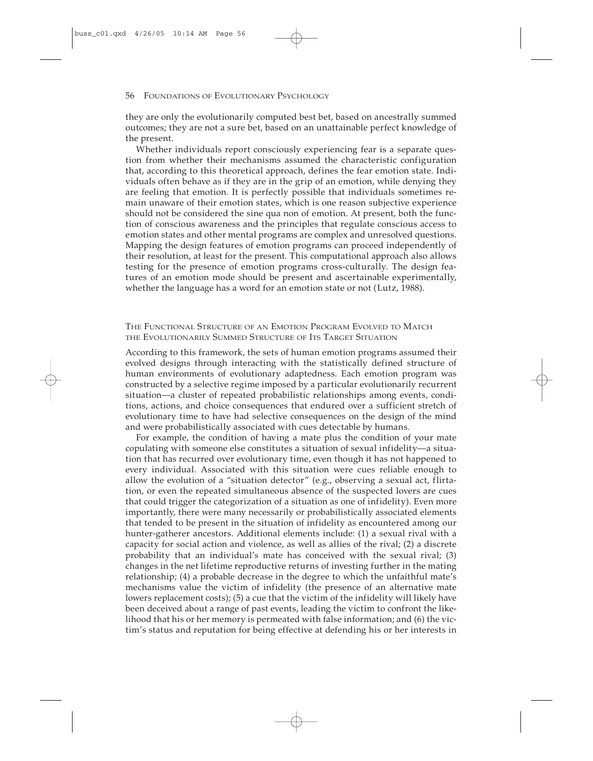they are only the evolutionarily computed best bet, based on ancestrally summed outcomes; they are not a sure bet, based on an unattainable perfect knowledge of the present.

Whether individuals report consciously experiencing fear is a separate question from whether their mechanisms assumed the characteristic configuration that, according to this theoretical approach, defines the fear emotion state. Individuals often behave as if they are in the grip of an emotion, while denying they are feeling that emotion. It is perfectly possible that individuals sometimes remain unaware of their emotion states, which is one reason subjective experience should not be considered the sine qua non of emotion. At present, both the function of conscious awareness and the principles that regulate conscious access to emotion states and other mental programs are complex and unresolved questions. Mapping the design features of emotion programs can proceed independently of their resolution, at least for the present. This computational approach also allows testing for the presence of emotion programs cross-culturally. The design features of an emotion mode should be present and ascertainable experimentally, whether the language has a word for an emotion state or not (Lutz, 1988).

### The Functional Structure of an Emotion Program Evolved to Match the Evolutionarily Summed Structure of Its Target Situation

According to this framework, the sets of human emotion programs assumed their evolved designs through interacting with the statistically defined structure of human environments of evolutionary adaptedness. Each emotion program was constructed by a selective regime imposed by a particular evolutionarily recurrent situation—a cluster of repeated probabilistic relationships among events, conditions, actions, and choice consequences that endured over a sufficient stretch of evolutionary time to have had selective consequences on the design of the mind and were probabilistically associated with cues detectable by humans.

For example, the condition of having a mate plus the condition of your mate copulating with someone else constitutes a situation of sexual infidelity—a situation that has recurred over evolutionary time, even though it has not happened to every individual. Associated with this situation were cues reliable enough to allow the evolution of a "situation detector" (e.g., observing a sexual act, flirtation, or even the repeated simultaneous absence of the suspected lovers are cues that could trigger the categorization of a situation as one of infidelity). Even more importantly, there were many necessarily or probabilistically associated elements that tended to be present in the situation of infidelity as encountered among our hunter-gatherer ancestors. Additional elements include: (1) a sexual rival with a capacity for social action and violence, as well as allies of the rival; (2) a discrete probability that an individual's mate has conceived with the sexual rival; (3) changes in the net lifetime reproductive returns of investing further in the mating relationship; (4) a probable decrease in the degree to which the unfaithful mate's mechanisms value the victim of infidelity (the presence of an alternative mate lowers replacement costs); (5) a cue that the victim of the infidelity will likely have been deceived about a range of past events, leading the victim to confront the likelihood that his or her memory is permeated with false information; and (6) the victim's status and reputation for being effective at defending his or her interests in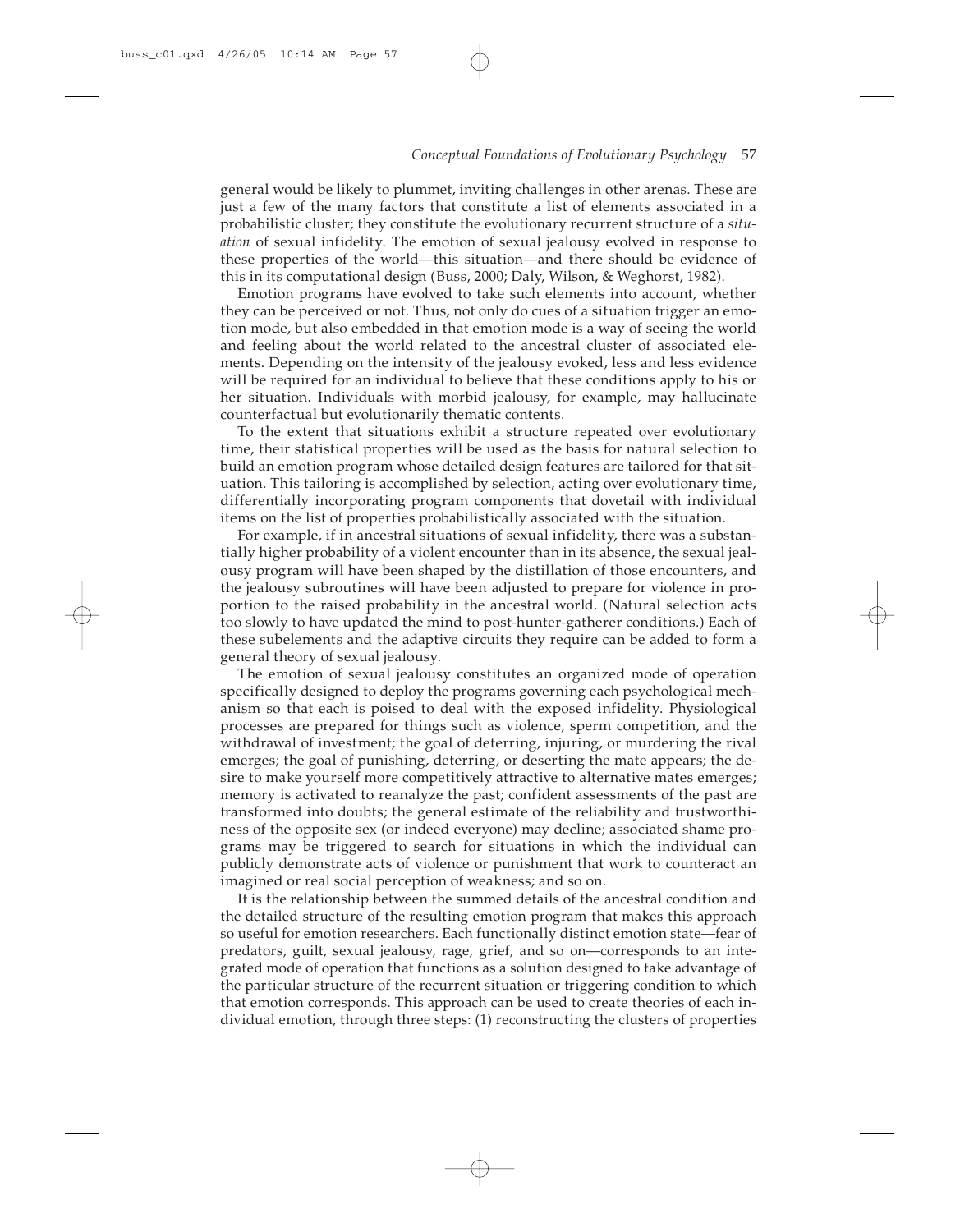general would be likely to plummet, inviting challenges in other arenas. These are just a few of the many factors that constitute a list of elements associated in a probabilistic cluster; they constitute the evolutionary recurrent structure of a *situation* of sexual infidelity. The emotion of sexual jealousy evolved in response to these properties of the world—this situation—and there should be evidence of this in its computational design (Buss, 2000; Daly, Wilson, & Weghorst, 1982).

Emotion programs have evolved to take such elements into account, whether they can be perceived or not. Thus, not only do cues of a situation trigger an emotion mode, but also embedded in that emotion mode is a way of seeing the world and feeling about the world related to the ancestral cluster of associated elements. Depending on the intensity of the jealousy evoked, less and less evidence will be required for an individual to believe that these conditions apply to his or her situation. Individuals with morbid jealousy, for example, may hallucinate counterfactual but evolutionarily thematic contents.

To the extent that situations exhibit a structure repeated over evolutionary time, their statistical properties will be used as the basis for natural selection to build an emotion program whose detailed design features are tailored for that situation. This tailoring is accomplished by selection, acting over evolutionary time, differentially incorporating program components that dovetail with individual items on the list of properties probabilistically associated with the situation.

For example, if in ancestral situations of sexual infidelity, there was a substantially higher probability of a violent encounter than in its absence, the sexual jealousy program will have been shaped by the distillation of those encounters, and the jealousy subroutines will have been adjusted to prepare for violence in proportion to the raised probability in the ancestral world. (Natural selection acts too slowly to have updated the mind to post-hunter-gatherer conditions.) Each of these subelements and the adaptive circuits they require can be added to form a general theory of sexual jealousy.

The emotion of sexual jealousy constitutes an organized mode of operation specifically designed to deploy the programs governing each psychological mechanism so that each is poised to deal with the exposed infidelity. Physiological processes are prepared for things such as violence, sperm competition, and the withdrawal of investment; the goal of deterring, injuring, or murdering the rival emerges; the goal of punishing, deterring, or deserting the mate appears; the desire to make yourself more competitively attractive to alternative mates emerges; memory is activated to reanalyze the past; confident assessments of the past are transformed into doubts; the general estimate of the reliability and trustworthiness of the opposite sex (or indeed everyone) may decline; associated shame programs may be triggered to search for situations in which the individual can publicly demonstrate acts of violence or punishment that work to counteract an imagined or real social perception of weakness; and so on.

It is the relationship between the summed details of the ancestral condition and the detailed structure of the resulting emotion program that makes this approach so useful for emotion researchers. Each functionally distinct emotion state—fear of predators, guilt, sexual jealousy, rage, grief, and so on—corresponds to an integrated mode of operation that functions as a solution designed to take advantage of the particular structure of the recurrent situation or triggering condition to which that emotion corresponds. This approach can be used to create theories of each individual emotion, through three steps: (1) reconstructing the clusters of properties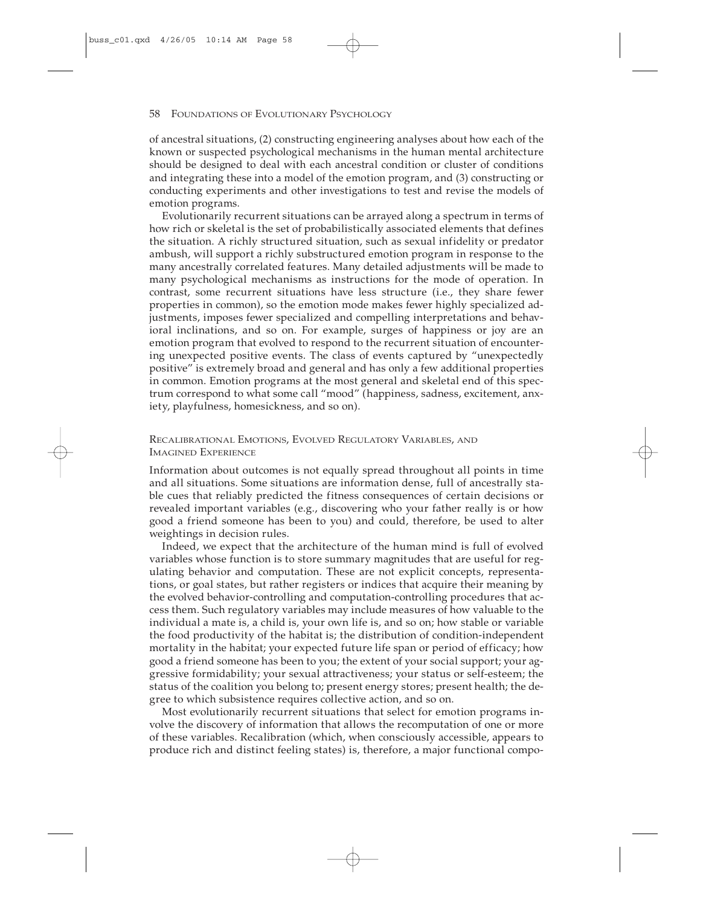of ancestral situations, (2) constructing engineering analyses about how each of the known or suspected psychological mechanisms in the human mental architecture should be designed to deal with each ancestral condition or cluster of conditions and integrating these into a model of the emotion program, and (3) constructing or conducting experiments and other investigations to test and revise the models of emotion programs.

Evolutionarily recurrent situations can be arrayed along a spectrum in terms of how rich or skeletal is the set of probabilistically associated elements that defines the situation. A richly structured situation, such as sexual infidelity or predator ambush, will support a richly substructured emotion program in response to the many ancestrally correlated features. Many detailed adjustments will be made to many psychological mechanisms as instructions for the mode of operation. In contrast, some recurrent situations have less structure (i.e., they share fewer properties in common), so the emotion mode makes fewer highly specialized adjustments, imposes fewer specialized and compelling interpretations and behavioral inclinations, and so on. For example, surges of happiness or joy are an emotion program that evolved to respond to the recurrent situation of encountering unexpected positive events. The class of events captured by "unexpectedly positive" is extremely broad and general and has only a few additional properties in common. Emotion programs at the most general and skeletal end of this spectrum correspond to what some call "mood" (happiness, sadness, excitement, anxiety, playfulness, homesickness, and so on).

### Recalibrational Emotions, Evolved Regulatory Variables, and Imagined Experience

Information about outcomes is not equally spread throughout all points in time and all situations. Some situations are information dense, full of ancestrally stable cues that reliably predicted the fitness consequences of certain decisions or revealed important variables (e.g., discovering who your father really is or how good a friend someone has been to you) and could, therefore, be used to alter weightings in decision rules.

Indeed, we expect that the architecture of the human mind is full of evolved variables whose function is to store summary magnitudes that are useful for regulating behavior and computation. These are not explicit concepts, representations, or goal states, but rather registers or indices that acquire their meaning by the evolved behavior-controlling and computation-controlling procedures that access them. Such regulatory variables may include measures of how valuable to the individual a mate is, a child is, your own life is, and so on; how stable or variable the food productivity of the habitat is; the distribution of condition-independent mortality in the habitat; your expected future life span or period of efficacy; how good a friend someone has been to you; the extent of your social support; your aggressive formidability; your sexual attractiveness; your status or self-esteem; the status of the coalition you belong to; present energy stores; present health; the degree to which subsistence requires collective action, and so on.

Most evolutionarily recurrent situations that select for emotion programs involve the discovery of information that allows the recomputation of one or more of these variables. Recalibration (which, when consciously accessible, appears to produce rich and distinct feeling states) is, therefore, a major functional compo-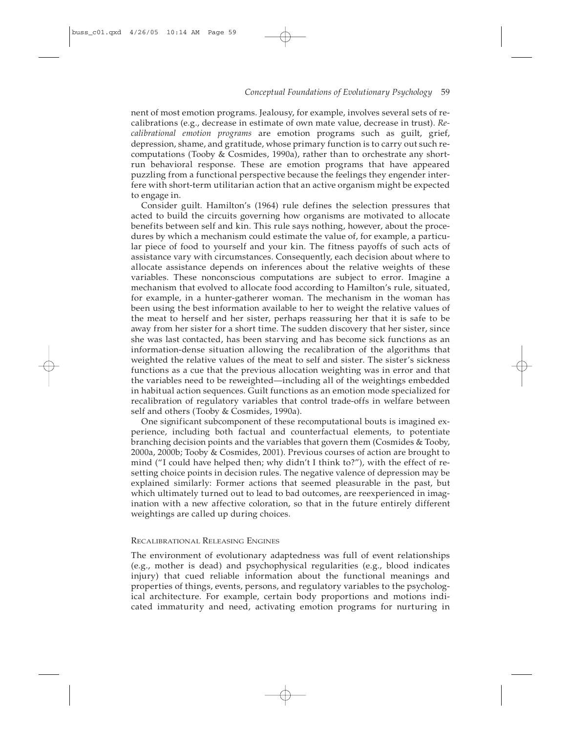nent of most emotion programs. Jealousy, for example, involves several sets of recalibrations (e.g., decrease in estimate of own mate value, decrease in trust). *Recalibrational emotion programs* are emotion programs such as guilt, grief, depression, shame, and gratitude, whose primary function is to carry out such recomputations (Tooby & Cosmides, 1990a), rather than to orchestrate any short-run behavioral response. These are emotion programs that have appeared puzzling from a functional perspective because the feelings they engender interfere with short-term utilitarian action that an active organism might be expected to engage in.

Consider guilt. Hamilton's (1964) rule defines the selection pressures that acted to build the circuits governing how organisms are motivated to allocate benefits between self and kin. This rule says nothing, however, about the procedures by which a mechanism could estimate the value of, for example, a particular piece of food to yourself and your kin. The fitness payoffs of such acts of assistance vary with circumstances. Consequently, each decision about where to allocate assistance depends on inferences about the relative weights of these variables. These nonconscious computations are subject to error. Imagine a mechanism that evolved to allocate food according to Hamilton's rule, situated, for example, in a hunter-gatherer woman. The mechanism in the woman has been using the best information available to her to weight the relative values of the meat to herself and her sister, perhaps reassuring her that it is safe to be away from her sister for a short time. The sudden discovery that her sister, since she was last contacted, has been starving and has become sick functions as an information-dense situation allowing the recalibration of the algorithms that weighted the relative values of the meat to self and sister. The sister's sickness functions as a cue that the previous allocation weighting was in error and that the variables need to be reweighted—including all of the weightings embedded in habitual action sequences. Guilt functions as an emotion mode specialized for recalibration of regulatory variables that control trade-offs in welfare between self and others (Tooby & Cosmides, 1990a).

One significant subcomponent of these recomputational bouts is imagined experience, including both factual and counterfactual elements, to potentiate branching decision points and the variables that govern them (Cosmides & Tooby, 2000a, 2000b; Tooby & Cosmides, 2001). Previous courses of action are brought to mind ("I could have helped then; why didn't I think to?"), with the effect of resetting choice points in decision rules. The negative valence of depression may be explained similarly: Former actions that seemed pleasurable in the past, but which ultimately turned out to lead to bad outcomes, are reexperienced in imagination with a new affective coloration, so that in the future entirely different weightings are called up during choices.

### Recalibrational Releasing Engines

The environment of evolutionary adaptedness was full of event relationships (e.g., mother is dead) and psychophysical regularities (e.g., blood indicates injury) that cued reliable information about the functional meanings and properties of things, events, persons, and regulatory variables to the psychological architecture. For example, certain body proportions and motions indicated immaturity and need, activating emotion programs for nurturing in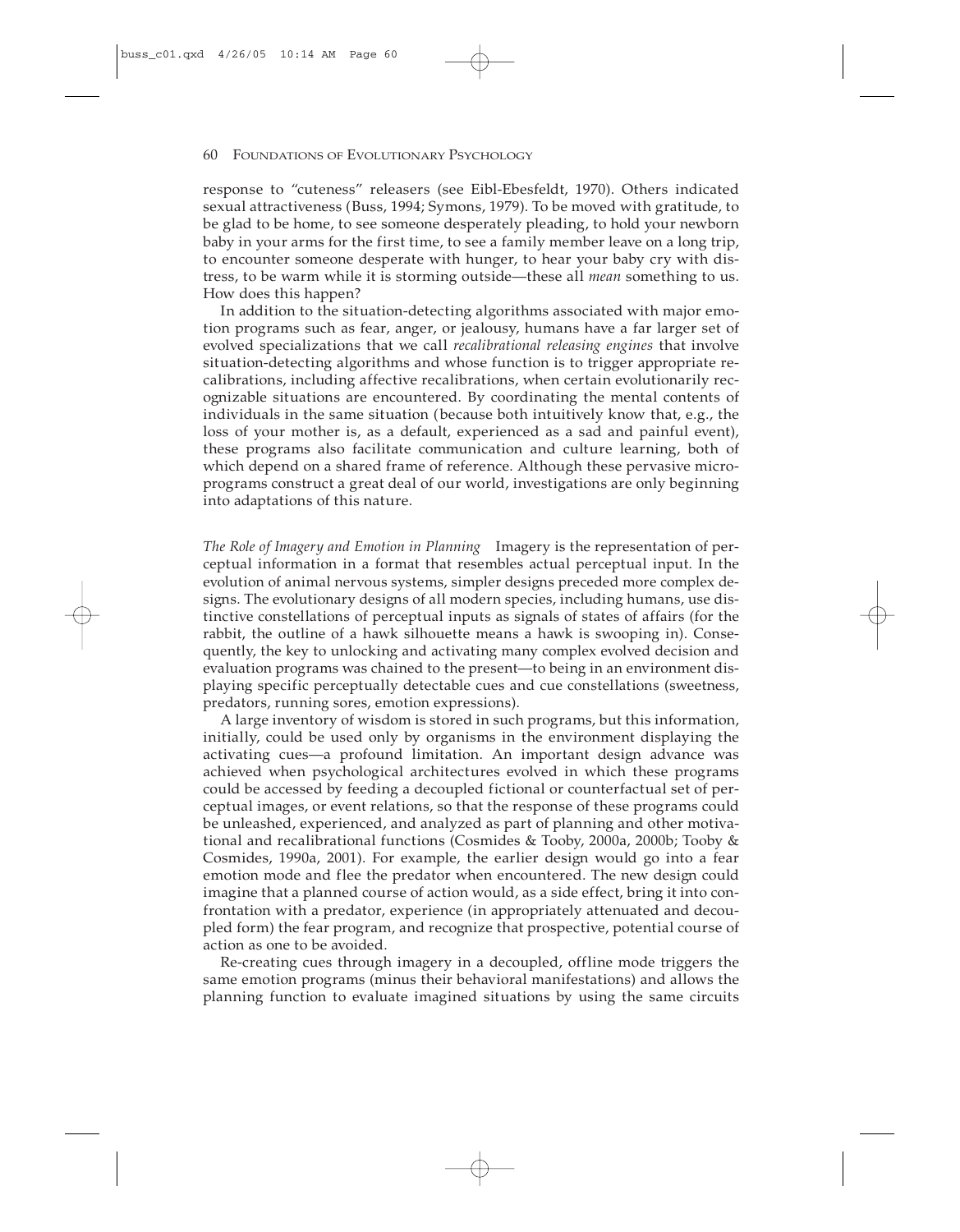response to "cuteness" releasers (see Eibl-Ebesfeldt, 1970). Others indicated sexual attractiveness (Buss, 1994; Symons, 1979). To be moved with gratitude, to be glad to be home, to see someone desperately pleading, to hold your newborn baby in your arms for the first time, to see a family member leave on a long trip, to encounter someone desperate with hunger, to hear your baby cry with distress, to be warm while it is storming outside—these all *mean* something to us. How does this happen?

In addition to the situation-detecting algorithms associated with major emotion programs such as fear, anger, or jealousy, humans have a far larger set of evolved specializations that we call *recalibrational releasing engines* that involve situation-detecting algorithms and whose function is to trigger appropriate recalibrations, including affective recalibrations, when certain evolutionarily recognizable situations are encountered. By coordinating the mental contents of individuals in the same situation (because both intuitively know that, e.g., the loss of your mother is, as a default, experienced as a sad and painful event), these programs also facilitate communication and culture learning, both of which depend on a shared frame of reference. Although these pervasive microprograms construct a great deal of our world, investigations are only beginning into adaptations of this nature.

*The Role of Imagery and Emotion in Planning* Imagery is the representation of perceptual information in a format that resembles actual perceptual input. In the evolution of animal nervous systems, simpler designs preceded more complex designs. The evolutionary designs of all modern species, including humans, use distinctive constellations of perceptual inputs as signals of states of affairs (for the rabbit, the outline of a hawk silhouette means a hawk is swooping in). Consequently, the key to unlocking and activating many complex evolved decision and evaluation programs was chained to the present—to being in an environment displaying specific perceptually detectable cues and cue constellations (sweetness, predators, running sores, emotion expressions).

A large inventory of wisdom is stored in such programs, but this information, initially, could be used only by organisms in the environment displaying the activating cues—a profound limitation. An important design advance was achieved when psychological architectures evolved in which these programs could be accessed by feeding a decoupled fictional or counterfactual set of perceptual images, or event relations, so that the response of these programs could be unleashed, experienced, and analyzed as part of planning and other motivational and recalibrational functions (Cosmides & Tooby, 2000a, 2000b; Tooby & Cosmides, 1990a, 2001). For example, the earlier design would go into a fear emotion mode and flee the predator when encountered. The new design could imagine that a planned course of action would, as a side effect, bring it into confrontation with a predator, experience (in appropriately attenuated and decoupled form) the fear program, and recognize that prospective, potential course of action as one to be avoided.

Re-creating cues through imagery in a decoupled, offline mode triggers the same emotion programs (minus their behavioral manifestations) and allows the planning function to evaluate imagined situations by using the same circuits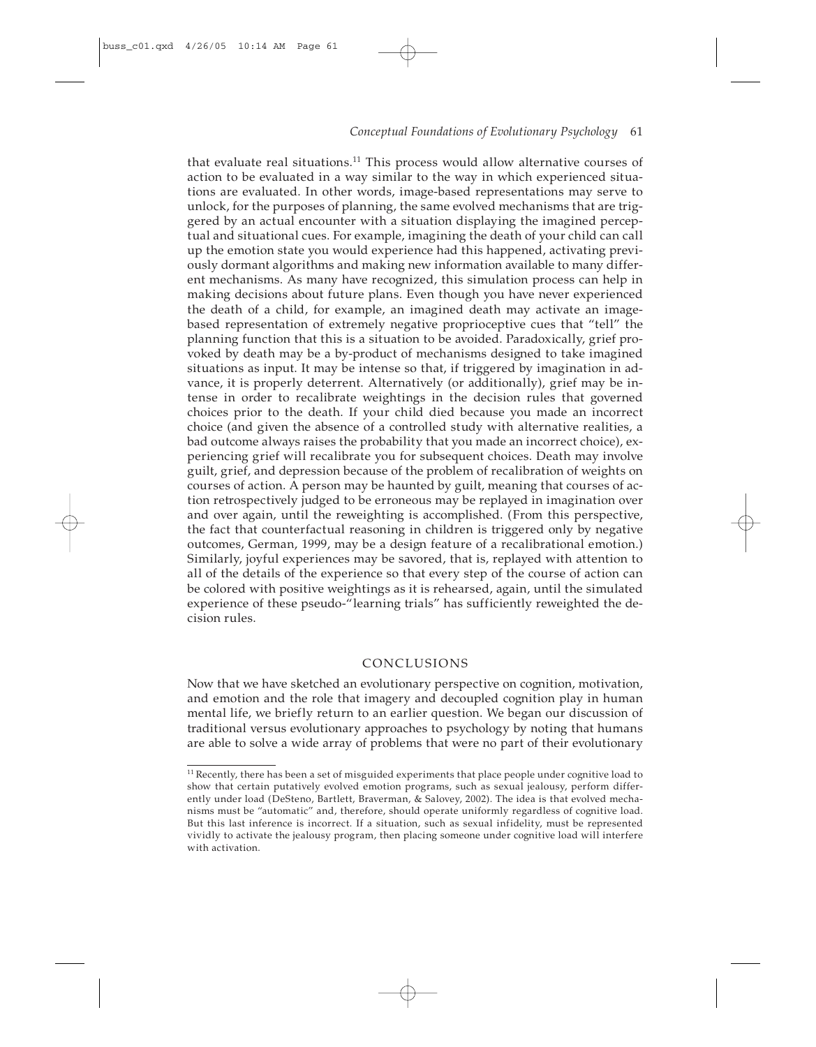that evaluate real situations.[11] This process would allow alternative courses of action to be evaluated in a way similar to the way in which experienced situations are evaluated. In other words, image-based representations may serve to unlock, for the purposes of planning, the same evolved mechanisms that are triggered by an actual encounter with a situation displaying the imagined perceptual and situational cues. For example, imagining the death of your child can call up the emotion state you would experience had this happened, activating previously dormant algorithms and making new information available to many different mechanisms. As many have recognized, this simulation process can help in making decisions about future plans. Even though you have never experienced the death of a child, for example, an imagined death may activate an image-based representation of extremely negative proprioceptive cues that "tell" the planning function that this is a situation to be avoided. Paradoxically, grief provoked by death may be a by-product of mechanisms designed to take imagined situations as input. It may be intense so that, if triggered by imagination in advance, it is properly deterrent. Alternatively (or additionally), grief may be intense in order to recalibrate weightings in the decision rules that governed choices prior to the death. If your child died because you made an incorrect choice (and given the absence of a controlled study with alternative realities, a bad outcome always raises the probability that you made an incorrect choice), experiencing grief will recalibrate you for subsequent choices. Death may involve guilt, grief, and depression because of the problem of recalibration of weights on courses of action. A person may be haunted by guilt, meaning that courses of action retrospectively judged to be erroneous may be replayed in imagination over and over again, until the reweighting is accomplished. (From this perspective, the fact that counterfactual reasoning in children is triggered only by negative outcomes, German, 1999, may be a design feature of a recalibrational emotion.) Similarly, joyful experiences may be savored, that is, replayed with attention to all of the details of the experience so that every step of the course of action can be colored with positive weightings as it is rehearsed, again, until the simulated experience of these pseudo-"learning trials" has sufficiently reweighted the decision rules.

## CONCLUSIONS

Now that we have sketched an evolutionary perspective on cognition, motivation, and emotion and the role that imagery and decoupled cognition play in human mental life, we briefly return to an earlier question. We began our discussion of traditional versus evolutionary approaches to psychology by noting that humans are able to solve a wide array of problems that were no part of their evolutionary

---

[11] Recently, there has been a set of misguided experiments that place people under cognitive load to show that certain putatively evolved emotion programs, such as sexual jealousy, perform differently under load (DeSteno, Bartlett, Braverman, & Salovey, 2002). The idea is that evolved mechanisms must be "automatic" and, therefore, should operate uniformly regardless of cognitive load. But this last inference is incorrect. If a situation, such as sexual infidelity, must be represented vividly to activate the jealousy program, then placing someone under cognitive load will interfere with activation.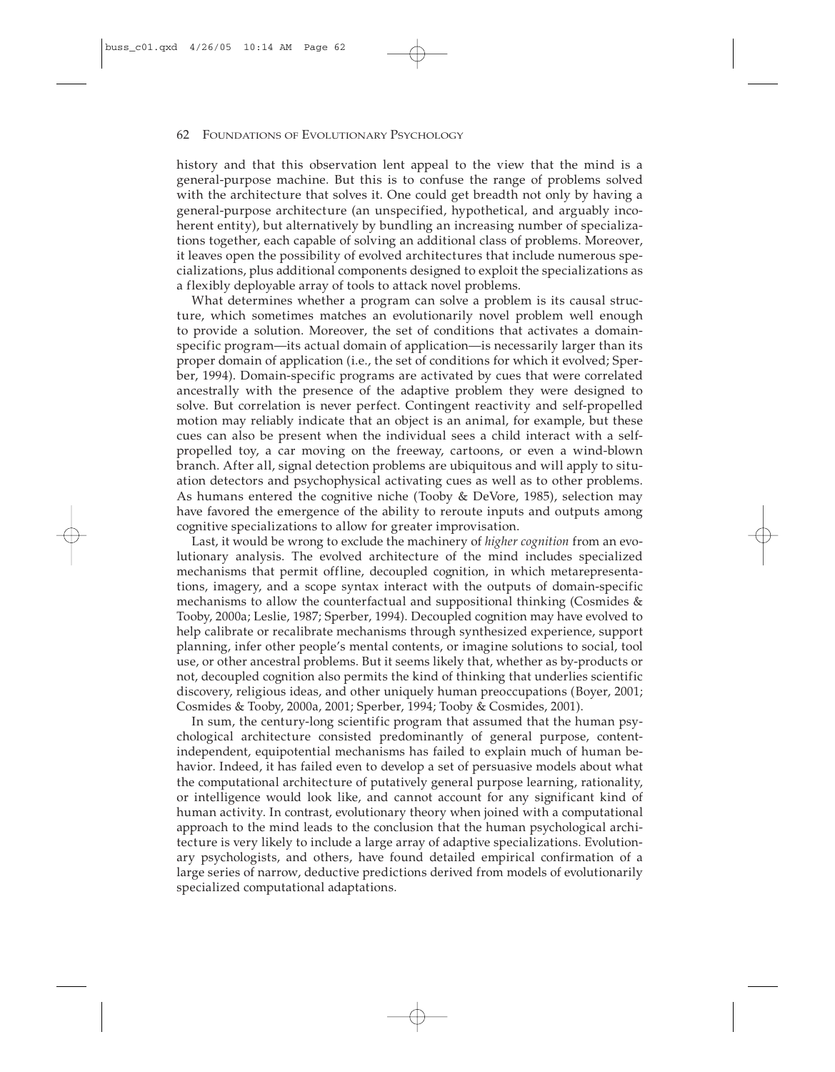history and that this observation lent appeal to the view that the mind is a general-purpose machine. But this is to confuse the range of problems solved with the architecture that solves it. One could get breadth not only by having a general-purpose architecture (an unspecified, hypothetical, and arguably incoherent entity), but alternatively by bundling an increasing number of specializations together, each capable of solving an additional class of problems. Moreover, it leaves open the possibility of evolved architectures that include numerous specializations, plus additional components designed to exploit the specializations as a flexibly deployable array of tools to attack novel problems.

What determines whether a program can solve a problem is its causal structure, which sometimes matches an evolutionarily novel problem well enough to provide a solution. Moreover, the set of conditions that activates a domain-specific program—its actual domain of application—is necessarily larger than its proper domain of application (i.e., the set of conditions for which it evolved; Sperber, 1994). Domain-specific programs are activated by cues that were correlated ancestrally with the presence of the adaptive problem they were designed to solve. But correlation is never perfect. Contingent reactivity and self-propelled motion may reliably indicate that an object is an animal, for example, but these cues can also be present when the individual sees a child interact with a self-propelled toy, a car moving on the freeway, cartoons, or even a wind-blown branch. After all, signal detection problems are ubiquitous and will apply to situation detectors and psychophysical activating cues as well as to other problems. As humans entered the cognitive niche (Tooby & DeVore, 1985), selection may have favored the emergence of the ability to reroute inputs and outputs among cognitive specializations to allow for greater improvisation.

Last, it would be wrong to exclude the machinery of *higher cognition* from an evolutionary analysis. The evolved architecture of the mind includes specialized mechanisms that permit offline, decoupled cognition, in which metarepresentations, imagery, and a scope syntax interact with the outputs of domain-specific mechanisms to allow the counterfactual and suppositional thinking (Cosmides & Tooby, 2000a; Leslie, 1987; Sperber, 1994). Decoupled cognition may have evolved to help calibrate or recalibrate mechanisms through synthesized experience, support planning, infer other people's mental contents, or imagine solutions to social, tool use, or other ancestral problems. But it seems likely that, whether as by-products or not, decoupled cognition also permits the kind of thinking that underlies scientific discovery, religious ideas, and other uniquely human preoccupations (Boyer, 2001; Cosmides & Tooby, 2000a, 2001; Sperber, 1994; Tooby & Cosmides, 2001).

In sum, the century-long scientific program that assumed that the human psychological architecture consisted predominantly of general purpose, content-independent, equipotential mechanisms has failed to explain much of human behavior. Indeed, it has failed even to develop a set of persuasive models about what the computational architecture of putatively general purpose learning, rationality, or intelligence would look like, and cannot account for any significant kind of human activity. In contrast, evolutionary theory when joined with a computational approach to the mind leads to the conclusion that the human psychological architecture is very likely to include a large array of adaptive specializations. Evolutionary psychologists, and others, have found detailed empirical confirmation of a large series of narrow, deductive predictions derived from models of evolutionarily specialized computational adaptations.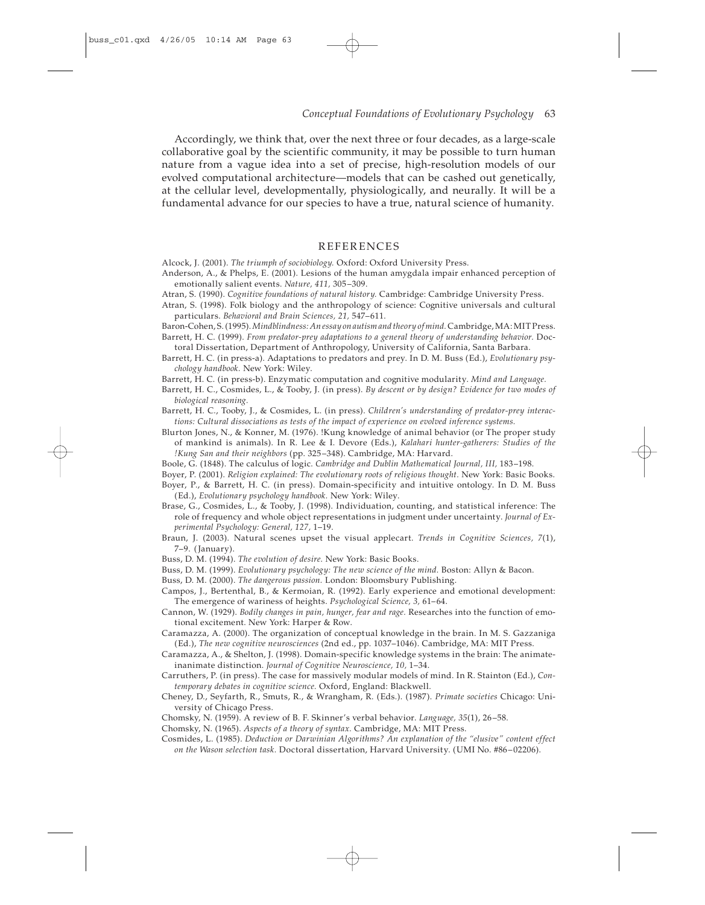Accordingly, we think that, over the next three or four decades, as a large-scale collaborative goal by the scientific community, it may be possible to turn human nature from a vague idea into a set of precise, high-resolution models of our evolved computational architecture—models that can be cashed out genetically, at the cellular level, developmentally, physiologically, and neurally. It will be a fundamental advance for our species to have a true, natural science of humanity.

## REFERENCES

Alcock, J. (2001). *The triumph of sociobiology.* Oxford: Oxford University Press.

Anderson, A., & Phelps, E. (2001). Lesions of the human amygdala impair enhanced perception of emotionally salient events. *Nature, 411,* 305–309.

Atran, S. (1990). *Cognitive foundations of natural history.* Cambridge: Cambridge University Press.

Atran, S. (1998). Folk biology and the anthropology of science: Cognitive universals and cultural particulars. *Behavioral and Brain Sciences, 21,* 547–611.

Baron-Cohen, S. (1995). *Mindblindness: An essay on autism and theory of mind.* Cambridge, MA: MIT Press.

Barrett, H. C. (1999). *From predator-prey adaptations to a general theory of understanding behavior.* Doctoral Dissertation, Department of Anthropology, University of California, Santa Barbara.

Barrett, H. C. (in press-a). Adaptations to predators and prey. In D. M. Buss (Ed.), *Evolutionary psychology handbook.* New York: Wiley.

Barrett, H. C. (in press-b). Enzymatic computation and cognitive modularity. *Mind and Language.*

Barrett, H. C., Cosmides, L., & Tooby, J. (in press). *By descent or by design? Evidence for two modes of biological reasoning.*

Barrett, H. C., Tooby, J., & Cosmides, L. (in press). *Children's understanding of predator-prey interactions: Cultural dissociations as tests of the impact of experience on evolved inference systems.*

Blurton Jones, N., & Konner, M. (1976). !Kung knowledge of animal behavior (or The proper study of mankind is animals). In R. Lee & I. Devore (Eds.), *Kalahari hunter-gatherers: Studies of the !Kung San and their neighbors* (pp. 325–348). Cambridge, MA: Harvard.

Boole, G. (1848). The calculus of logic. *Cambridge and Dublin Mathematical Journal, III,* 183–198.

Boyer, P. (2001). *Religion explained: The evolutionary roots of religious thought.* New York: Basic Books.

Boyer, P., & Barrett, H. C. (in press). Domain-specificity and intuitive ontology. In D. M. Buss (Ed.), *Evolutionary psychology handbook.* New York: Wiley.

Brase, G., Cosmides, L., & Tooby, J. (1998). Individuation, counting, and statistical inference: The role of frequency and whole object representations in judgment under uncertainty. *Journal of Experimental Psychology: General, 127,* 1–19.

Braun, J. (2003). Natural scenes upset the visual applecart. *Trends in Cognitive Sciences, 7*(1), 7–9. (January).

Buss, D. M. (1994). *The evolution of desire.* New York: Basic Books.

Buss, D. M. (1999). *Evolutionary psychology: The new science of the mind.* Boston: Allyn & Bacon.

Buss, D. M. (2000). *The dangerous passion.* London: Bloomsbury Publishing.

Campos, J., Bertenthal, B., & Kermoian, R. (1992). Early experience and emotional development: The emergence of wariness of heights. *Psychological Science, 3,* 61–64.

Cannon, W. (1929). *Bodily changes in pain, hunger, fear and rage.* Researches into the function of emotional excitement. New York: Harper & Row.

Caramazza, A. (2000). The organization of conceptual knowledge in the brain. In M. S. Gazzaniga (Ed.), *The new cognitive neurosciences* (2nd ed., pp. 1037–1046). Cambridge, MA: MIT Press.

Caramazza, A., & Shelton, J. (1998). Domain-specific knowledge systems in the brain: The animate-inanimate distinction. *Journal of Cognitive Neuroscience, 10,* 1–34.

Carruthers, P. (in press). The case for massively modular models of mind. In R. Stainton (Ed.), *Contemporary debates in cognitive science.* Oxford, England: Blackwell.

Cheney, D., Seyfarth, R., Smuts, R., & Wrangham, R. (Eds.). (1987). *Primate societies* Chicago: University of Chicago Press.

Chomsky, N. (1959). A review of B. F. Skinner's verbal behavior. *Language, 35*(1), 26–58.

Chomsky, N. (1965). *Aspects of a theory of syntax.* Cambridge, MA: MIT Press.

Cosmides, L. (1985). *Deduction or Darwinian Algorithms? An explanation of the "elusive" content effect on the Wason selection task.* Doctoral dissertation, Harvard University. (UMI No. #86–02206).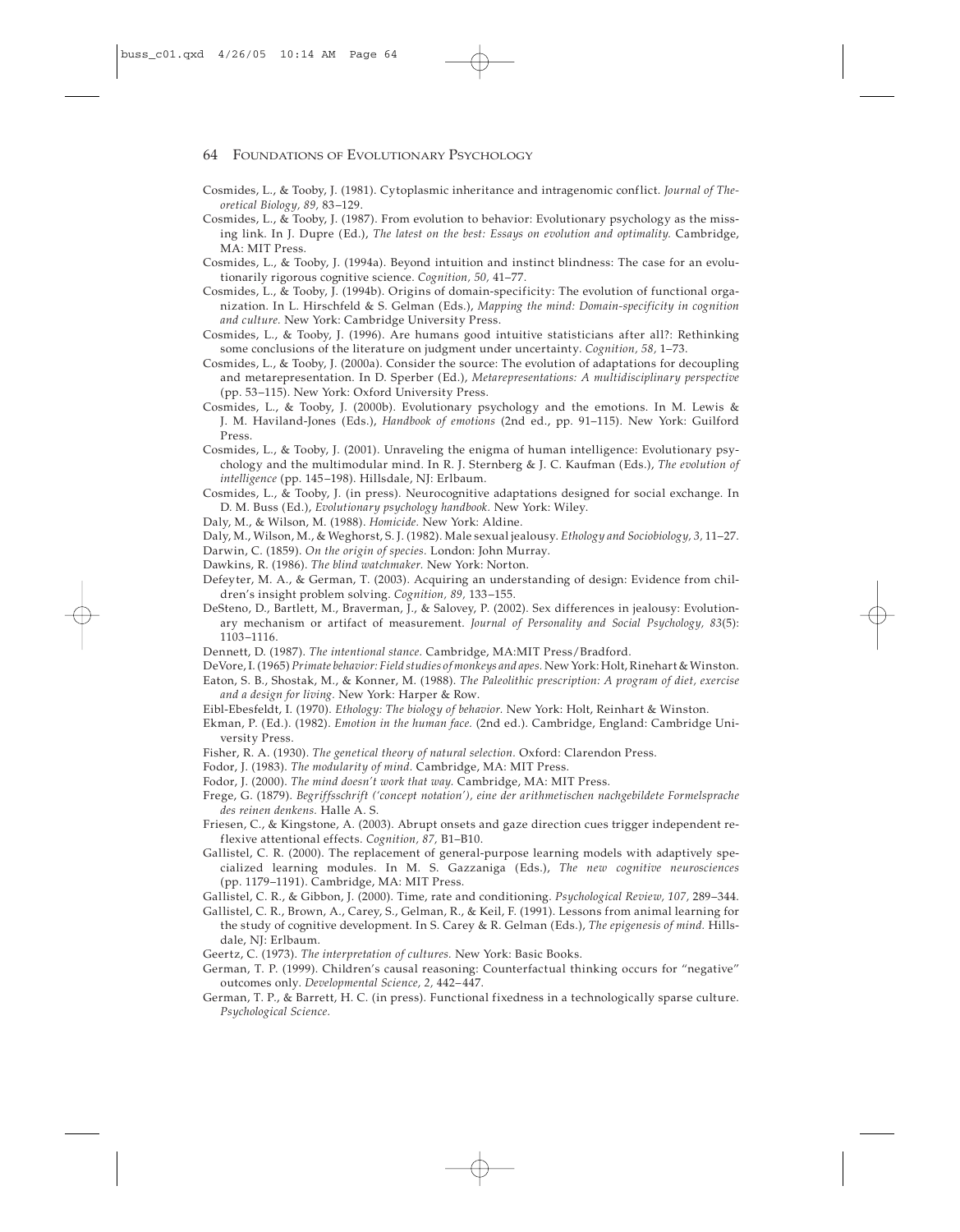Cosmides, L., & Tooby, J. (1981). Cytoplasmic inheritance and intragenomic conflict. *Journal of Theoretical Biology, 89,* 83–129.

Cosmides, L., & Tooby, J. (1987). From evolution to behavior: Evolutionary psychology as the missing link. In J. Dupre (Ed.), *The latest on the best: Essays on evolution and optimality.* Cambridge, MA: MIT Press.

Cosmides, L., & Tooby, J. (1994a). Beyond intuition and instinct blindness: The case for an evolutionarily rigorous cognitive science. *Cognition, 50,* 41–77.

Cosmides, L., & Tooby, J. (1994b). Origins of domain-specificity: The evolution of functional organization. In L. Hirschfeld & S. Gelman (Eds.), *Mapping the mind: Domain-specificity in cognition and culture.* New York: Cambridge University Press.

Cosmides, L., & Tooby, J. (1996). Are humans good intuitive statisticians after all?: Rethinking some conclusions of the literature on judgment under uncertainty. *Cognition, 58,* 1–73.

Cosmides, L., & Tooby, J. (2000a). Consider the source: The evolution of adaptations for decoupling and metarepresentation. In D. Sperber (Ed.), *Metarepresentations: A multidisciplinary perspective* (pp. 53–115). New York: Oxford University Press.

Cosmides, L., & Tooby, J. (2000b). Evolutionary psychology and the emotions. In M. Lewis & J. M. Haviland-Jones (Eds.), *Handbook of emotions* (2nd ed., pp. 91–115). New York: Guilford Press.

Cosmides, L., & Tooby, J. (2001). Unraveling the enigma of human intelligence: Evolutionary psychology and the multimodular mind. In R. J. Sternberg & J. C. Kaufman (Eds.), *The evolution of intelligence* (pp. 145–198). Hillsdale, NJ: Erlbaum.

Cosmides, L., & Tooby, J. (in press). Neurocognitive adaptations designed for social exchange. In D. M. Buss (Ed.), *Evolutionary psychology handbook.* New York: Wiley.

Daly, M., & Wilson, M. (1988). *Homicide.* New York: Aldine.

Daly, M., Wilson, M., & Weghorst, S. J. (1982). Male sexual jealousy. *Ethology and Sociobiology, 3,* 11–27.

Darwin, C. (1859). *On the origin of species.* London: John Murray.

Dawkins, R. (1986). *The blind watchmaker.* New York: Norton.

Defeyter, M. A., & German, T. (2003). Acquiring an understanding of design: Evidence from children's insight problem solving. *Cognition, 89,* 133–155.

DeSteno, D., Bartlett, M., Braverman, J., & Salovey, P. (2002). Sex differences in jealousy: Evolutionary mechanism or artifact of measurement. *Journal of Personality and Social Psychology, 83*(5): 1103–1116.

Dennett, D. (1987). *The intentional stance.* Cambridge, MA:MIT Press/Bradford.

DeVore, I. (1965) *Primate behavior: Field studies of monkeys and apes.* New York: Holt, Rinehart & Winston.

Eaton, S. B., Shostak, M., & Konner, M. (1988). *The Paleolithic prescription: A program of diet, exercise and a design for living.* New York: Harper & Row.

Eibl-Ebesfeldt, I. (1970). *Ethology: The biology of behavior.* New York: Holt, Reinhart & Winston.

Ekman, P. (Ed.). (1982). *Emotion in the human face.* (2nd ed.). Cambridge, England: Cambridge University Press.

Fisher, R. A. (1930). *The genetical theory of natural selection.* Oxford: Clarendon Press.

Fodor, J. (1983). *The modularity of mind.* Cambridge, MA: MIT Press.

Fodor, J. (2000). *The mind doesn't work that way.* Cambridge, MA: MIT Press.

Frege, G. (1879). *Begriffsschrift ('concept notation'), eine der arithmetischen nachgebildete Formelsprache des reinen denkens.* Halle A. S.

Friesen, C., & Kingstone, A. (2003). Abrupt onsets and gaze direction cues trigger independent reflexive attentional effects. *Cognition, 87,* B1–B10.

Gallistel, C. R. (2000). The replacement of general-purpose learning models with adaptively specialized learning modules. In M. S. Gazzaniga (Eds.), *The new cognitive neurosciences* (pp. 1179–1191). Cambridge, MA: MIT Press.

Gallistel, C. R., & Gibbon, J. (2000). Time, rate and conditioning. *Psychological Review, 107,* 289–344.

Gallistel, C. R., Brown, A., Carey, S., Gelman, R., & Keil, F. (1991). Lessons from animal learning for the study of cognitive development. In S. Carey & R. Gelman (Eds.), *The epigenesis of mind.* Hillsdale, NJ: Erlbaum.

Geertz, C. (1973). *The interpretation of cultures.* New York: Basic Books.

German, T. P. (1999). Children's causal reasoning: Counterfactual thinking occurs for "negative" outcomes only. *Developmental Science, 2,* 442–447.

German, T. P., & Barrett, H. C. (in press). Functional fixedness in a technologically sparse culture. *Psychological Science.*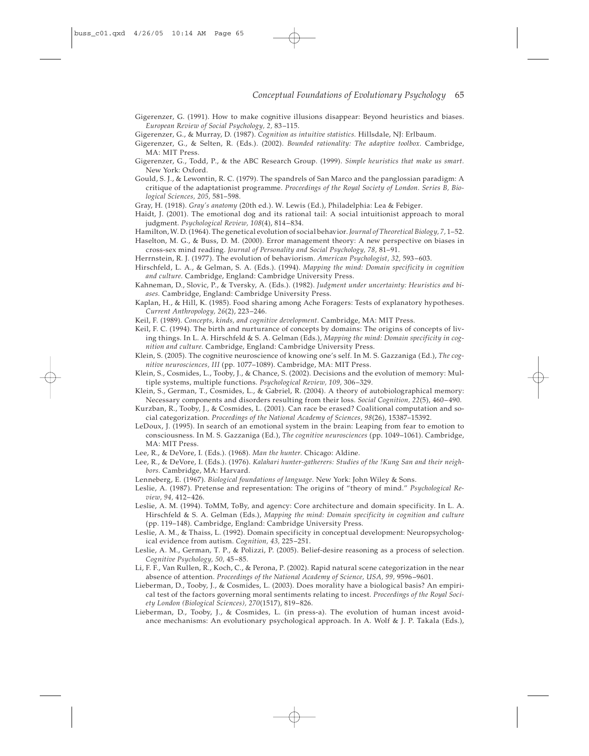Gigerenzer, G. (1991). How to make cognitive illusions disappear: Beyond heuristics and biases. *European Review of Social Psychology, 2,* 83–115.

Gigerenzer, G., & Murray, D. (1987). *Cognition as intuitive statistics.* Hillsdale, NJ: Erlbaum.

Gigerenzer, G., & Selten, R. (Eds.). (2002). *Bounded rationality: The adaptive toolbox.* Cambridge, MA: MIT Press.

Gigerenzer, G., Todd, P., & the ABC Research Group. (1999). *Simple heuristics that make us smart.* New York: Oxford.

Gould, S. J., & Lewontin, R. C. (1979). The spandrels of San Marco and the panglossian paradigm: A critique of the adaptationist programme. *Proceedings of the Royal Society of London. Series B, Biological Sciences, 205,* 581–598.

Gray, H. (1918). *Gray's anatomy* (20th ed.). W. Lewis (Ed.), Philadelphia: Lea & Febiger.

Haidt, J. (2001). The emotional dog and its rational tail: A social intuitionist approach to moral judgment. *Psychological Review, 108*(4), 814–834.

Hamilton, W. D. (1964). The genetical evolution of social behavior. *Journal of Theoretical Biology, 7,* 1–52.

Haselton, M. G., & Buss, D. M. (2000). Error management theory: A new perspective on biases in cross-sex mind reading. *Journal of Personality and Social Psychology, 78,* 81–91.

Herrnstein, R. J. (1977). The evolution of behaviorism. *American Psychologist, 32,* 593–603.

Hirschfeld, L. A., & Gelman, S. A. (Eds.). (1994). *Mapping the mind: Domain specificity in cognition and culture.* Cambridge, England: Cambridge University Press.

Kahneman, D., Slovic, P., & Tversky, A. (Eds.). (1982). *Judgment under uncertainty: Heuristics and biases.* Cambridge, England: Cambridge University Press.

Kaplan, H., & Hill, K. (1985). Food sharing among Ache Foragers: Tests of explanatory hypotheses. *Current Anthropology, 26*(2), 223–246.

Keil, F. (1989). *Concepts, kinds, and cognitive development.* Cambridge, MA: MIT Press.

Keil, F. C. (1994). The birth and nurturance of concepts by domains: The origins of concepts of living things. In L. A. Hirschfeld & S. A. Gelman (Eds.), *Mapping the mind: Domain specificity in cognition and culture.* Cambridge, England: Cambridge University Press.

Klein, S. (2005). The cognitive neuroscience of knowing one's self. In M. S. Gazzaniga (Ed.), *The cognitive neurosciences, III* (pp. 1077–1089). Cambridge, MA: MIT Press.

Klein, S., Cosmides, L., Tooby, J., & Chance, S. (2002). Decisions and the evolution of memory: Multiple systems, multiple functions. *Psychological Review, 109,* 306–329.

Klein, S., German, T., Cosmides, L., & Gabriel, R. (2004). A theory of autobiographical memory: Necessary components and disorders resulting from their loss. *Social Cognition, 22*(5), 460–490.

Kurzban, R., Tooby, J., & Cosmides, L. (2001). Can race be erased? Coalitional computation and social categorization. *Proceedings of the National Academy of Sciences, 98*(26), 15387–15392.

LeDoux, J. (1995). In search of an emotional system in the brain: Leaping from fear to emotion to consciousness. In M. S. Gazzaniga (Ed.), *The cognitive neurosciences* (pp. 1049–1061). Cambridge, MA: MIT Press.

Lee, R., & DeVore, I. (Eds.). (1968). *Man the hunter.* Chicago: Aldine.

Lee, R., & DeVore, I. (Eds.). (1976). *Kalahari hunter-gatherers: Studies of the !Kung San and their neighbors.* Cambridge, MA: Harvard.

Lenneberg, E. (1967). *Biological foundations of language.* New York: John Wiley & Sons.

Leslie, A. (1987). Pretense and representation: The origins of "theory of mind." *Psychological Review, 94,* 412–426.

Leslie, A. M. (1994). ToMM, ToBy, and agency: Core architecture and domain specificity. In L. A. Hirschfeld & S. A. Gelman (Eds.), *Mapping the mind: Domain specificity in cognition and culture* (pp. 119–148). Cambridge, England: Cambridge University Press.

Leslie, A. M., & Thaiss, L. (1992). Domain specificity in conceptual development: Neuropsychological evidence from autism. *Cognition, 43,* 225–251.

Leslie, A. M., German, T. P., & Polizzi, P. (2005). Belief-desire reasoning as a process of selection. *Cognitive Psychology, 50,* 45–85.

Li, F. F., Van Rullen, R., Koch, C., & Perona, P. (2002). Rapid natural scene categorization in the near absence of attention. *Proceedings of the National Academy of Science, USA, 99,* 9596–9601.

Lieberman, D., Tooby, J., & Cosmides, L. (2003). Does morality have a biological basis? An empirical test of the factors governing moral sentiments relating to incest. *Proceedings of the Royal Society London (Biological Sciences), 270*(1517), 819–826.

Lieberman, D., Tooby, J., & Cosmides, L. (in press-a). The evolution of human incest avoidance mechanisms: An evolutionary psychological approach. In A. Wolf & J. P. Takala (Eds.),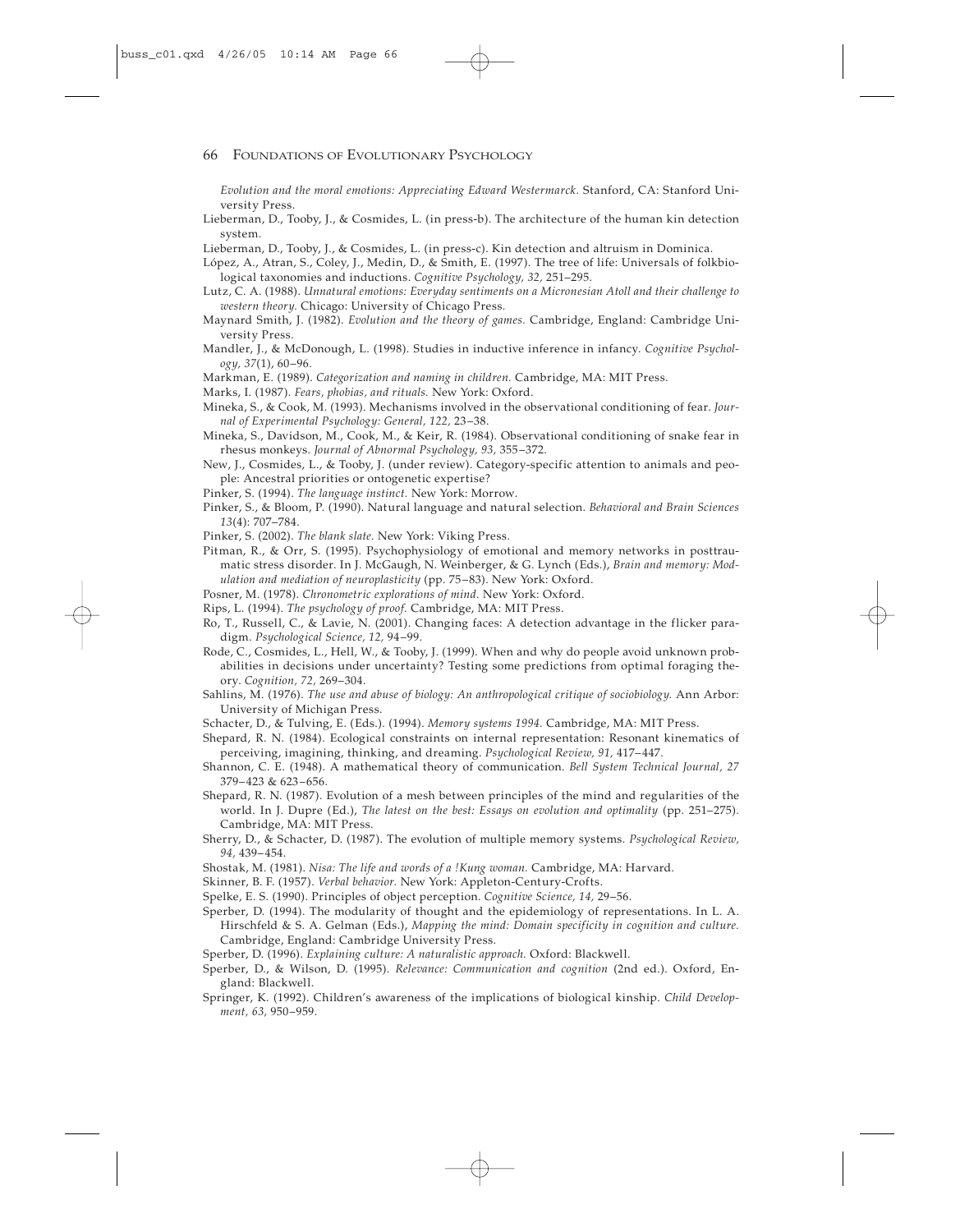*Evolution and the moral emotions: Appreciating Edward Westermarck.* Stanford, CA: Stanford University Press.

Lieberman, D., Tooby, J., & Cosmides, L. (in press-b). The architecture of the human kin detection system.

Lieberman, D., Tooby, J., & Cosmides, L. (in press-c). Kin detection and altruism in Dominica.

López, A., Atran, S., Coley, J., Medin, D., & Smith, E. (1997). The tree of life: Universals of folkbiological taxonomies and inductions. *Cognitive Psychology, 32,* 251–295.

Lutz, C. A. (1988). *Unnatural emotions: Everyday sentiments on a Micronesian Atoll and their challenge to western theory.* Chicago: University of Chicago Press.

Maynard Smith, J. (1982). *Evolution and the theory of games.* Cambridge, England: Cambridge University Press.

Mandler, J., & McDonough, L. (1998). Studies in inductive inference in infancy. *Cognitive Psychology, 37*(1), 60–96.

Markman, E. (1989). *Categorization and naming in children.* Cambridge, MA: MIT Press.

Marks, I. (1987). *Fears, phobias, and rituals.* New York: Oxford.

Mineka, S., & Cook, M. (1993). Mechanisms involved in the observational conditioning of fear. *Journal of Experimental Psychology: General, 122,* 23–38.

Mineka, S., Davidson, M., Cook, M., & Keir, R. (1984). Observational conditioning of snake fear in rhesus monkeys. *Journal of Abnormal Psychology, 93,* 355–372.

New, J., Cosmides, L., & Tooby, J. (under review). Category-specific attention to animals and people: Ancestral priorities or ontogenetic expertise?

Pinker, S. (1994). *The language instinct.* New York: Morrow.

Pinker, S., & Bloom, P. (1990). Natural language and natural selection. *Behavioral and Brain Sciences 13*(4): 707–784.

Pinker, S. (2002). *The blank slate.* New York: Viking Press.

Pitman, R., & Orr, S. (1995). Psychophysiology of emotional and memory networks in posttraumatic stress disorder. In J. McGaugh, N. Weinberger, & G. Lynch (Eds.), *Brain and memory: Modulation and mediation of neuroplasticity* (pp. 75–83). New York: Oxford.

Posner, M. (1978). *Chronometric explorations of mind.* New York: Oxford.

Rips, L. (1994). *The psychology of proof.* Cambridge, MA: MIT Press.

Ro, T., Russell, C., & Lavie, N. (2001). Changing faces: A detection advantage in the flicker paradigm. *Psychological Science, 12,* 94–99.

Rode, C., Cosmides, L., Hell, W., & Tooby, J. (1999). When and why do people avoid unknown probabilities in decisions under uncertainty? Testing some predictions from optimal foraging theory. *Cognition, 72,* 269–304.

Sahlins, M. (1976). *The use and abuse of biology: An anthropological critique of sociobiology.* Ann Arbor: University of Michigan Press.

Schacter, D., & Tulving, E. (Eds.). (1994). *Memory systems 1994.* Cambridge, MA: MIT Press.

Shepard, R. N. (1984). Ecological constraints on internal representation: Resonant kinematics of perceiving, imagining, thinking, and dreaming. *Psychological Review, 91,* 417–447.

Shannon, C. E. (1948). A mathematical theory of communication. *Bell System Technical Journal, 27* 379–423 & 623–656.

Shepard, R. N. (1987). Evolution of a mesh between principles of the mind and regularities of the world. In J. Dupre (Ed.), *The latest on the best: Essays on evolution and optimality* (pp. 251–275). Cambridge, MA: MIT Press.

Sherry, D., & Schacter, D. (1987). The evolution of multiple memory systems. *Psychological Review, 94,* 439–454.

Shostak, M. (1981). *Nisa: The life and words of a !Kung woman.* Cambridge, MA: Harvard.

Skinner, B. F. (1957). *Verbal behavior.* New York: Appleton-Century-Crofts.

Spelke, E. S. (1990). Principles of object perception. *Cognitive Science, 14,* 29–56.

Sperber, D. (1994). The modularity of thought and the epidemiology of representations. In L. A. Hirschfeld & S. A. Gelman (Eds.), *Mapping the mind: Domain specificity in cognition and culture.* Cambridge, England: Cambridge University Press.

Sperber, D. (1996). *Explaining culture: A naturalistic approach.* Oxford: Blackwell.

Sperber, D., & Wilson, D. (1995). *Relevance: Communication and cognition* (2nd ed.). Oxford, England: Blackwell.

Springer, K. (1992). Children's awareness of the implications of biological kinship. *Child Development, 63,* 950–959.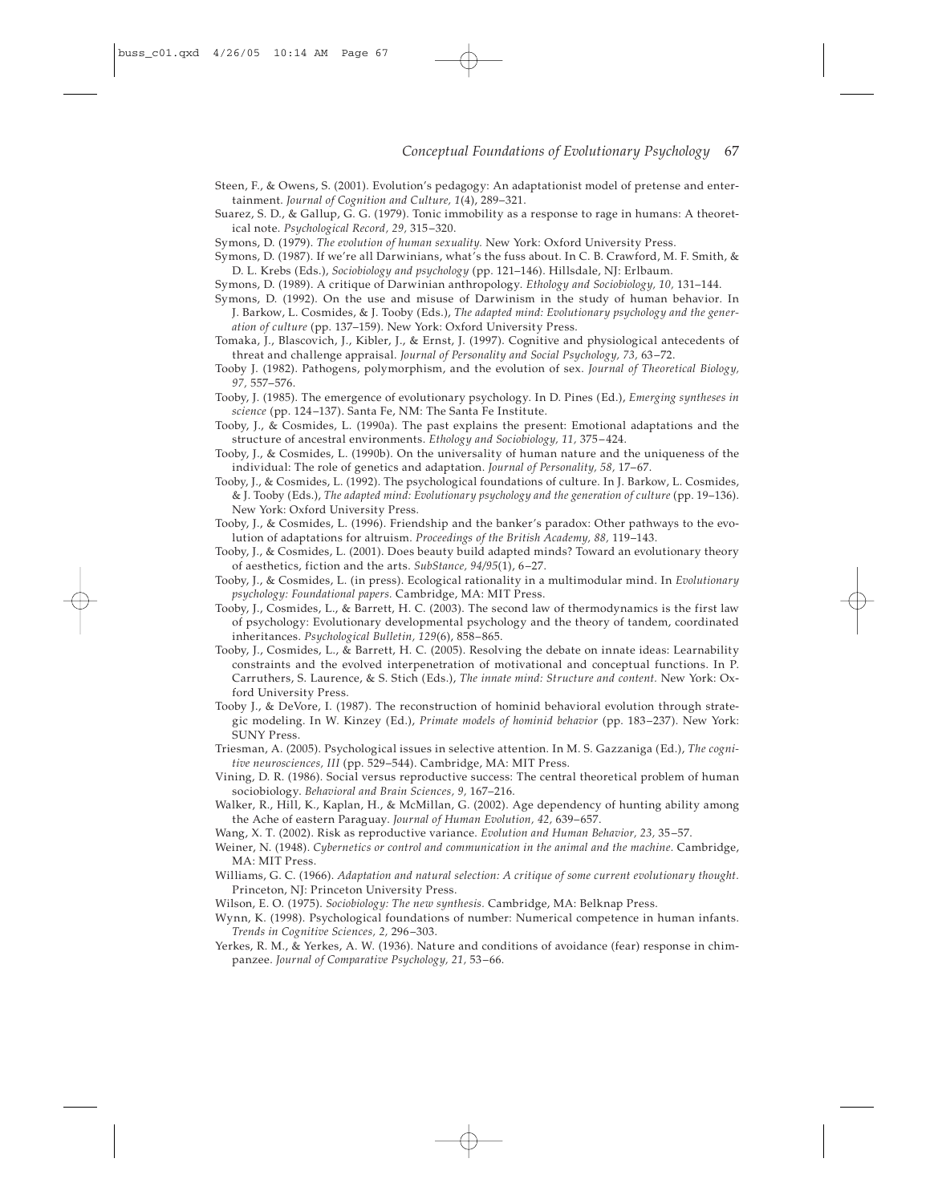Steen, F., & Owens, S. (2001). Evolution's pedagogy: An adaptationist model of pretense and entertainment. *Journal of Cognition and Culture, 1*(4), 289–321.

Suarez, S. D., & Gallup, G. G. (1979). Tonic immobility as a response to rage in humans: A theoretical note. *Psychological Record, 29,* 315–320.

Symons, D. (1979). *The evolution of human sexuality.* New York: Oxford University Press.

Symons, D. (1987). If we're all Darwinians, what's the fuss about. In C. B. Crawford, M. F. Smith, & D. L. Krebs (Eds.), *Sociobiology and psychology* (pp. 121–146). Hillsdale, NJ: Erlbaum.

Symons, D. (1989). A critique of Darwinian anthropology. *Ethology and Sociobiology, 10,* 131–144.

Symons, D. (1992). On the use and misuse of Darwinism in the study of human behavior. In J. Barkow, L. Cosmides, & J. Tooby (Eds.), *The adapted mind: Evolutionary psychology and the generation of culture* (pp. 137–159). New York: Oxford University Press.

Tomaka, J., Blascovich, J., Kibler, J., & Ernst, J. (1997). Cognitive and physiological antecedents of threat and challenge appraisal. *Journal of Personality and Social Psychology, 73,* 63–72.

Tooby J. (1982). Pathogens, polymorphism, and the evolution of sex. *Journal of Theoretical Biology, 97,* 557–576.

Tooby, J. (1985). The emergence of evolutionary psychology. In D. Pines (Ed.), *Emerging syntheses in science* (pp. 124–137). Santa Fe, NM: The Santa Fe Institute.

Tooby, J., & Cosmides, L. (1990a). The past explains the present: Emotional adaptations and the structure of ancestral environments. *Ethology and Sociobiology, 11,* 375–424.

Tooby, J., & Cosmides, L. (1990b). On the universality of human nature and the uniqueness of the individual: The role of genetics and adaptation. *Journal of Personality, 58,* 17–67.

Tooby, J., & Cosmides, L. (1992). The psychological foundations of culture. In J. Barkow, L. Cosmides, & J. Tooby (Eds.), *The adapted mind: Evolutionary psychology and the generation of culture* (pp. 19–136). New York: Oxford University Press.

Tooby, J., & Cosmides, L. (1996). Friendship and the banker's paradox: Other pathways to the evolution of adaptations for altruism. *Proceedings of the British Academy, 88,* 119–143.

Tooby, J., & Cosmides, L. (2001). Does beauty build adapted minds? Toward an evolutionary theory of aesthetics, fiction and the arts. *SubStance, 94/95*(1), 6–27.

Tooby, J., & Cosmides, L. (in press). Ecological rationality in a multimodular mind. In *Evolutionary psychology: Foundational papers.* Cambridge, MA: MIT Press.

Tooby, J., Cosmides, L., & Barrett, H. C. (2003). The second law of thermodynamics is the first law of psychology: Evolutionary developmental psychology and the theory of tandem, coordinated inheritances. *Psychological Bulletin, 129*(6), 858–865.

Tooby, J., Cosmides, L., & Barrett, H. C. (2005). Resolving the debate on innate ideas: Learnability constraints and the evolved interpenetration of motivational and conceptual functions. In P. Carruthers, S. Laurence, & S. Stich (Eds.), *The innate mind: Structure and content.* New York: Oxford University Press.

Tooby J., & DeVore, I. (1987). The reconstruction of hominid behavioral evolution through strategic modeling. In W. Kinzey (Ed.), *Primate models of hominid behavior* (pp. 183–237). New York: SUNY Press.

Triesman, A. (2005). Psychological issues in selective attention. In M. S. Gazzaniga (Ed.), *The cognitive neurosciences, III* (pp. 529–544). Cambridge, MA: MIT Press.

Vining, D. R. (1986). Social versus reproductive success: The central theoretical problem of human sociobiology. *Behavioral and Brain Sciences, 9,* 167–216.

Walker, R., Hill, K., Kaplan, H., & McMillan, G. (2002). Age dependency of hunting ability among the Ache of eastern Paraguay. *Journal of Human Evolution, 42,* 639–657.

Wang, X. T. (2002). Risk as reproductive variance. *Evolution and Human Behavior, 23,* 35–57.

Weiner, N. (1948). *Cybernetics or control and communication in the animal and the machine.* Cambridge, MA: MIT Press.

Williams, G. C. (1966). *Adaptation and natural selection: A critique of some current evolutionary thought.* Princeton, NJ: Princeton University Press.

Wilson, E. O. (1975). *Sociobiology: The new synthesis.* Cambridge, MA: Belknap Press.

Wynn, K. (1998). Psychological foundations of number: Numerical competence in human infants. *Trends in Cognitive Sciences, 2,* 296–303.

Yerkes, R. M., & Yerkes, A. W. (1936). Nature and conditions of avoidance (fear) response in chimpanzee. *Journal of Comparative Psychology, 21,* 53–66.